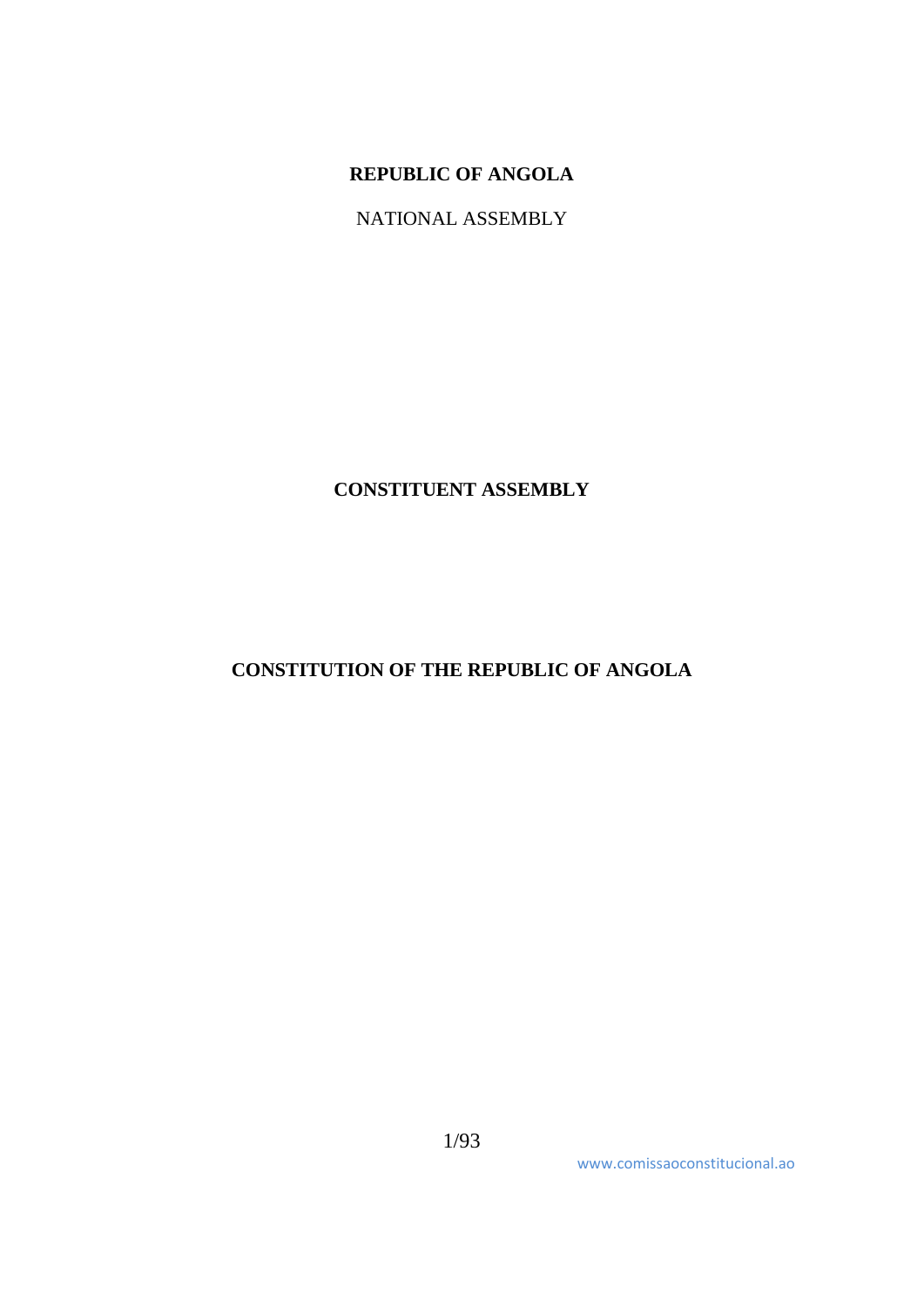**REPUBLIC OF ANGOLA**

NATIONAL ASSEMBLY

**CONSTITUENT ASSEMBLY**

# CONSTITUTION OF THE REPUBLIC OF ANGOLA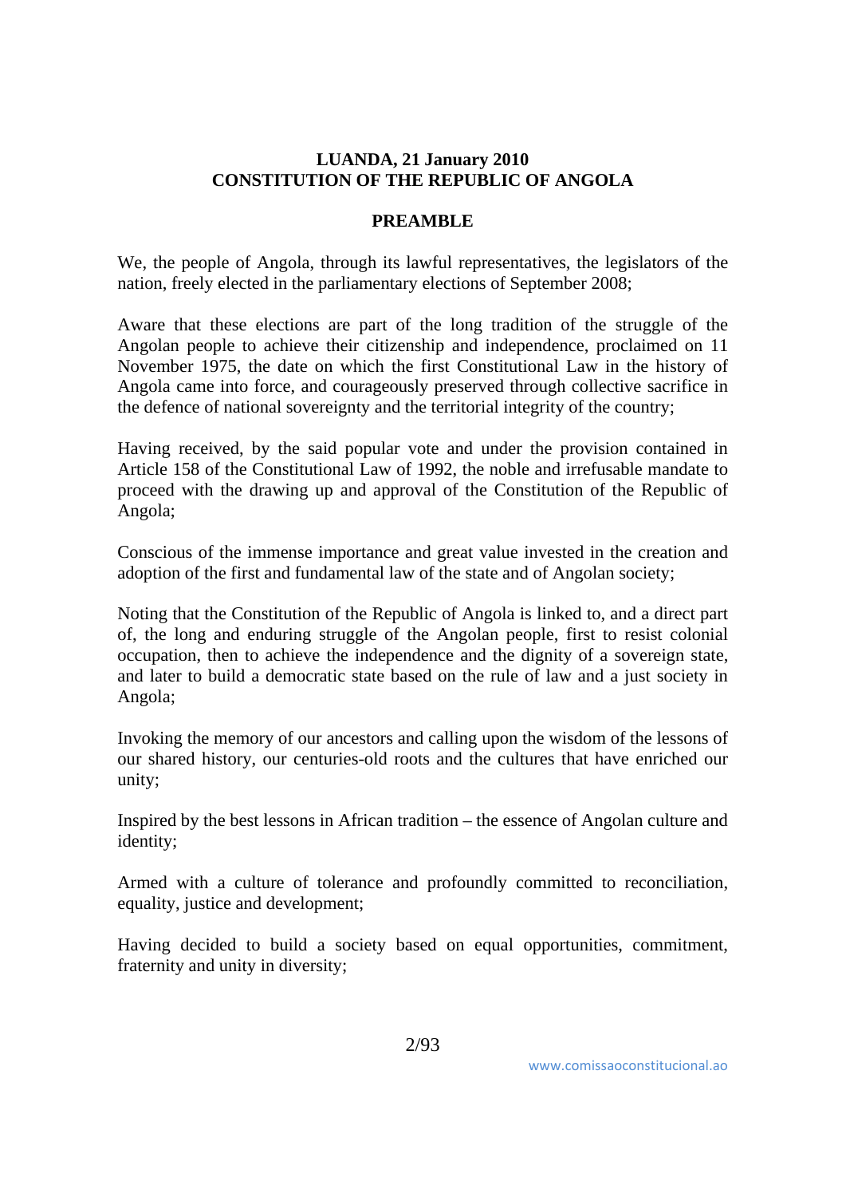**LUANDA, 21 January 2010**
**CONSTITUTION OF THE REPUBLIC OF ANGOLA**

## PREAMBLE

We, the people of Angola, through its lawful representatives, the legislators of the nation, freely elected in the parliamentary elections of September 2008;

Aware that these elections are part of the long tradition of the struggle of the Angolan people to achieve their citizenship and independence, proclaimed on 11 November 1975, the date on which the first Constitutional Law in the history of Angola came into force, and courageously preserved through collective sacrifice in the defence of national sovereignty and the territorial integrity of the country;

Having received, by the said popular vote and under the provision contained in Article 158 of the Constitutional Law of 1992, the noble and irrefusable mandate to proceed with the drawing up and approval of the Constitution of the Republic of Angola;

Conscious of the immense importance and great value invested in the creation and adoption of the first and fundamental law of the state and of Angolan society;

Noting that the Constitution of the Republic of Angola is linked to, and a direct part of, the long and enduring struggle of the Angolan people, first to resist colonial occupation, then to achieve the independence and the dignity of a sovereign state, and later to build a democratic state based on the rule of law and a just society in Angola;

Invoking the memory of our ancestors and calling upon the wisdom of the lessons of our shared history, our centuries-old roots and the cultures that have enriched our unity;

Inspired by the best lessons in African tradition – the essence of Angolan culture and identity;

Armed with a culture of tolerance and profoundly committed to reconciliation, equality, justice and development;

Having decided to build a society based on equal opportunities, commitment, fraternity and unity in diversity;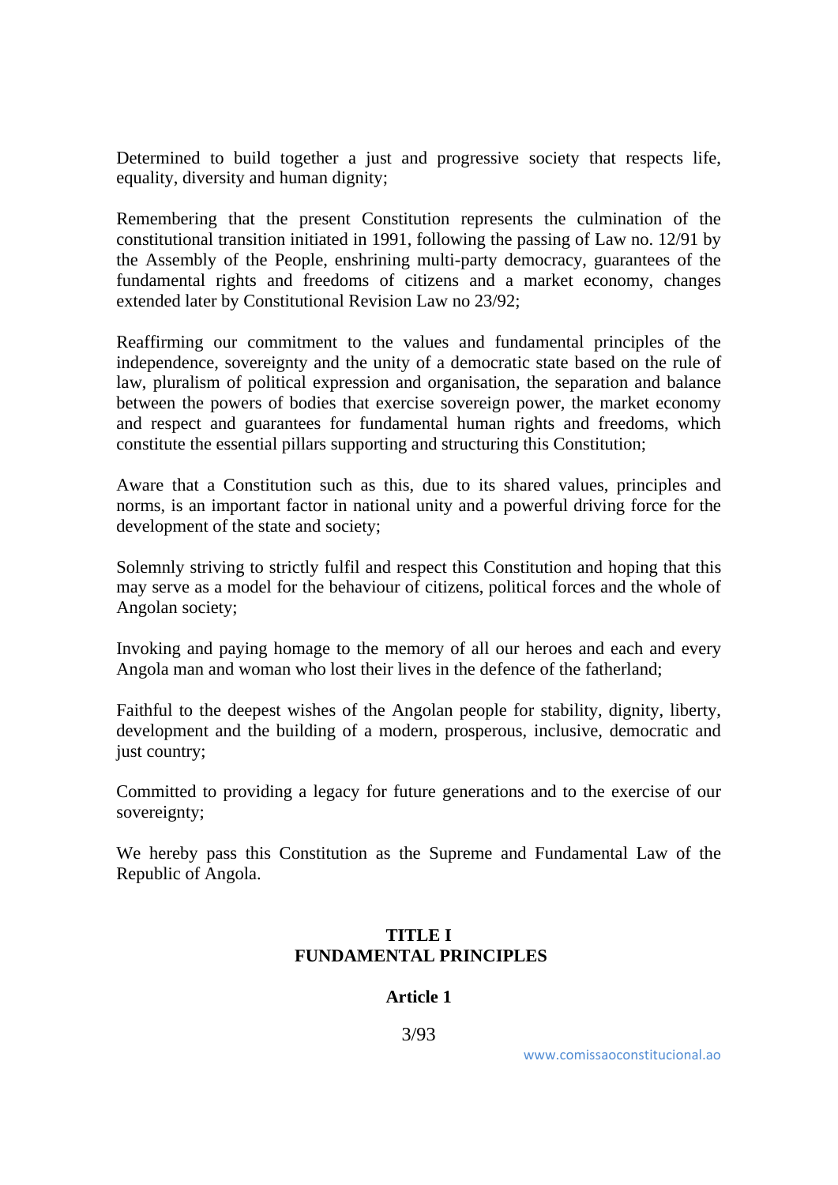Determined to build together a just and progressive society that respects life, equality, diversity and human dignity;

Remembering that the present Constitution represents the culmination of the constitutional transition initiated in 1991, following the passing of Law no. 12/91 by the Assembly of the People, enshrining multi-party democracy, guarantees of the fundamental rights and freedoms of citizens and a market economy, changes extended later by Constitutional Revision Law no 23/92;

Reaffirming our commitment to the values and fundamental principles of the independence, sovereignty and the unity of a democratic state based on the rule of law, pluralism of political expression and organisation, the separation and balance between the powers of bodies that exercise sovereign power, the market economy and respect and guarantees for fundamental human rights and freedoms, which constitute the essential pillars supporting and structuring this Constitution;

Aware that a Constitution such as this, due to its shared values, principles and norms, is an important factor in national unity and a powerful driving force for the development of the state and society;

Solemnly striving to strictly fulfil and respect this Constitution and hoping that this may serve as a model for the behaviour of citizens, political forces and the whole of Angolan society;

Invoking and paying homage to the memory of all our heroes and each and every Angola man and woman who lost their lives in the defence of the fatherland;

Faithful to the deepest wishes of the Angolan people for stability, dignity, liberty, development and the building of a modern, prosperous, inclusive, democratic and just country;

Committed to providing a legacy for future generations and to the exercise of our sovereignty;

We hereby pass this Constitution as the Supreme and Fundamental Law of the Republic of Angola.

## TITLE I
## FUNDAMENTAL PRINCIPLES

### Article 1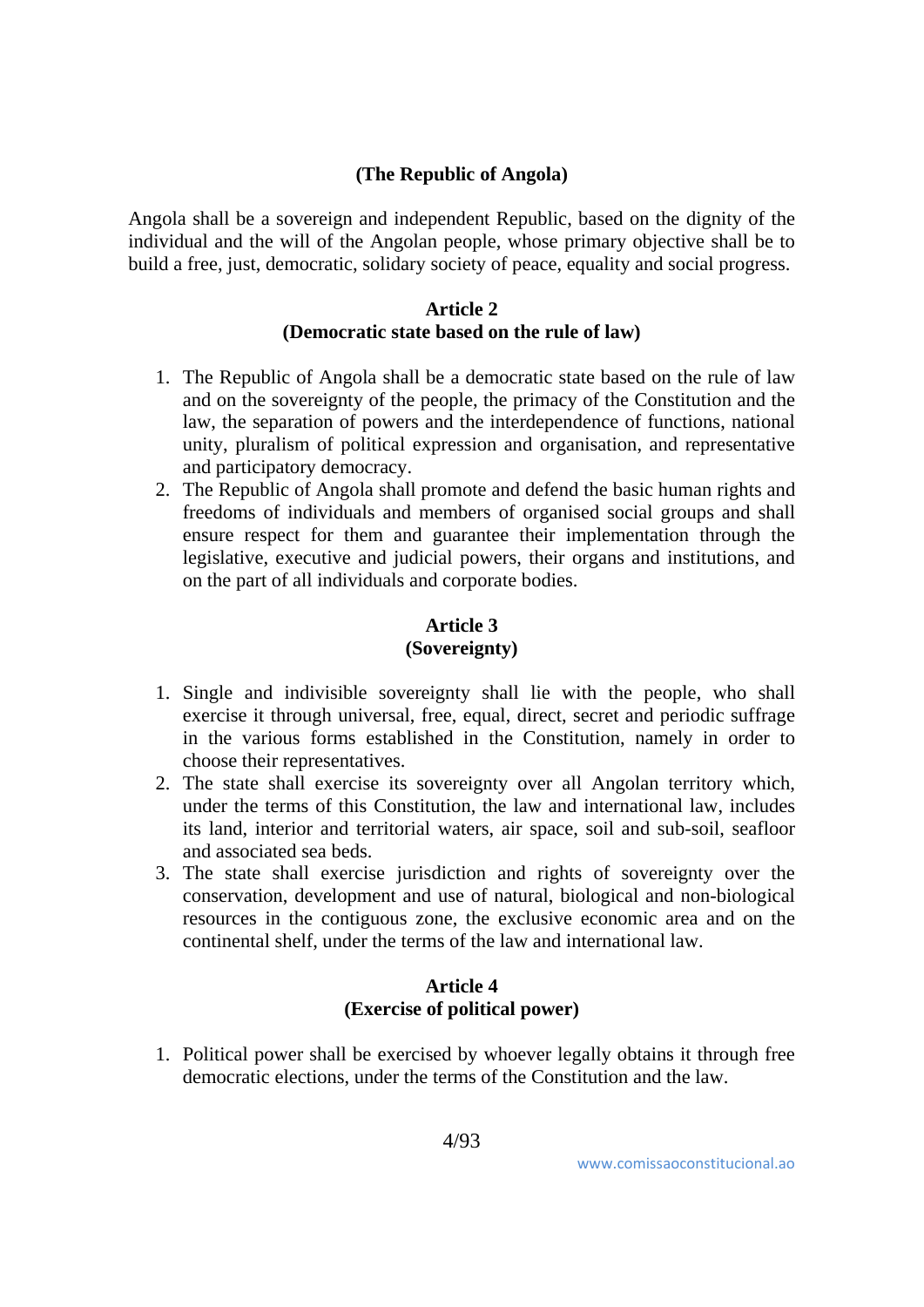**(The Republic of Angola)**

Angola shall be a sovereign and independent Republic, based on the dignity of the individual and the will of the Angolan people, whose primary objective shall be to build a free, just, democratic, solidary society of peace, equality and social progress.

**Article 2**
**(Democratic state based on the rule of law)**

1. The Republic of Angola shall be a democratic state based on the rule of law and on the sovereignty of the people, the primacy of the Constitution and the law, the separation of powers and the interdependence of functions, national unity, pluralism of political expression and organisation, and representative and participatory democracy.
2. The Republic of Angola shall promote and defend the basic human rights and freedoms of individuals and members of organised social groups and shall ensure respect for them and guarantee their implementation through the legislative, executive and judicial powers, their organs and institutions, and on the part of all individuals and corporate bodies.

**Article 3**
**(Sovereignty)**

1. Single and indivisible sovereignty shall lie with the people, who shall exercise it through universal, free, equal, direct, secret and periodic suffrage in the various forms established in the Constitution, namely in order to choose their representatives.
2. The state shall exercise its sovereignty over all Angolan territory which, under the terms of this Constitution, the law and international law, includes its land, interior and territorial waters, air space, soil and sub-soil, seafloor and associated sea beds.
3. The state shall exercise jurisdiction and rights of sovereignty over the conservation, development and use of natural, biological and non-biological resources in the contiguous zone, the exclusive economic area and on the continental shelf, under the terms of the law and international law.

**Article 4**
**(Exercise of political power)**

1. Political power shall be exercised by whoever legally obtains it through free democratic elections, under the terms of the Constitution and the law.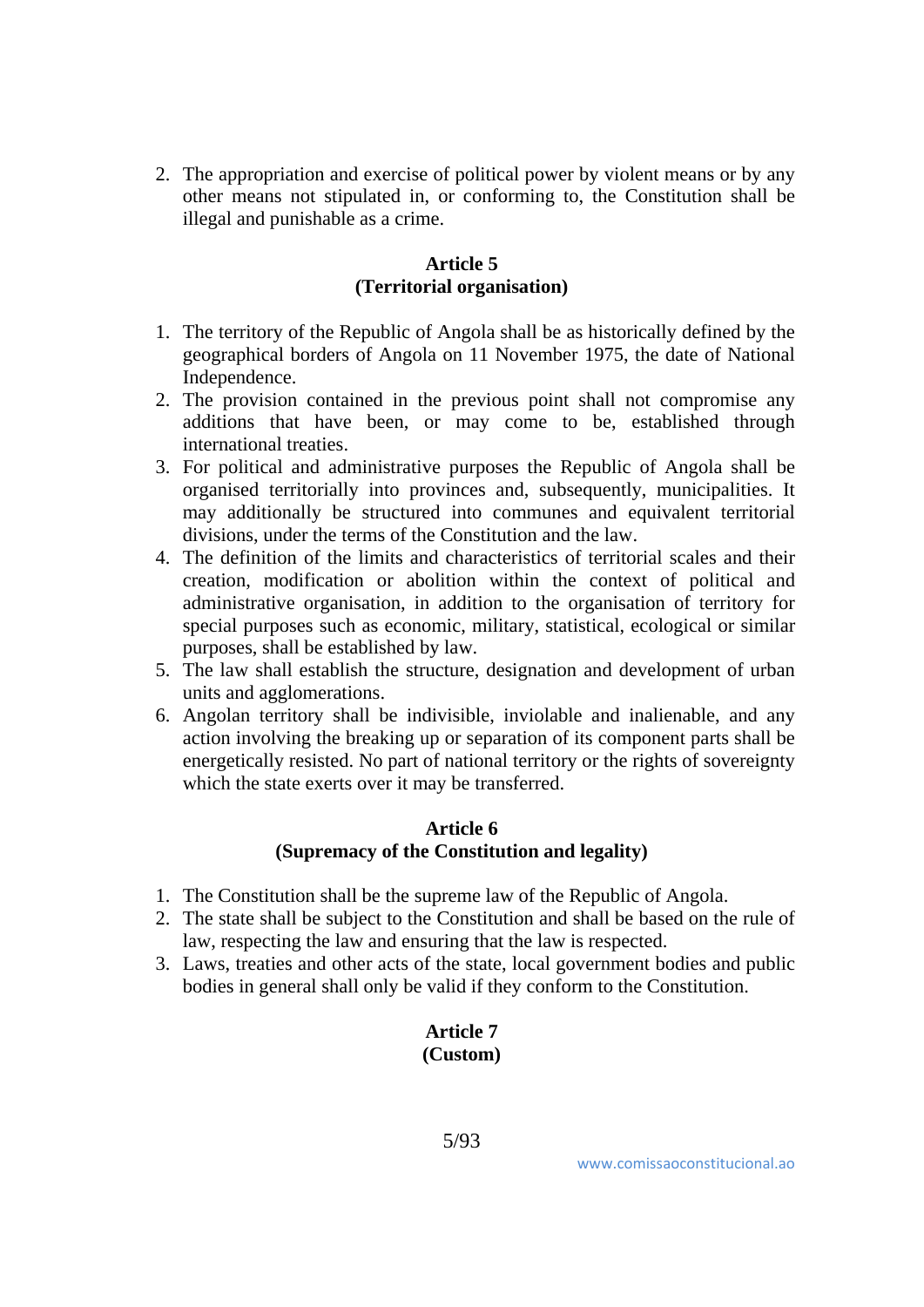2. The appropriation and exercise of political power by violent means or by any other means not stipulated in, or conforming to, the Constitution shall be illegal and punishable as a crime.

**Article 5**
**(Territorial organisation)**

1. The territory of the Republic of Angola shall be as historically defined by the geographical borders of Angola on 11 November 1975, the date of National Independence.
2. The provision contained in the previous point shall not compromise any additions that have been, or may come to be, established through international treaties.
3. For political and administrative purposes the Republic of Angola shall be organised territorially into provinces and, subsequently, municipalities. It may additionally be structured into communes and equivalent territorial divisions, under the terms of the Constitution and the law.
4. The definition of the limits and characteristics of territorial scales and their creation, modification or abolition within the context of political and administrative organisation, in addition to the organisation of territory for special purposes such as economic, military, statistical, ecological or similar purposes, shall be established by law.
5. The law shall establish the structure, designation and development of urban units and agglomerations.
6. Angolan territory shall be indivisible, inviolable and inalienable, and any action involving the breaking up or separation of its component parts shall be energetically resisted. No part of national territory or the rights of sovereignty which the state exerts over it may be transferred.

**Article 6**
**(Supremacy of the Constitution and legality)**

1. The Constitution shall be the supreme law of the Republic of Angola.
2. The state shall be subject to the Constitution and shall be based on the rule of law, respecting the law and ensuring that the law is respected.
3. Laws, treaties and other acts of the state, local government bodies and public bodies in general shall only be valid if they conform to the Constitution.

**Article 7**
**(Custom)**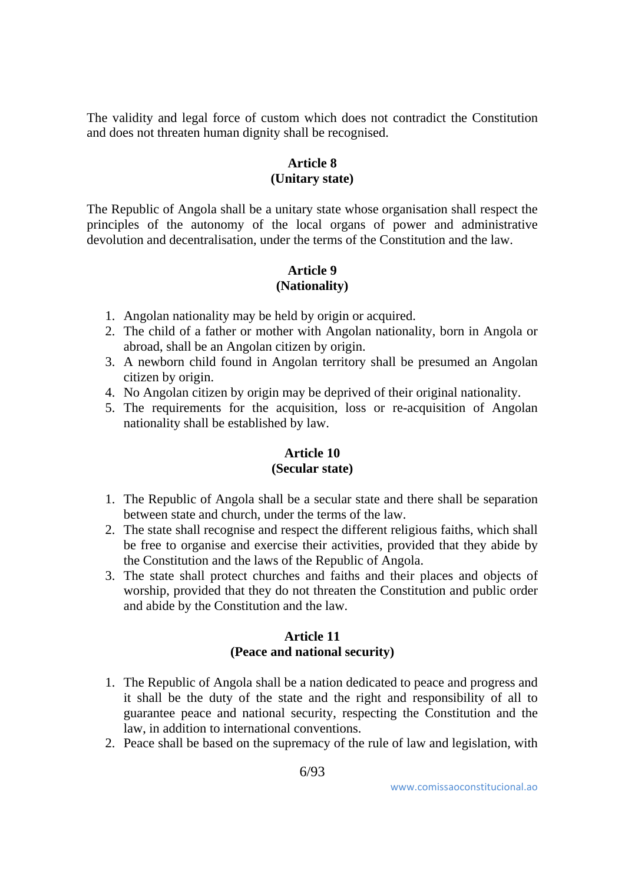The validity and legal force of custom which does not contradict the Constitution and does not threaten human dignity shall be recognised.

**Article 8**
**(Unitary state)**

The Republic of Angola shall be a unitary state whose organisation shall respect the principles of the autonomy of the local organs of power and administrative devolution and decentralisation, under the terms of the Constitution and the law.

**Article 9**
**(Nationality)**

1. Angolan nationality may be held by origin or acquired.
2. The child of a father or mother with Angolan nationality, born in Angola or abroad, shall be an Angolan citizen by origin.
3. A newborn child found in Angolan territory shall be presumed an Angolan citizen by origin.
4. No Angolan citizen by origin may be deprived of their original nationality.
5. The requirements for the acquisition, loss or re-acquisition of Angolan nationality shall be established by law.

**Article 10**
**(Secular state)**

1. The Republic of Angola shall be a secular state and there shall be separation between state and church, under the terms of the law.
2. The state shall recognise and respect the different religious faiths, which shall be free to organise and exercise their activities, provided that they abide by the Constitution and the laws of the Republic of Angola.
3. The state shall protect churches and faiths and their places and objects of worship, provided that they do not threaten the Constitution and public order and abide by the Constitution and the law.

**Article 11**
**(Peace and national security)**

1. The Republic of Angola shall be a nation dedicated to peace and progress and it shall be the duty of the state and the right and responsibility of all to guarantee peace and national security, respecting the Constitution and the law, in addition to international conventions.
2. Peace shall be based on the supremacy of the rule of law and legislation, with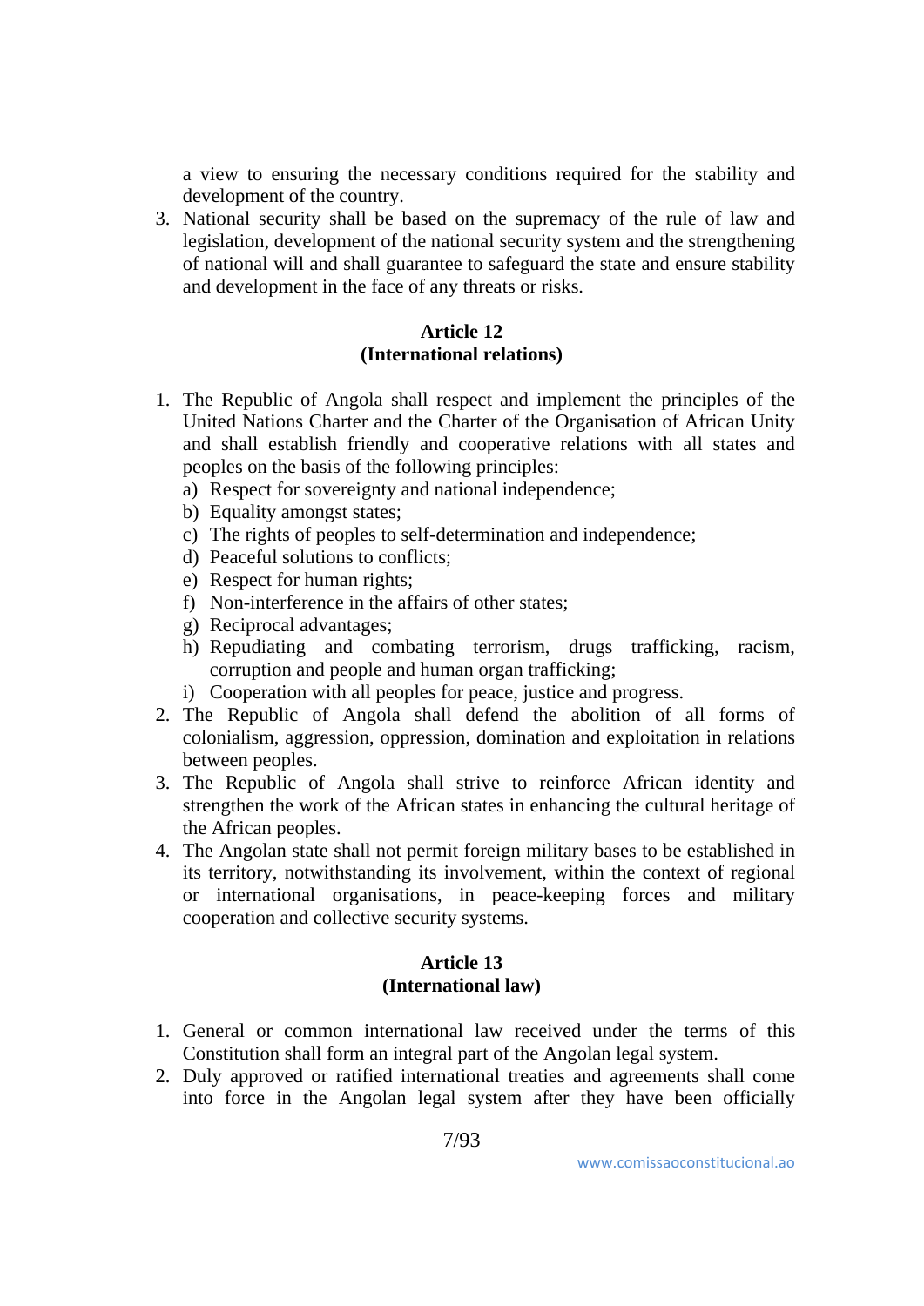a view to ensuring the necessary conditions required for the stability and development of the country.

3. National security shall be based on the supremacy of the rule of law and legislation, development of the national security system and the strengthening of national will and shall guarantee to safeguard the state and ensure stability and development in the face of any threats or risks.

**Article 12**
**(International relations)**

1. The Republic of Angola shall respect and implement the principles of the United Nations Charter and the Charter of the Organisation of African Unity and shall establish friendly and cooperative relations with all states and peoples on the basis of the following principles:
   a) Respect for sovereignty and national independence;
   b) Equality amongst states;
   c) The rights of peoples to self-determination and independence;
   d) Peaceful solutions to conflicts;
   e) Respect for human rights;
   f) Non-interference in the affairs of other states;
   g) Reciprocal advantages;
   h) Repudiating and combating terrorism, drugs trafficking, racism, corruption and people and human organ trafficking;
   i) Cooperation with all peoples for peace, justice and progress.
2. The Republic of Angola shall defend the abolition of all forms of colonialism, aggression, oppression, domination and exploitation in relations between peoples.
3. The Republic of Angola shall strive to reinforce African identity and strengthen the work of the African states in enhancing the cultural heritage of the African peoples.
4. The Angolan state shall not permit foreign military bases to be established in its territory, notwithstanding its involvement, within the context of regional or international organisations, in peace-keeping forces and military cooperation and collective security systems.

**Article 13**
**(International law)**

1. General or common international law received under the terms of this Constitution shall form an integral part of the Angolan legal system.
2. Duly approved or ratified international treaties and agreements shall come into force in the Angolan legal system after they have been officially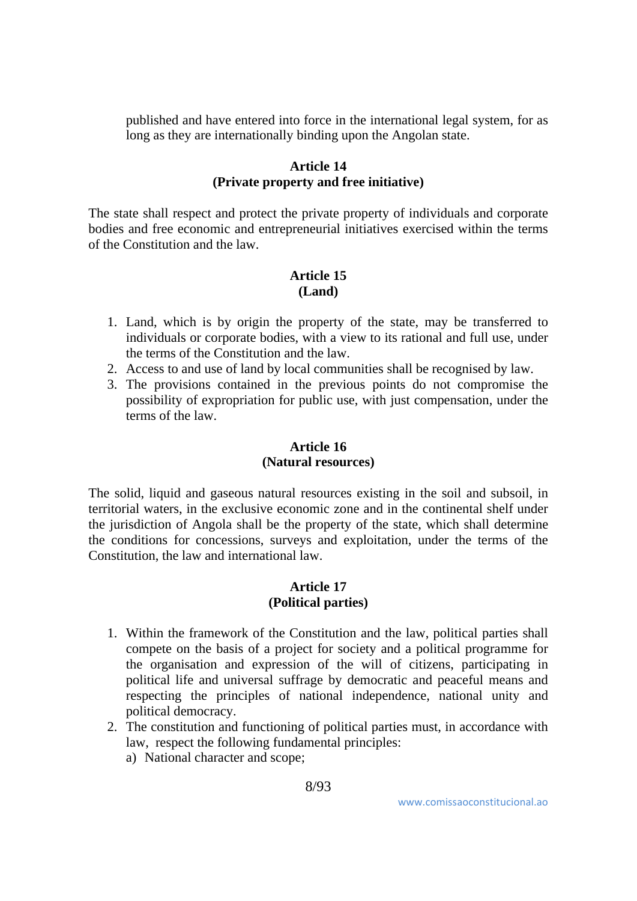published and have entered into force in the international legal system, for as long as they are internationally binding upon the Angolan state.

**Article 14**
**(Private property and free initiative)**

The state shall respect and protect the private property of individuals and corporate bodies and free economic and entrepreneurial initiatives exercised within the terms of the Constitution and the law.

**Article 15**
**(Land)**

1. Land, which is by origin the property of the state, may be transferred to individuals or corporate bodies, with a view to its rational and full use, under the terms of the Constitution and the law.
2. Access to and use of land by local communities shall be recognised by law.
3. The provisions contained in the previous points do not compromise the possibility of expropriation for public use, with just compensation, under the terms of the law.

**Article 16**
**(Natural resources)**

The solid, liquid and gaseous natural resources existing in the soil and subsoil, in territorial waters, in the exclusive economic zone and in the continental shelf under the jurisdiction of Angola shall be the property of the state, which shall determine the conditions for concessions, surveys and exploitation, under the terms of the Constitution, the law and international law.

**Article 17**
**(Political parties)**

1. Within the framework of the Constitution and the law, political parties shall compete on the basis of a project for society and a political programme for the organisation and expression of the will of citizens, participating in political life and universal suffrage by democratic and peaceful means and respecting the principles of national independence, national unity and political democracy.
2. The constitution and functioning of political parties must, in accordance with law, respect the following fundamental principles:
   a) National character and scope;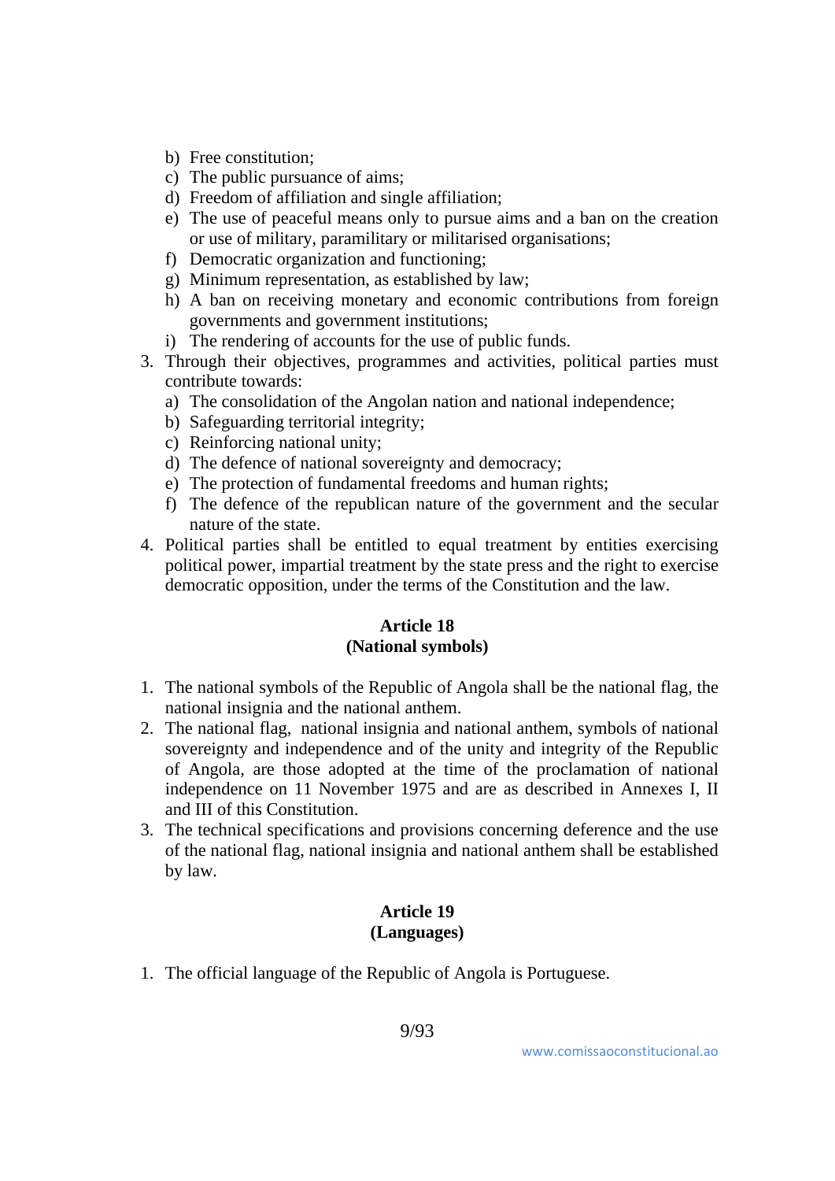b) Free constitution;
   c) The public pursuance of aims;
   d) Freedom of affiliation and single affiliation;
   e) The use of peaceful means only to pursue aims and a ban on the creation or use of military, paramilitary or militarised organisations;
   f) Democratic organization and functioning;
   g) Minimum representation, as established by law;
   h) A ban on receiving monetary and economic contributions from foreign governments and government institutions;
   i) The rendering of accounts for the use of public funds.
3. Through their objectives, programmes and activities, political parties must contribute towards:
   a) The consolidation of the Angolan nation and national independence;
   b) Safeguarding territorial integrity;
   c) Reinforcing national unity;
   d) The defence of national sovereignty and democracy;
   e) The protection of fundamental freedoms and human rights;
   f) The defence of the republican nature of the government and the secular nature of the state.
4. Political parties shall be entitled to equal treatment by entities exercising political power, impartial treatment by the state press and the right to exercise democratic opposition, under the terms of the Constitution and the law.

**Article 18**
**(National symbols)**

1. The national symbols of the Republic of Angola shall be the national flag, the national insignia and the national anthem.
2. The national flag, national insignia and national anthem, symbols of national sovereignty and independence and of the unity and integrity of the Republic of Angola, are those adopted at the time of the proclamation of national independence on 11 November 1975 and are as described in Annexes I, II and III of this Constitution.
3. The technical specifications and provisions concerning deference and the use of the national flag, national insignia and national anthem shall be established by law.

**Article 19**
**(Languages)**

1. The official language of the Republic of Angola is Portuguese.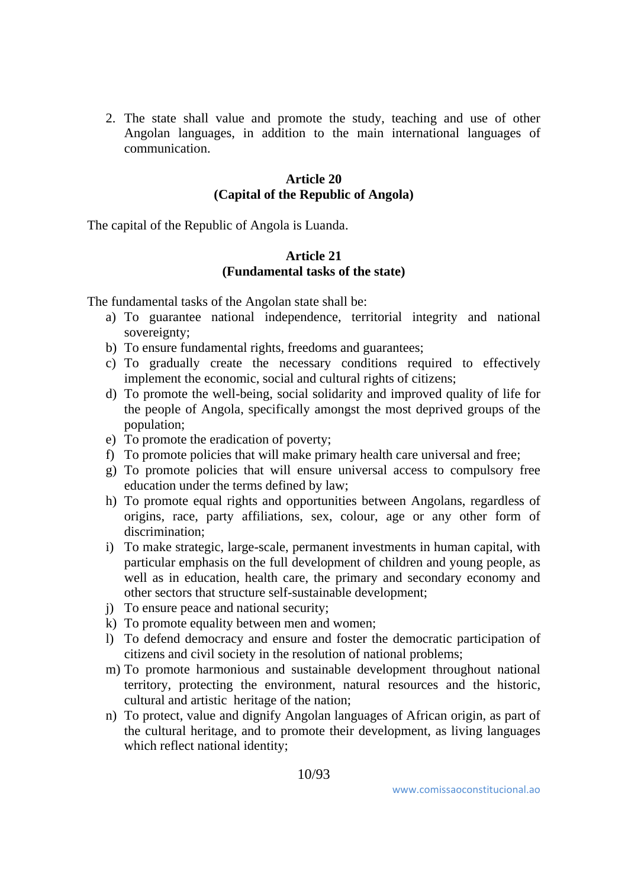2. The state shall value and promote the study, teaching and use of other Angolan languages, in addition to the main international languages of communication.

### Article 20
### (Capital of the Republic of Angola)

The capital of the Republic of Angola is Luanda.

### Article 21
### (Fundamental tasks of the state)

The fundamental tasks of the Angolan state shall be:

a) To guarantee national independence, territorial integrity and national sovereignty;
b) To ensure fundamental rights, freedoms and guarantees;
c) To gradually create the necessary conditions required to effectively implement the economic, social and cultural rights of citizens;
d) To promote the well-being, social solidarity and improved quality of life for the people of Angola, specifically amongst the most deprived groups of the population;
e) To promote the eradication of poverty;
f) To promote policies that will make primary health care universal and free;
g) To promote policies that will ensure universal access to compulsory free education under the terms defined by law;
h) To promote equal rights and opportunities between Angolans, regardless of origins, race, party affiliations, sex, colour, age or any other form of discrimination;
i) To make strategic, large-scale, permanent investments in human capital, with particular emphasis on the full development of children and young people, as well as in education, health care, the primary and secondary economy and other sectors that structure self-sustainable development;
j) To ensure peace and national security;
k) To promote equality between men and women;
l) To defend democracy and ensure and foster the democratic participation of citizens and civil society in the resolution of national problems;
m) To promote harmonious and sustainable development throughout national territory, protecting the environment, natural resources and the historic, cultural and artistic heritage of the nation;
n) To protect, value and dignify Angolan languages of African origin, as part of the cultural heritage, and to promote their development, as living languages which reflect national identity;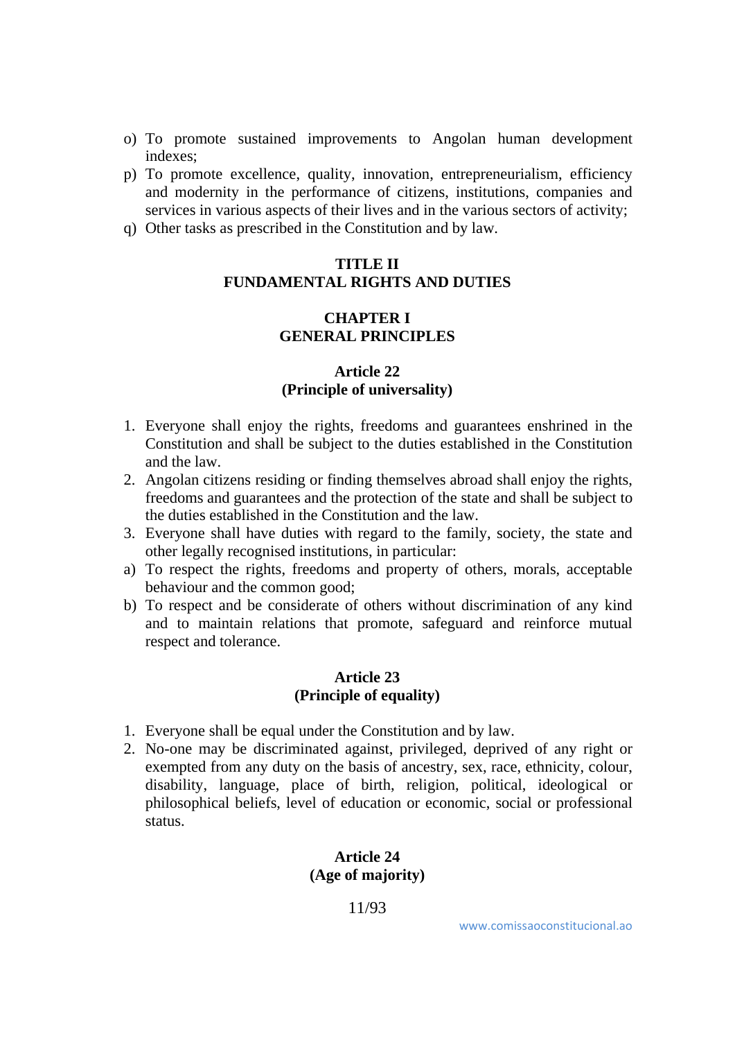o) To promote sustained improvements to Angolan human development indexes;
p) To promote excellence, quality, innovation, entrepreneurialism, efficiency and modernity in the performance of citizens, institutions, companies and services in various aspects of their lives and in the various sectors of activity;
q) Other tasks as prescribed in the Constitution and by law.

# TITLE II
# FUNDAMENTAL RIGHTS AND DUTIES

## CHAPTER I
## GENERAL PRINCIPLES

### Article 22
### (Principle of universality)

1. Everyone shall enjoy the rights, freedoms and guarantees enshrined in the Constitution and shall be subject to the duties established in the Constitution and the law.
2. Angolan citizens residing or finding themselves abroad shall enjoy the rights, freedoms and guarantees and the protection of the state and shall be subject to the duties established in the Constitution and the law.
3. Everyone shall have duties with regard to the family, society, the state and other legally recognised institutions, in particular:

a) To respect the rights, freedoms and property of others, morals, acceptable behaviour and the common good;
b) To respect and be considerate of others without discrimination of any kind and to maintain relations that promote, safeguard and reinforce mutual respect and tolerance.

### Article 23
### (Principle of equality)

1. Everyone shall be equal under the Constitution and by law.
2. No-one may be discriminated against, privileged, deprived of any right or exempted from any duty on the basis of ancestry, sex, race, ethnicity, colour, disability, language, place of birth, religion, political, ideological or philosophical beliefs, level of education or economic, social or professional status.

### Article 24
### (Age of majority)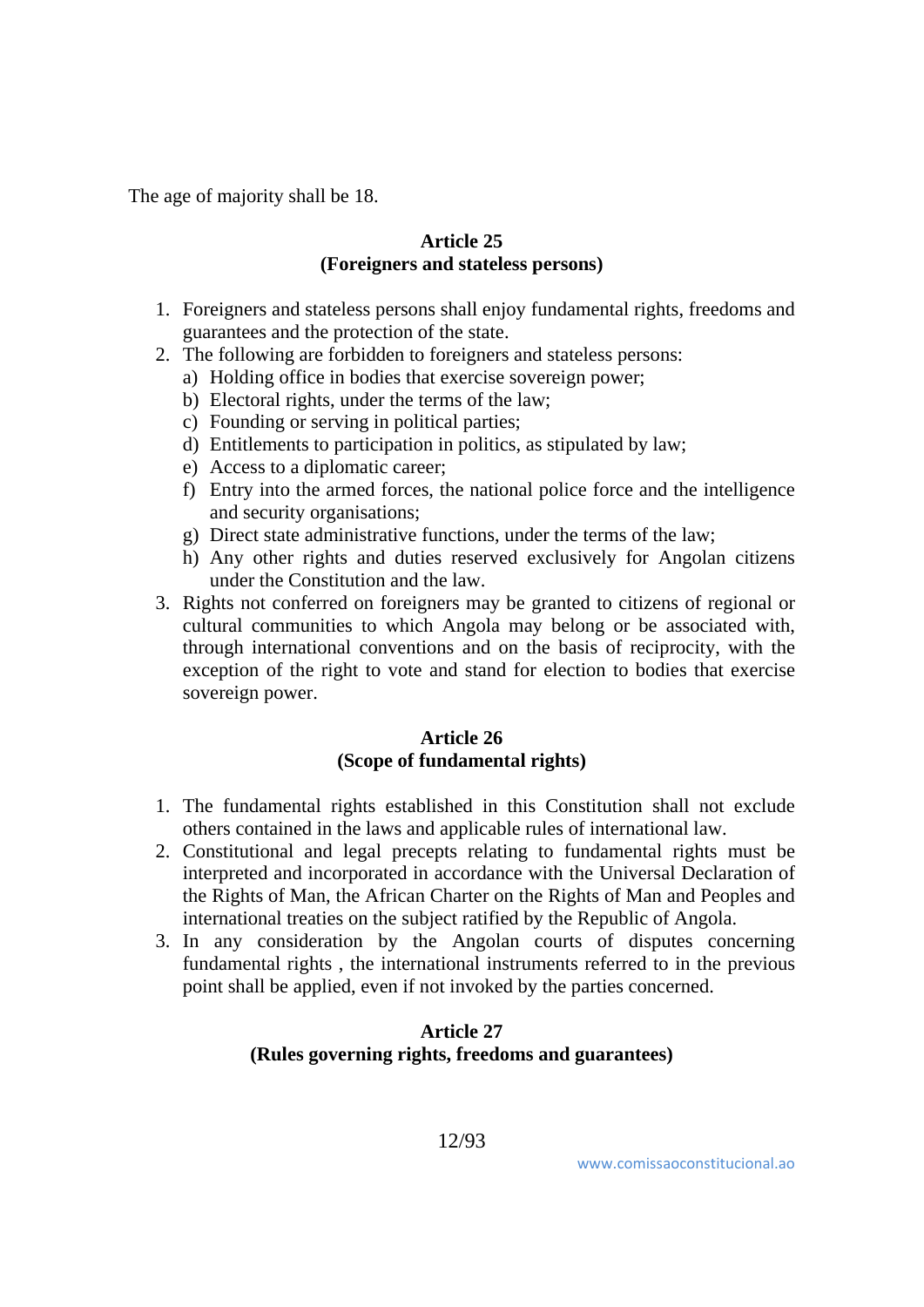The age of majority shall be 18.

**Article 25**
**(Foreigners and stateless persons)**

1. Foreigners and stateless persons shall enjoy fundamental rights, freedoms and guarantees and the protection of the state.
2. The following are forbidden to foreigners and stateless persons:
   a) Holding office in bodies that exercise sovereign power;
   b) Electoral rights, under the terms of the law;
   c) Founding or serving in political parties;
   d) Entitlements to participation in politics, as stipulated by law;
   e) Access to a diplomatic career;
   f) Entry into the armed forces, the national police force and the intelligence and security organisations;
   g) Direct state administrative functions, under the terms of the law;
   h) Any other rights and duties reserved exclusively for Angolan citizens under the Constitution and the law.
3. Rights not conferred on foreigners may be granted to citizens of regional or cultural communities to which Angola may belong or be associated with, through international conventions and on the basis of reciprocity, with the exception of the right to vote and stand for election to bodies that exercise sovereign power.

**Article 26**
**(Scope of fundamental rights)**

1. The fundamental rights established in this Constitution shall not exclude others contained in the laws and applicable rules of international law.
2. Constitutional and legal precepts relating to fundamental rights must be interpreted and incorporated in accordance with the Universal Declaration of the Rights of Man, the African Charter on the Rights of Man and Peoples and international treaties on the subject ratified by the Republic of Angola.
3. In any consideration by the Angolan courts of disputes concerning fundamental rights , the international instruments referred to in the previous point shall be applied, even if not invoked by the parties concerned.

**Article 27**
**(Rules governing rights, freedoms and guarantees)**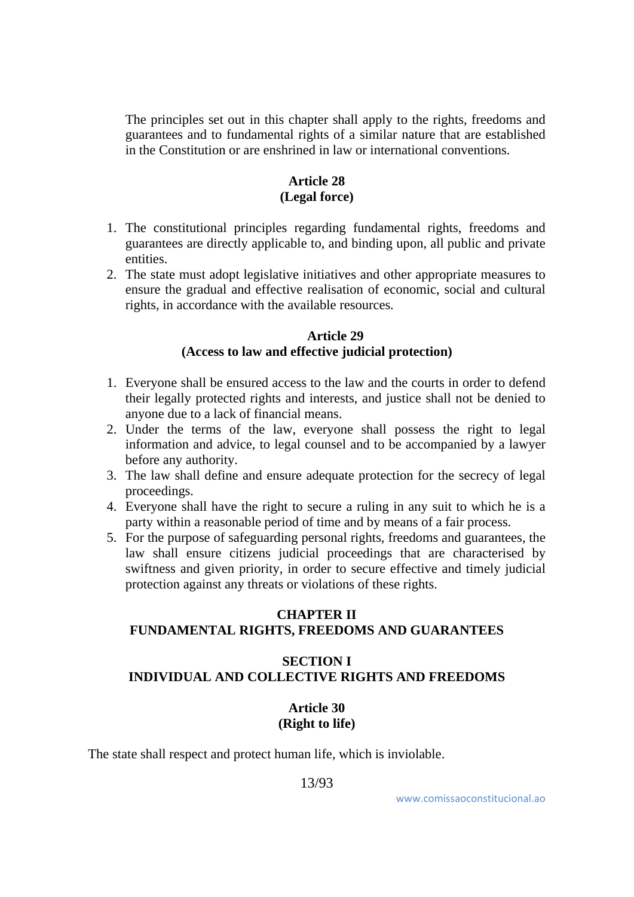The principles set out in this chapter shall apply to the rights, freedoms and guarantees and to fundamental rights of a similar nature that are established in the Constitution or are enshrined in law or international conventions.

**Article 28**
**(Legal force)**

1. The constitutional principles regarding fundamental rights, freedoms and guarantees are directly applicable to, and binding upon, all public and private entities.
2. The state must adopt legislative initiatives and other appropriate measures to ensure the gradual and effective realisation of economic, social and cultural rights, in accordance with the available resources.

**Article 29**
**(Access to law and effective judicial protection)**

1. Everyone shall be ensured access to the law and the courts in order to defend their legally protected rights and interests, and justice shall not be denied to anyone due to a lack of financial means.
2. Under the terms of the law, everyone shall possess the right to legal information and advice, to legal counsel and to be accompanied by a lawyer before any authority.
3. The law shall define and ensure adequate protection for the secrecy of legal proceedings.
4. Everyone shall have the right to secure a ruling in any suit to which he is a party within a reasonable period of time and by means of a fair process.
5. For the purpose of safeguarding personal rights, freedoms and guarantees, the law shall ensure citizens judicial proceedings that are characterised by swiftness and given priority, in order to secure effective and timely judicial protection against any threats or violations of these rights.

## CHAPTER II
## FUNDAMENTAL RIGHTS, FREEDOMS AND GUARANTEES

### SECTION I
### INDIVIDUAL AND COLLECTIVE RIGHTS AND FREEDOMS

**Article 30**
**(Right to life)**

The state shall respect and protect human life, which is inviolable.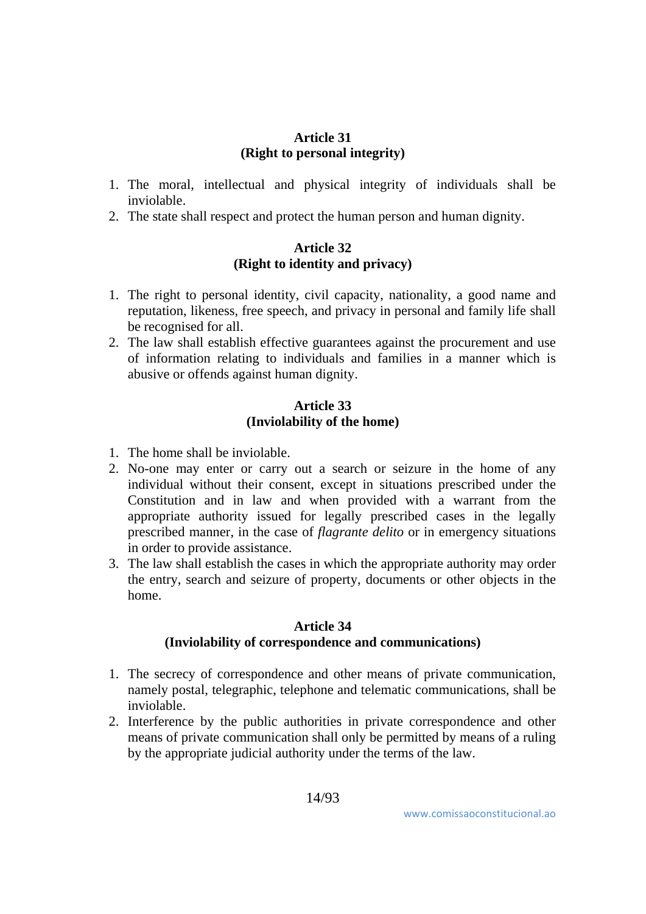### Article 31
### (Right to personal integrity)

1. The moral, intellectual and physical integrity of individuals shall be inviolable.
2. The state shall respect and protect the human person and human dignity.

### Article 32
### (Right to identity and privacy)

1. The right to personal identity, civil capacity, nationality, a good name and reputation, likeness, free speech, and privacy in personal and family life shall be recognised for all.
2. The law shall establish effective guarantees against the procurement and use of information relating to individuals and families in a manner which is abusive or offends against human dignity.

### Article 33
### (Inviolability of the home)

1. The home shall be inviolable.
2. No-one may enter or carry out a search or seizure in the home of any individual without their consent, except in situations prescribed under the Constitution and in law and when provided with a warrant from the appropriate authority issued for legally prescribed cases in the legally prescribed manner, in the case of *flagrante delito* or in emergency situations in order to provide assistance.
3. The law shall establish the cases in which the appropriate authority may order the entry, search and seizure of property, documents or other objects in the home.

### Article 34
### (Inviolability of correspondence and communications)

1. The secrecy of correspondence and other means of private communication, namely postal, telegraphic, telephone and telematic communications, shall be inviolable.
2. Interference by the public authorities in private correspondence and other means of private communication shall only be permitted by means of a ruling by the appropriate judicial authority under the terms of the law.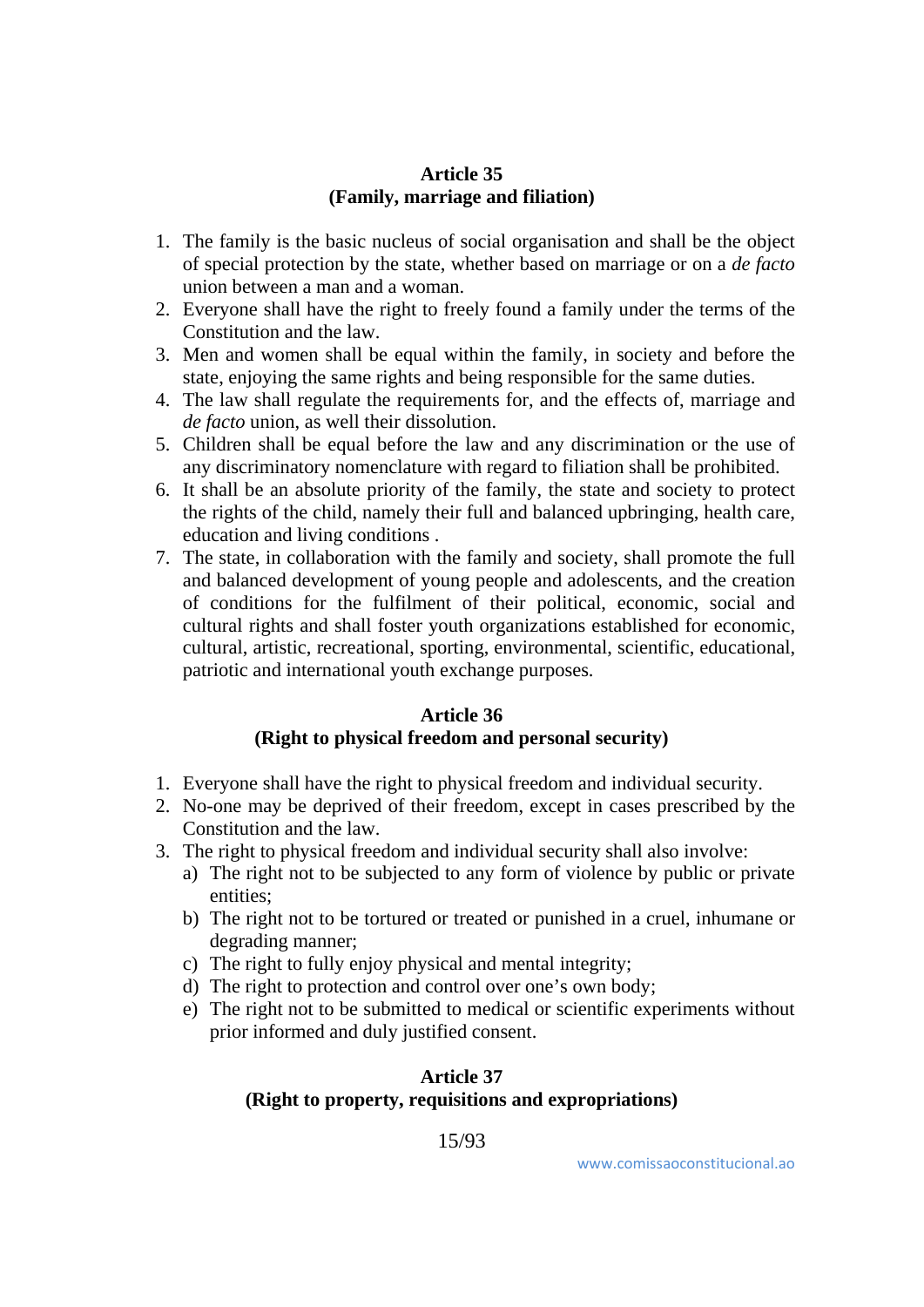## Article 35
## (Family, marriage and filiation)

1. The family is the basic nucleus of social organisation and shall be the object of special protection by the state, whether based on marriage or on a *de facto* union between a man and a woman.
2. Everyone shall have the right to freely found a family under the terms of the Constitution and the law.
3. Men and women shall be equal within the family, in society and before the state, enjoying the same rights and being responsible for the same duties.
4. The law shall regulate the requirements for, and the effects of, marriage and *de facto* union, as well their dissolution.
5. Children shall be equal before the law and any discrimination or the use of any discriminatory nomenclature with regard to filiation shall be prohibited.
6. It shall be an absolute priority of the family, the state and society to protect the rights of the child, namely their full and balanced upbringing, health care, education and living conditions .
7. The state, in collaboration with the family and society, shall promote the full and balanced development of young people and adolescents, and the creation of conditions for the fulfilment of their political, economic, social and cultural rights and shall foster youth organizations established for economic, cultural, artistic, recreational, sporting, environmental, scientific, educational, patriotic and international youth exchange purposes.

## Article 36
## (Right to physical freedom and personal security)

1. Everyone shall have the right to physical freedom and individual security.
2. No-one may be deprived of their freedom, except in cases prescribed by the Constitution and the law.
3. The right to physical freedom and individual security shall also involve:
   a) The right not to be subjected to any form of violence by public or private entities;
   b) The right not to be tortured or treated or punished in a cruel, inhumane or degrading manner;
   c) The right to fully enjoy physical and mental integrity;
   d) The right to protection and control over one's own body;
   e) The right not to be submitted to medical or scientific experiments without prior informed and duly justified consent.

## Article 37
## (Right to property, requisitions and expropriations)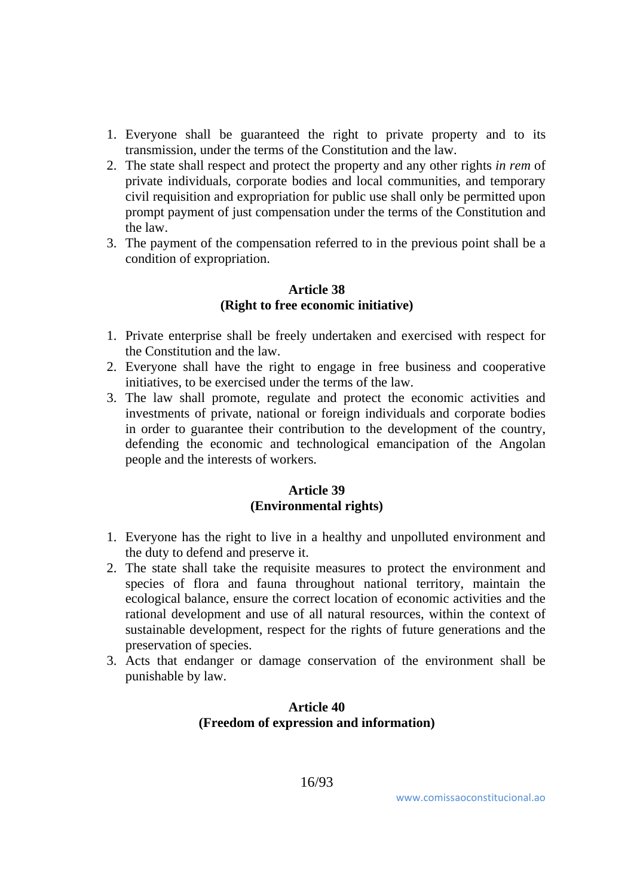1. Everyone shall be guaranteed the right to private property and to its transmission, under the terms of the Constitution and the law.
2. The state shall respect and protect the property and any other rights *in rem* of private individuals, corporate bodies and local communities, and temporary civil requisition and expropriation for public use shall only be permitted upon prompt payment of just compensation under the terms of the Constitution and the law.
3. The payment of the compensation referred to in the previous point shall be a condition of expropriation.

**Article 38**
**(Right to free economic initiative)**

1. Private enterprise shall be freely undertaken and exercised with respect for the Constitution and the law.
2. Everyone shall have the right to engage in free business and cooperative initiatives, to be exercised under the terms of the law.
3. The law shall promote, regulate and protect the economic activities and investments of private, national or foreign individuals and corporate bodies in order to guarantee their contribution to the development of the country, defending the economic and technological emancipation of the Angolan people and the interests of workers.

**Article 39**
**(Environmental rights)**

1. Everyone has the right to live in a healthy and unpolluted environment and the duty to defend and preserve it.
2. The state shall take the requisite measures to protect the environment and species of flora and fauna throughout national territory, maintain the ecological balance, ensure the correct location of economic activities and the rational development and use of all natural resources, within the context of sustainable development, respect for the rights of future generations and the preservation of species.
3. Acts that endanger or damage conservation of the environment shall be punishable by law.

**Article 40**
**(Freedom of expression and information)**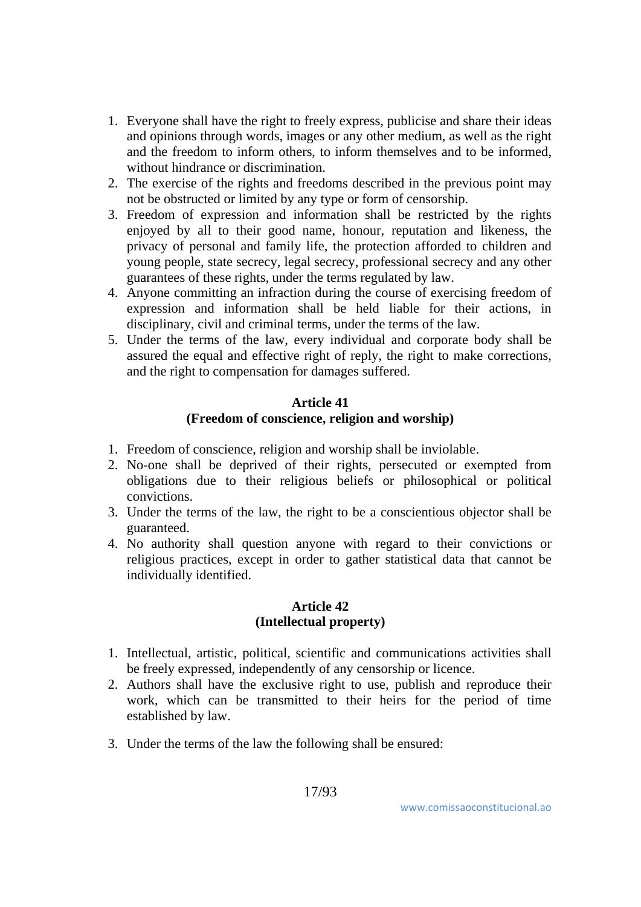1. Everyone shall have the right to freely express, publicise and share their ideas and opinions through words, images or any other medium, as well as the right and the freedom to inform others, to inform themselves and to be informed, without hindrance or discrimination.
2. The exercise of the rights and freedoms described in the previous point may not be obstructed or limited by any type or form of censorship.
3. Freedom of expression and information shall be restricted by the rights enjoyed by all to their good name, honour, reputation and likeness, the privacy of personal and family life, the protection afforded to children and young people, state secrecy, legal secrecy, professional secrecy and any other guarantees of these rights, under the terms regulated by law.
4. Anyone committing an infraction during the course of exercising freedom of expression and information shall be held liable for their actions, in disciplinary, civil and criminal terms, under the terms of the law.
5. Under the terms of the law, every individual and corporate body shall be assured the equal and effective right of reply, the right to make corrections, and the right to compensation for damages suffered.

## Article 41
## (Freedom of conscience, religion and worship)

1. Freedom of conscience, religion and worship shall be inviolable.
2. No-one shall be deprived of their rights, persecuted or exempted from obligations due to their religious beliefs or philosophical or political convictions.
3. Under the terms of the law, the right to be a conscientious objector shall be guaranteed.
4. No authority shall question anyone with regard to their convictions or religious practices, except in order to gather statistical data that cannot be individually identified.

## Article 42
## (Intellectual property)

1. Intellectual, artistic, political, scientific and communications activities shall be freely expressed, independently of any censorship or licence.
2. Authors shall have the exclusive right to use, publish and reproduce their work, which can be transmitted to their heirs for the period of time established by law.
3. Under the terms of the law the following shall be ensured: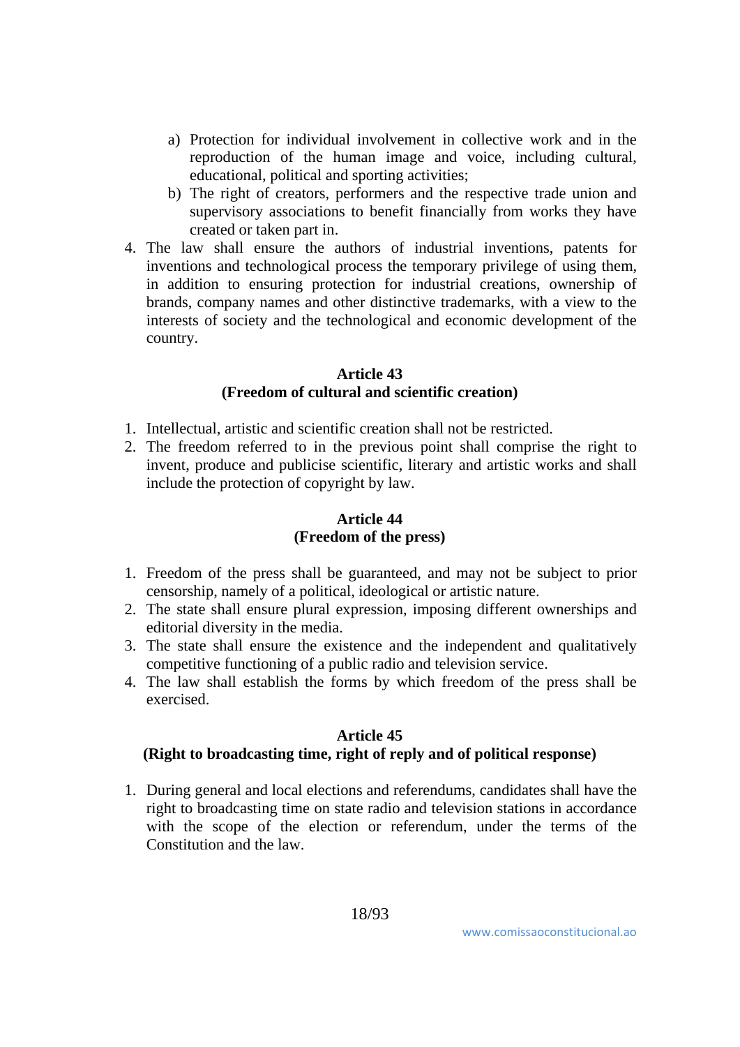a) Protection for individual involvement in collective work and in the reproduction of the human image and voice, including cultural, educational, political and sporting activities;
   b) The right of creators, performers and the respective trade union and supervisory associations to benefit financially from works they have created or taken part in.
4. The law shall ensure the authors of industrial inventions, patents for inventions and technological process the temporary privilege of using them, in addition to ensuring protection for industrial creations, ownership of brands, company names and other distinctive trademarks, with a view to the interests of society and the technological and economic development of the country.

### Article 43
### (Freedom of cultural and scientific creation)

1. Intellectual, artistic and scientific creation shall not be restricted.
2. The freedom referred to in the previous point shall comprise the right to invent, produce and publicise scientific, literary and artistic works and shall include the protection of copyright by law.

### Article 44
### (Freedom of the press)

1. Freedom of the press shall be guaranteed, and may not be subject to prior censorship, namely of a political, ideological or artistic nature.
2. The state shall ensure plural expression, imposing different ownerships and editorial diversity in the media.
3. The state shall ensure the existence and the independent and qualitatively competitive functioning of a public radio and television service.
4. The law shall establish the forms by which freedom of the press shall be exercised.

### Article 45
### (Right to broadcasting time, right of reply and of political response)

1. During general and local elections and referendums, candidates shall have the right to broadcasting time on state radio and television stations in accordance with the scope of the election or referendum, under the terms of the Constitution and the law.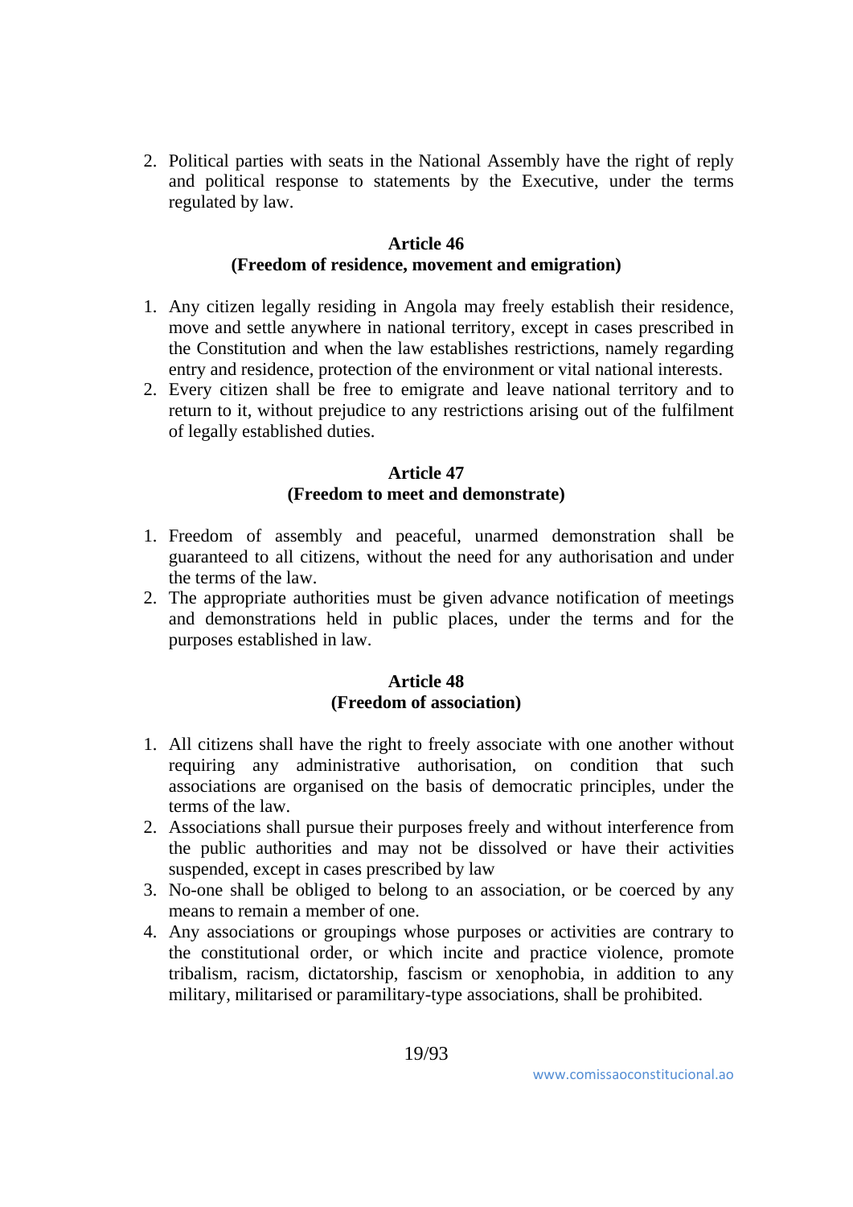2. Political parties with seats in the National Assembly have the right of reply and political response to statements by the Executive, under the terms regulated by law.

**Article 46**
**(Freedom of residence, movement and emigration)**

1. Any citizen legally residing in Angola may freely establish their residence, move and settle anywhere in national territory, except in cases prescribed in the Constitution and when the law establishes restrictions, namely regarding entry and residence, protection of the environment or vital national interests.
2. Every citizen shall be free to emigrate and leave national territory and to return to it, without prejudice to any restrictions arising out of the fulfilment of legally established duties.

**Article 47**
**(Freedom to meet and demonstrate)**

1. Freedom of assembly and peaceful, unarmed demonstration shall be guaranteed to all citizens, without the need for any authorisation and under the terms of the law.
2. The appropriate authorities must be given advance notification of meetings and demonstrations held in public places, under the terms and for the purposes established in law.

**Article 48**
**(Freedom of association)**

1. All citizens shall have the right to freely associate with one another without requiring any administrative authorisation, on condition that such associations are organised on the basis of democratic principles, under the terms of the law.
2. Associations shall pursue their purposes freely and without interference from the public authorities and may not be dissolved or have their activities suspended, except in cases prescribed by law
3. No-one shall be obliged to belong to an association, or be coerced by any means to remain a member of one.
4. Any associations or groupings whose purposes or activities are contrary to the constitutional order, or which incite and practice violence, promote tribalism, racism, dictatorship, fascism or xenophobia, in addition to any military, militarised or paramilitary-type associations, shall be prohibited.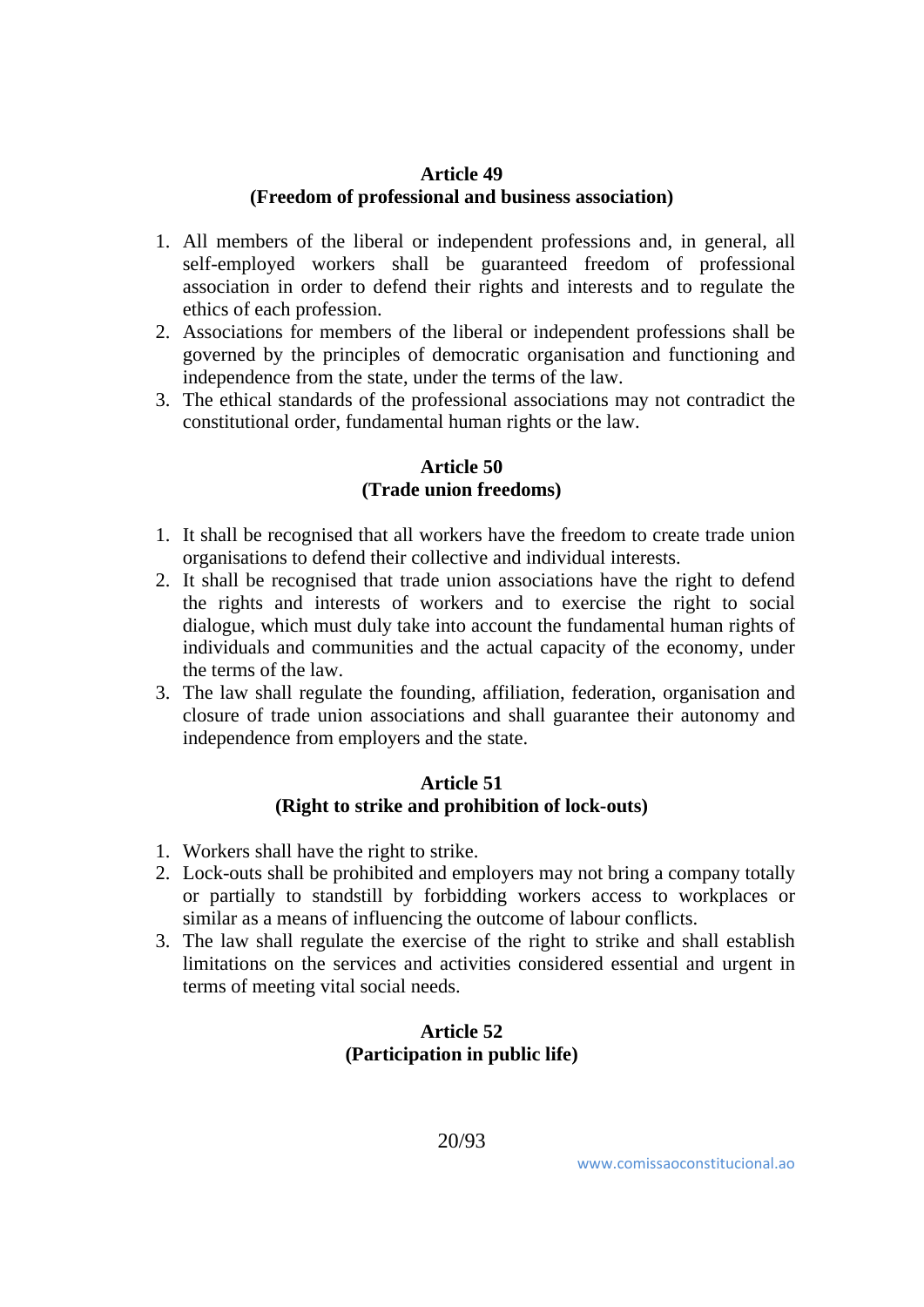**Article 49**
**(Freedom of professional and business association)**

1. All members of the liberal or independent professions and, in general, all self-employed workers shall be guaranteed freedom of professional association in order to defend their rights and interests and to regulate the ethics of each profession.
2. Associations for members of the liberal or independent professions shall be governed by the principles of democratic organisation and functioning and independence from the state, under the terms of the law.
3. The ethical standards of the professional associations may not contradict the constitutional order, fundamental human rights or the law.

**Article 50**
**(Trade union freedoms)**

1. It shall be recognised that all workers have the freedom to create trade union organisations to defend their collective and individual interests.
2. It shall be recognised that trade union associations have the right to defend the rights and interests of workers and to exercise the right to social dialogue, which must duly take into account the fundamental human rights of individuals and communities and the actual capacity of the economy, under the terms of the law.
3. The law shall regulate the founding, affiliation, federation, organisation and closure of trade union associations and shall guarantee their autonomy and independence from employers and the state.

**Article 51**
**(Right to strike and prohibition of lock-outs)**

1. Workers shall have the right to strike.
2. Lock-outs shall be prohibited and employers may not bring a company totally or partially to standstill by forbidding workers access to workplaces or similar as a means of influencing the outcome of labour conflicts.
3. The law shall regulate the exercise of the right to strike and shall establish limitations on the services and activities considered essential and urgent in terms of meeting vital social needs.

**Article 52**
**(Participation in public life)**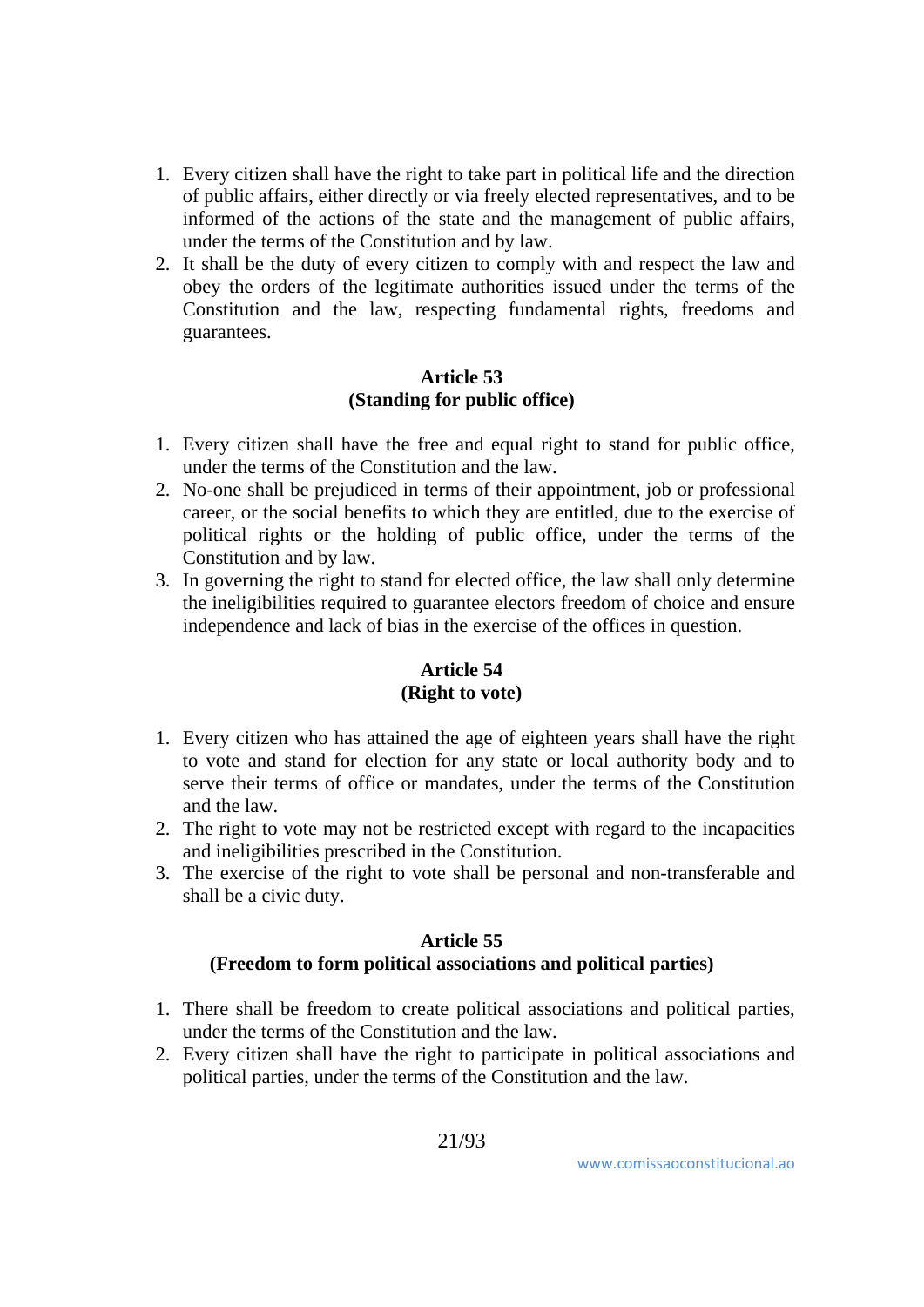1. Every citizen shall have the right to take part in political life and the direction of public affairs, either directly or via freely elected representatives, and to be informed of the actions of the state and the management of public affairs, under the terms of the Constitution and by law.
2. It shall be the duty of every citizen to comply with and respect the law and obey the orders of the legitimate authorities issued under the terms of the Constitution and the law, respecting fundamental rights, freedoms and guarantees.

**Article 53**
**(Standing for public office)**

1. Every citizen shall have the free and equal right to stand for public office, under the terms of the Constitution and the law.
2. No-one shall be prejudiced in terms of their appointment, job or professional career, or the social benefits to which they are entitled, due to the exercise of political rights or the holding of public office, under the terms of the Constitution and by law.
3. In governing the right to stand for elected office, the law shall only determine the ineligibilities required to guarantee electors freedom of choice and ensure independence and lack of bias in the exercise of the offices in question.

**Article 54**
**(Right to vote)**

1. Every citizen who has attained the age of eighteen years shall have the right to vote and stand for election for any state or local authority body and to serve their terms of office or mandates, under the terms of the Constitution and the law.
2. The right to vote may not be restricted except with regard to the incapacities and ineligibilities prescribed in the Constitution.
3. The exercise of the right to vote shall be personal and non-transferable and shall be a civic duty.

**Article 55**
**(Freedom to form political associations and political parties)**

1. There shall be freedom to create political associations and political parties, under the terms of the Constitution and the law.
2. Every citizen shall have the right to participate in political associations and political parties, under the terms of the Constitution and the law.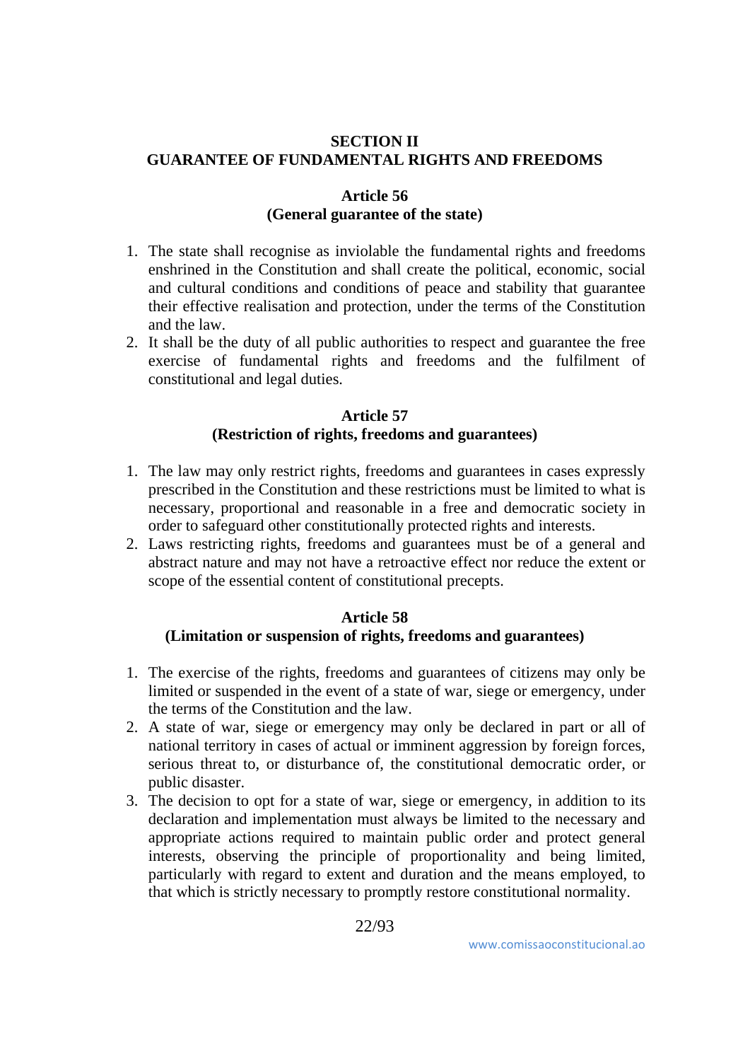## SECTION II
## GUARANTEE OF FUNDAMENTAL RIGHTS AND FREEDOMS

### Article 56
### (General guarantee of the state)

1. The state shall recognise as inviolable the fundamental rights and freedoms enshrined in the Constitution and shall create the political, economic, social and cultural conditions and conditions of peace and stability that guarantee their effective realisation and protection, under the terms of the Constitution and the law.
2. It shall be the duty of all public authorities to respect and guarantee the free exercise of fundamental rights and freedoms and the fulfilment of constitutional and legal duties.

### Article 57
### (Restriction of rights, freedoms and guarantees)

1. The law may only restrict rights, freedoms and guarantees in cases expressly prescribed in the Constitution and these restrictions must be limited to what is necessary, proportional and reasonable in a free and democratic society in order to safeguard other constitutionally protected rights and interests.
2. Laws restricting rights, freedoms and guarantees must be of a general and abstract nature and may not have a retroactive effect nor reduce the extent or scope of the essential content of constitutional precepts.

### Article 58
### (Limitation or suspension of rights, freedoms and guarantees)

1. The exercise of the rights, freedoms and guarantees of citizens may only be limited or suspended in the event of a state of war, siege or emergency, under the terms of the Constitution and the law.
2. A state of war, siege or emergency may only be declared in part or all of national territory in cases of actual or imminent aggression by foreign forces, serious threat to, or disturbance of, the constitutional democratic order, or public disaster.
3. The decision to opt for a state of war, siege or emergency, in addition to its declaration and implementation must always be limited to the necessary and appropriate actions required to maintain public order and protect general interests, observing the principle of proportionality and being limited, particularly with regard to extent and duration and the means employed, to that which is strictly necessary to promptly restore constitutional normality.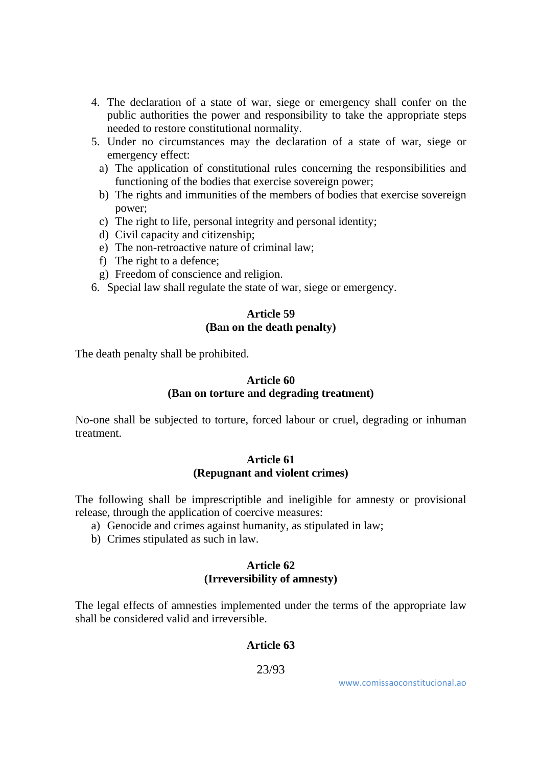4. The declaration of a state of war, siege or emergency shall confer on the public authorities the power and responsibility to take the appropriate steps needed to restore constitutional normality.
5. Under no circumstances may the declaration of a state of war, siege or emergency effect:
   a) The application of constitutional rules concerning the responsibilities and functioning of the bodies that exercise sovereign power;
   b) The rights and immunities of the members of bodies that exercise sovereign power;
   c) The right to life, personal integrity and personal identity;
   d) Civil capacity and citizenship;
   e) The non-retroactive nature of criminal law;
   f) The right to a defence;
   g) Freedom of conscience and religion.
6. Special law shall regulate the state of war, siege or emergency.

**Article 59**
**(Ban on the death penalty)**

The death penalty shall be prohibited.

**Article 60**
**(Ban on torture and degrading treatment)**

No-one shall be subjected to torture, forced labour or cruel, degrading or inhuman treatment.

**Article 61**
**(Repugnant and violent crimes)**

The following shall be imprescriptible and ineligible for amnesty or provisional release, through the application of coercive measures:

a) Genocide and crimes against humanity, as stipulated in law;
b) Crimes stipulated as such in law.

**Article 62**
**(Irreversibility of amnesty)**

The legal effects of amnesties implemented under the terms of the appropriate law shall be considered valid and irreversible.

**Article 63**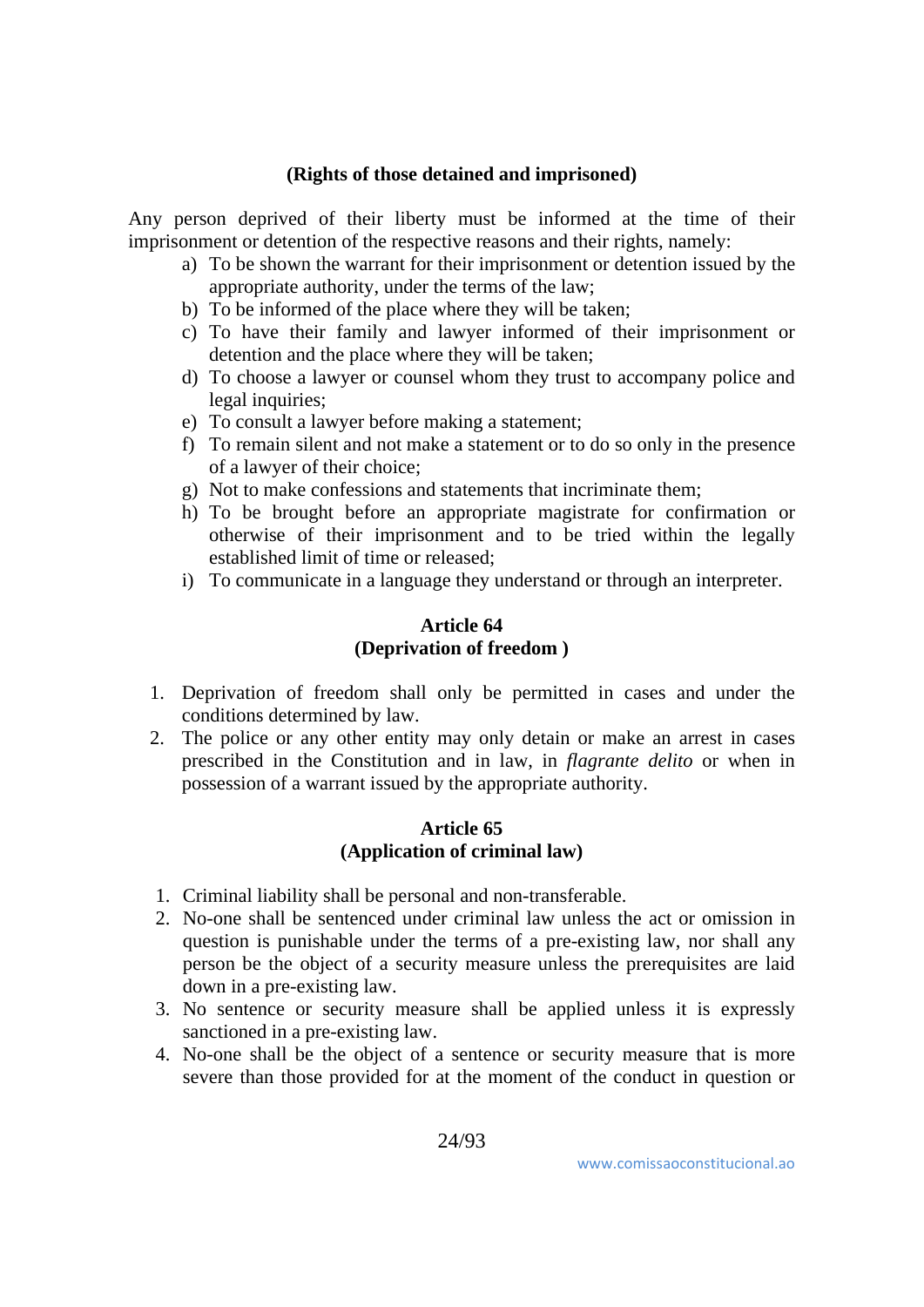**(Rights of those detained and imprisoned)**

Any person deprived of their liberty must be informed at the time of their imprisonment or detention of the respective reasons and their rights, namely:

a) To be shown the warrant for their imprisonment or detention issued by the appropriate authority, under the terms of the law;
b) To be informed of the place where they will be taken;
c) To have their family and lawyer informed of their imprisonment or detention and the place where they will be taken;
d) To choose a lawyer or counsel whom they trust to accompany police and legal inquiries;
e) To consult a lawyer before making a statement;
f) To remain silent and not make a statement or to do so only in the presence of a lawyer of their choice;
g) Not to make confessions and statements that incriminate them;
h) To be brought before an appropriate magistrate for confirmation or otherwise of their imprisonment and to be tried within the legally established limit of time or released;
i) To communicate in a language they understand or through an interpreter.

**Article 64**
**(Deprivation of freedom )**

1. Deprivation of freedom shall only be permitted in cases and under the conditions determined by law.
2. The police or any other entity may only detain or make an arrest in cases prescribed in the Constitution and in law, in *flagrante delito* or when in possession of a warrant issued by the appropriate authority.

**Article 65**
**(Application of criminal law)**

1. Criminal liability shall be personal and non-transferable.
2. No-one shall be sentenced under criminal law unless the act or omission in question is punishable under the terms of a pre-existing law, nor shall any person be the object of a security measure unless the prerequisites are laid down in a pre-existing law.
3. No sentence or security measure shall be applied unless it is expressly sanctioned in a pre-existing law.
4. No-one shall be the object of a sentence or security measure that is more severe than those provided for at the moment of the conduct in question or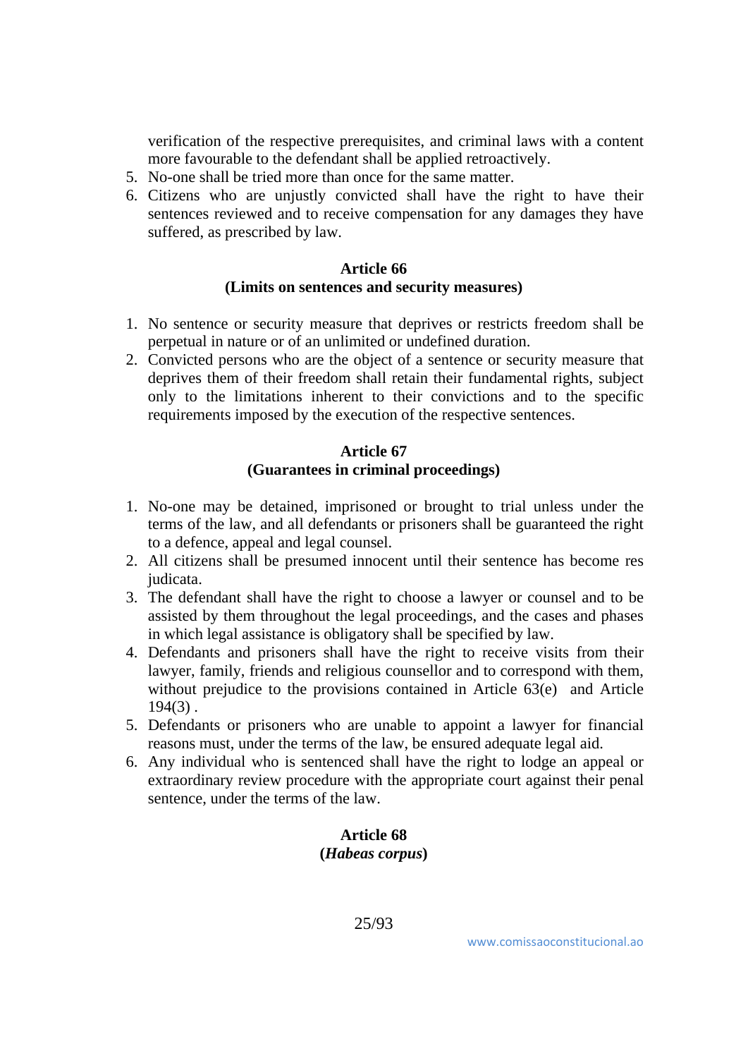verification of the respective prerequisites, and criminal laws with a content more favourable to the defendant shall be applied retroactively.

5. No-one shall be tried more than once for the same matter.
6. Citizens who are unjustly convicted shall have the right to have their sentences reviewed and to receive compensation for any damages they have suffered, as prescribed by law.

**Article 66**
**(Limits on sentences and security measures)**

1. No sentence or security measure that deprives or restricts freedom shall be perpetual in nature or of an unlimited or undefined duration.
2. Convicted persons who are the object of a sentence or security measure that deprives them of their freedom shall retain their fundamental rights, subject only to the limitations inherent to their convictions and to the specific requirements imposed by the execution of the respective sentences.

**Article 67**
**(Guarantees in criminal proceedings)**

1. No-one may be detained, imprisoned or brought to trial unless under the terms of the law, and all defendants or prisoners shall be guaranteed the right to a defence, appeal and legal counsel.
2. All citizens shall be presumed innocent until their sentence has become res judicata.
3. The defendant shall have the right to choose a lawyer or counsel and to be assisted by them throughout the legal proceedings, and the cases and phases in which legal assistance is obligatory shall be specified by law.
4. Defendants and prisoners shall have the right to receive visits from their lawyer, family, friends and religious counsellor and to correspond with them, without prejudice to the provisions contained in Article 63(e) and Article 194(3) .
5. Defendants or prisoners who are unable to appoint a lawyer for financial reasons must, under the terms of the law, be ensured adequate legal aid.
6. Any individual who is sentenced shall have the right to lodge an appeal or extraordinary review procedure with the appropriate court against their penal sentence, under the terms of the law.

**Article 68**
**(*Habeas corpus*)**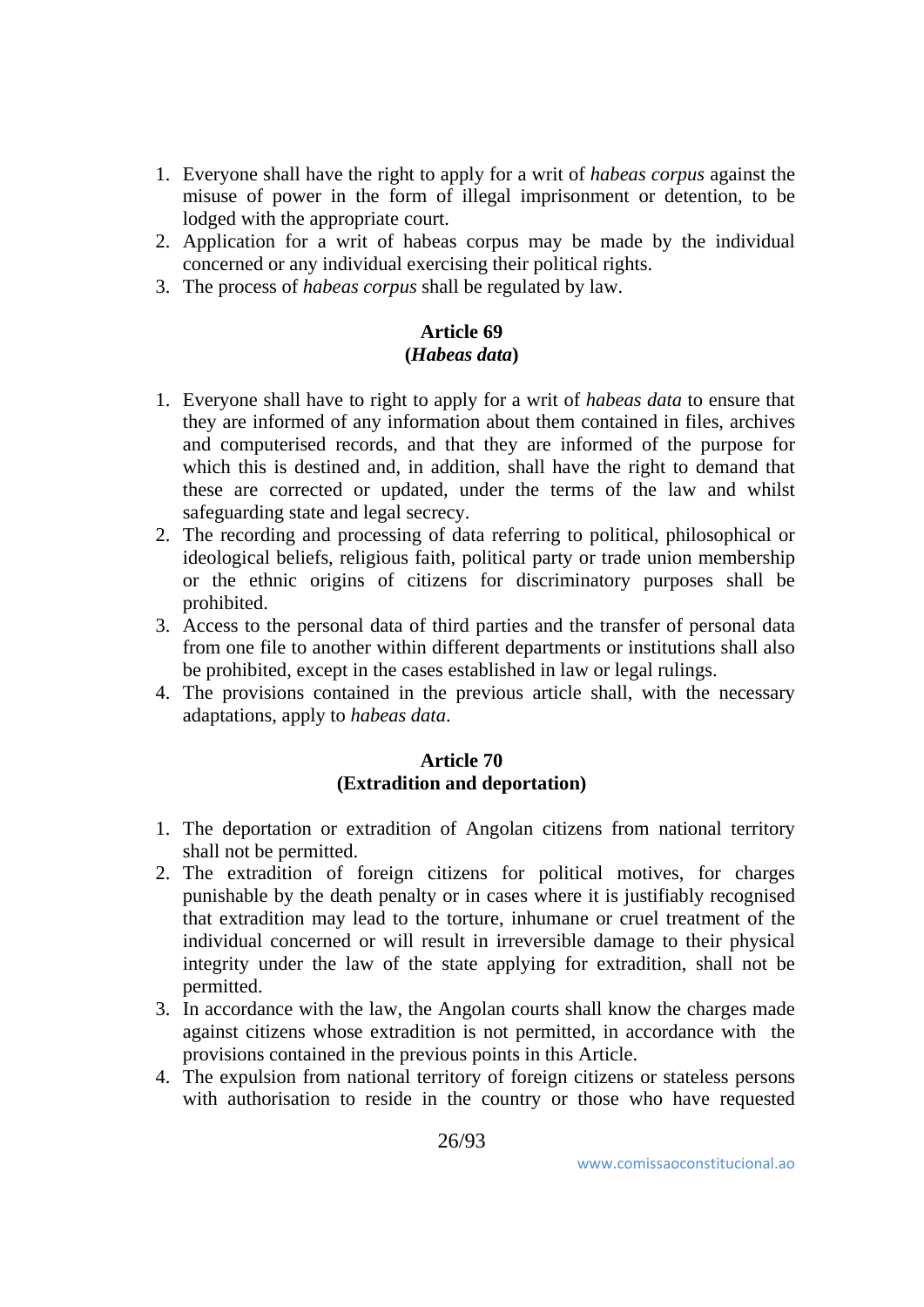1. Everyone shall have the right to apply for a writ of *habeas corpus* against the misuse of power in the form of illegal imprisonment or detention, to be lodged with the appropriate court.
2. Application for a writ of habeas corpus may be made by the individual concerned or any individual exercising their political rights.
3. The process of *habeas corpus* shall be regulated by law.

**Article 69**
**(*Habeas data*)**

1. Everyone shall have to right to apply for a writ of *habeas data* to ensure that they are informed of any information about them contained in files, archives and computerised records, and that they are informed of the purpose for which this is destined and, in addition, shall have the right to demand that these are corrected or updated, under the terms of the law and whilst safeguarding state and legal secrecy.
2. The recording and processing of data referring to political, philosophical or ideological beliefs, religious faith, political party or trade union membership or the ethnic origins of citizens for discriminatory purposes shall be prohibited.
3. Access to the personal data of third parties and the transfer of personal data from one file to another within different departments or institutions shall also be prohibited, except in the cases established in law or legal rulings.
4. The provisions contained in the previous article shall, with the necessary adaptations, apply to *habeas data*.

**Article 70**
**(Extradition and deportation)**

1. The deportation or extradition of Angolan citizens from national territory shall not be permitted.
2. The extradition of foreign citizens for political motives, for charges punishable by the death penalty or in cases where it is justifiably recognised that extradition may lead to the torture, inhumane or cruel treatment of the individual concerned or will result in irreversible damage to their physical integrity under the law of the state applying for extradition, shall not be permitted.
3. In accordance with the law, the Angolan courts shall know the charges made against citizens whose extradition is not permitted, in accordance with the provisions contained in the previous points in this Article.
4. The expulsion from national territory of foreign citizens or stateless persons with authorisation to reside in the country or those who have requested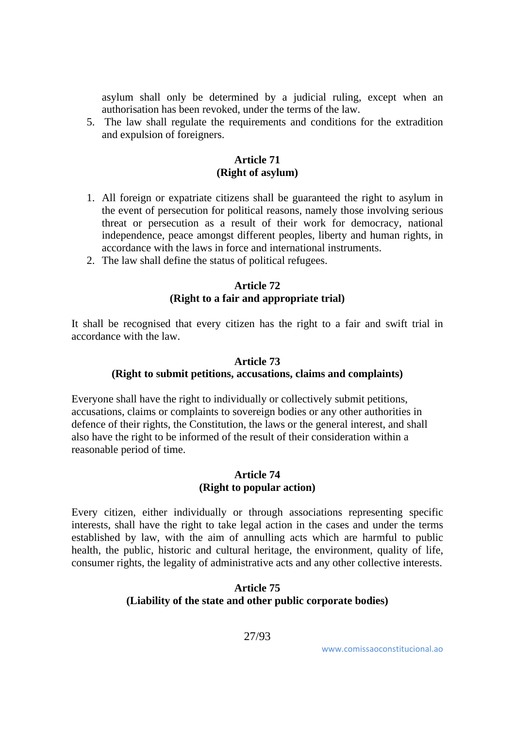asylum shall only be determined by a judicial ruling, except when an authorisation has been revoked, under the terms of the law.

5. The law shall regulate the requirements and conditions for the extradition and expulsion of foreigners.

**Article 71**
**(Right of asylum)**

1. All foreign or expatriate citizens shall be guaranteed the right to asylum in the event of persecution for political reasons, namely those involving serious threat or persecution as a result of their work for democracy, national independence, peace amongst different peoples, liberty and human rights, in accordance with the laws in force and international instruments.
2. The law shall define the status of political refugees.

**Article 72**
**(Right to a fair and appropriate trial)**

It shall be recognised that every citizen has the right to a fair and swift trial in accordance with the law.

**Article 73**
**(Right to submit petitions, accusations, claims and complaints)**

Everyone shall have the right to individually or collectively submit petitions, accusations, claims or complaints to sovereign bodies or any other authorities in defence of their rights, the Constitution, the laws or the general interest, and shall also have the right to be informed of the result of their consideration within a reasonable period of time.

**Article 74**
**(Right to popular action)**

Every citizen, either individually or through associations representing specific interests, shall have the right to take legal action in the cases and under the terms established by law, with the aim of annulling acts which are harmful to public health, the public, historic and cultural heritage, the environment, quality of life, consumer rights, the legality of administrative acts and any other collective interests.

**Article 75**
**(Liability of the state and other public corporate bodies)**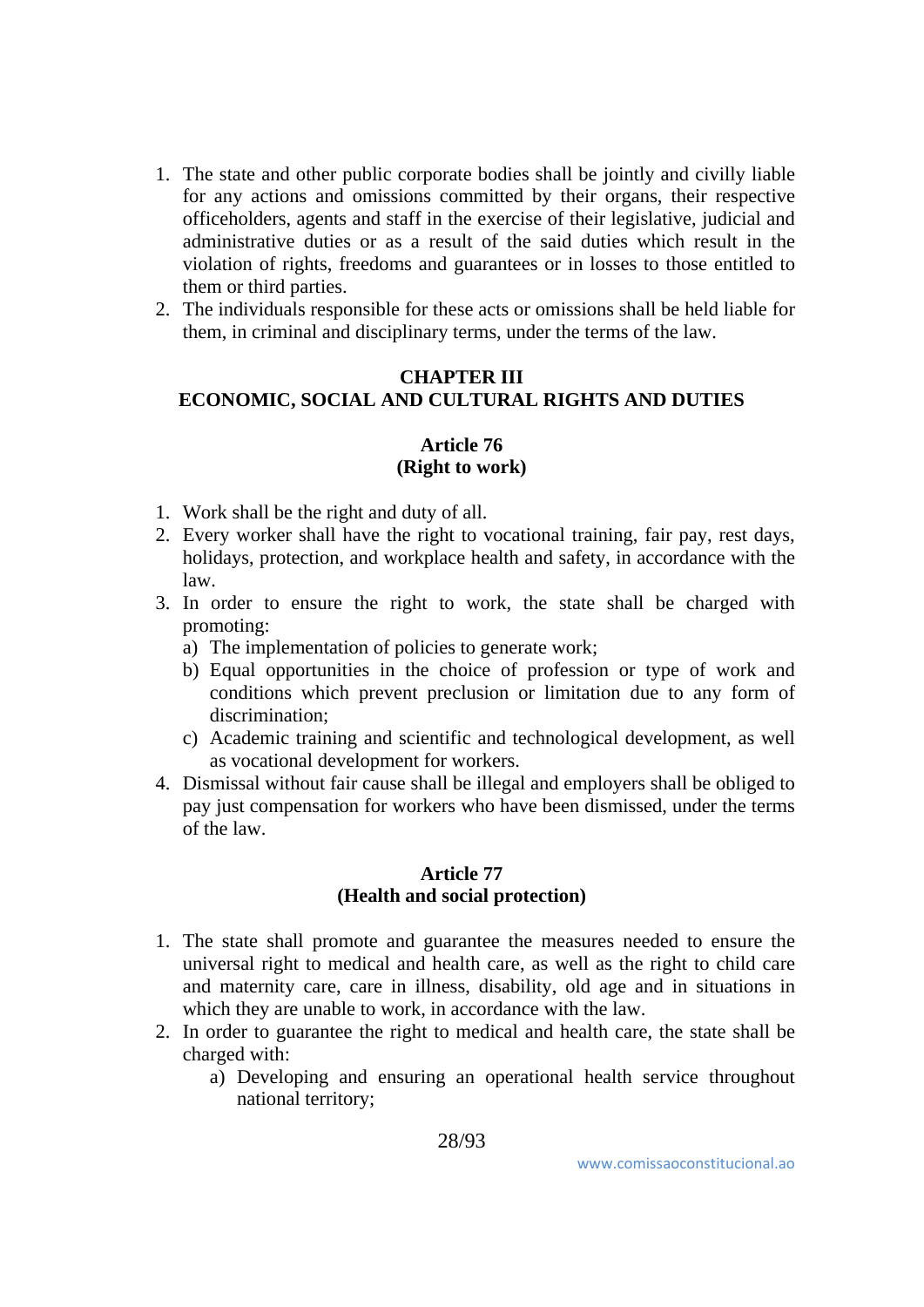1. The state and other public corporate bodies shall be jointly and civilly liable for any actions and omissions committed by their organs, their respective officeholders, agents and staff in the exercise of their legislative, judicial and administrative duties or as a result of the said duties which result in the violation of rights, freedoms and guarantees or in losses to those entitled to them or third parties.
2. The individuals responsible for these acts or omissions shall be held liable for them, in criminal and disciplinary terms, under the terms of the law.

## CHAPTER III
## ECONOMIC, SOCIAL AND CULTURAL RIGHTS AND DUTIES

### Article 76
### (Right to work)

1. Work shall be the right and duty of all.
2. Every worker shall have the right to vocational training, fair pay, rest days, holidays, protection, and workplace health and safety, in accordance with the law.
3. In order to ensure the right to work, the state shall be charged with promoting:
   a) The implementation of policies to generate work;
   b) Equal opportunities in the choice of profession or type of work and conditions which prevent preclusion or limitation due to any form of discrimination;
   c) Academic training and scientific and technological development, as well as vocational development for workers.
4. Dismissal without fair cause shall be illegal and employers shall be obliged to pay just compensation for workers who have been dismissed, under the terms of the law.

### Article 77
### (Health and social protection)

1. The state shall promote and guarantee the measures needed to ensure the universal right to medical and health care, as well as the right to child care and maternity care, care in illness, disability, old age and in situations in which they are unable to work, in accordance with the law.
2. In order to guarantee the right to medical and health care, the state shall be charged with:
   a) Developing and ensuring an operational health service throughout national territory;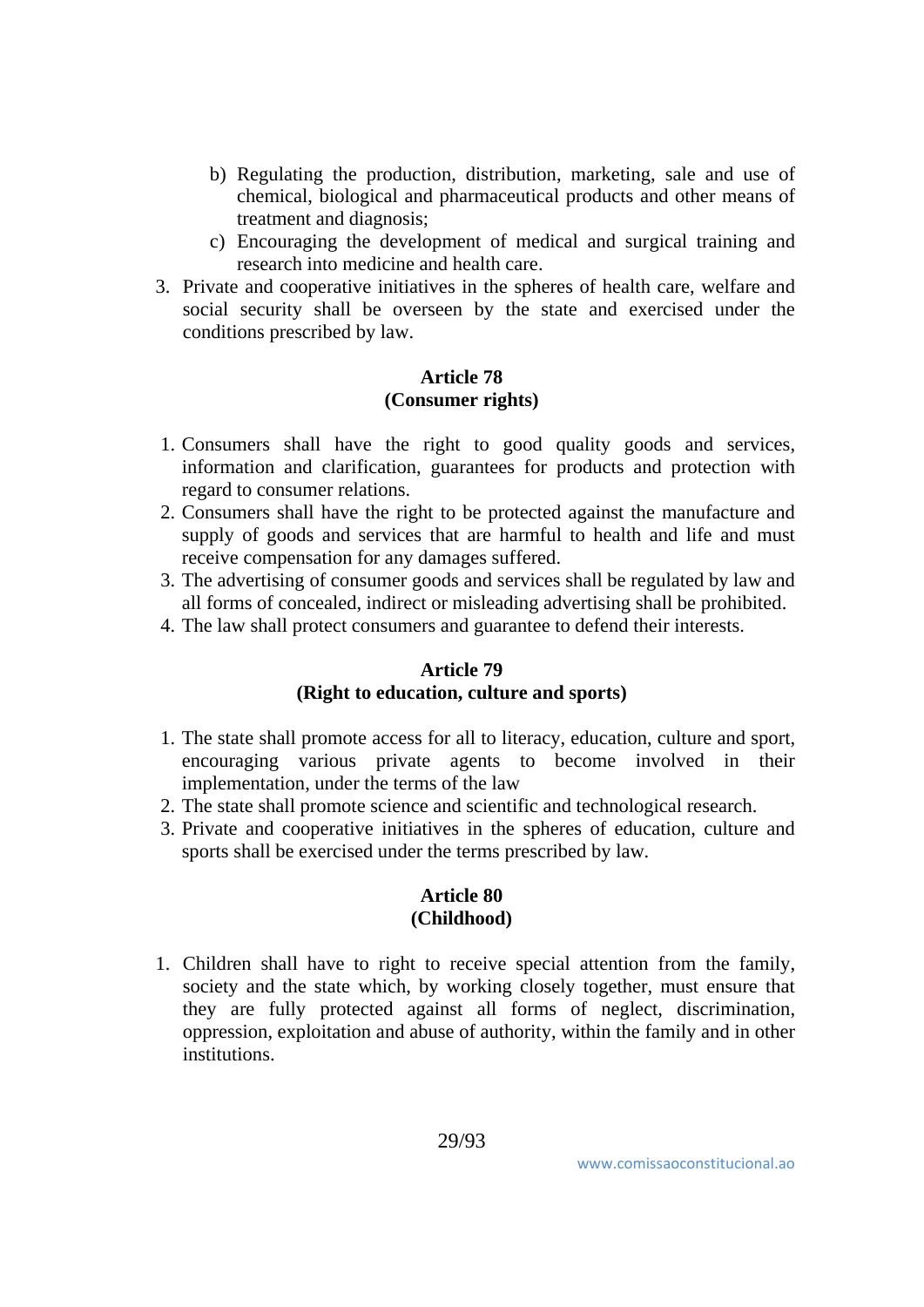b) Regulating the production, distribution, marketing, sale and use of chemical, biological and pharmaceutical products and other means of treatment and diagnosis;
c) Encouraging the development of medical and surgical training and research into medicine and health care.

3. Private and cooperative initiatives in the spheres of health care, welfare and social security shall be overseen by the state and exercised under the conditions prescribed by law.

### Article 78
### (Consumer rights)

1. Consumers shall have the right to good quality goods and services, information and clarification, guarantees for products and protection with regard to consumer relations.
2. Consumers shall have the right to be protected against the manufacture and supply of goods and services that are harmful to health and life and must receive compensation for any damages suffered.
3. The advertising of consumer goods and services shall be regulated by law and all forms of concealed, indirect or misleading advertising shall be prohibited.
4. The law shall protect consumers and guarantee to defend their interests.

### Article 79
### (Right to education, culture and sports)

1. The state shall promote access for all to literacy, education, culture and sport, encouraging various private agents to become involved in their implementation, under the terms of the law
2. The state shall promote science and scientific and technological research.
3. Private and cooperative initiatives in the spheres of education, culture and sports shall be exercised under the terms prescribed by law.

### Article 80
### (Childhood)

1. Children shall have to right to receive special attention from the family, society and the state which, by working closely together, must ensure that they are fully protected against all forms of neglect, discrimination, oppression, exploitation and abuse of authority, within the family and in other institutions.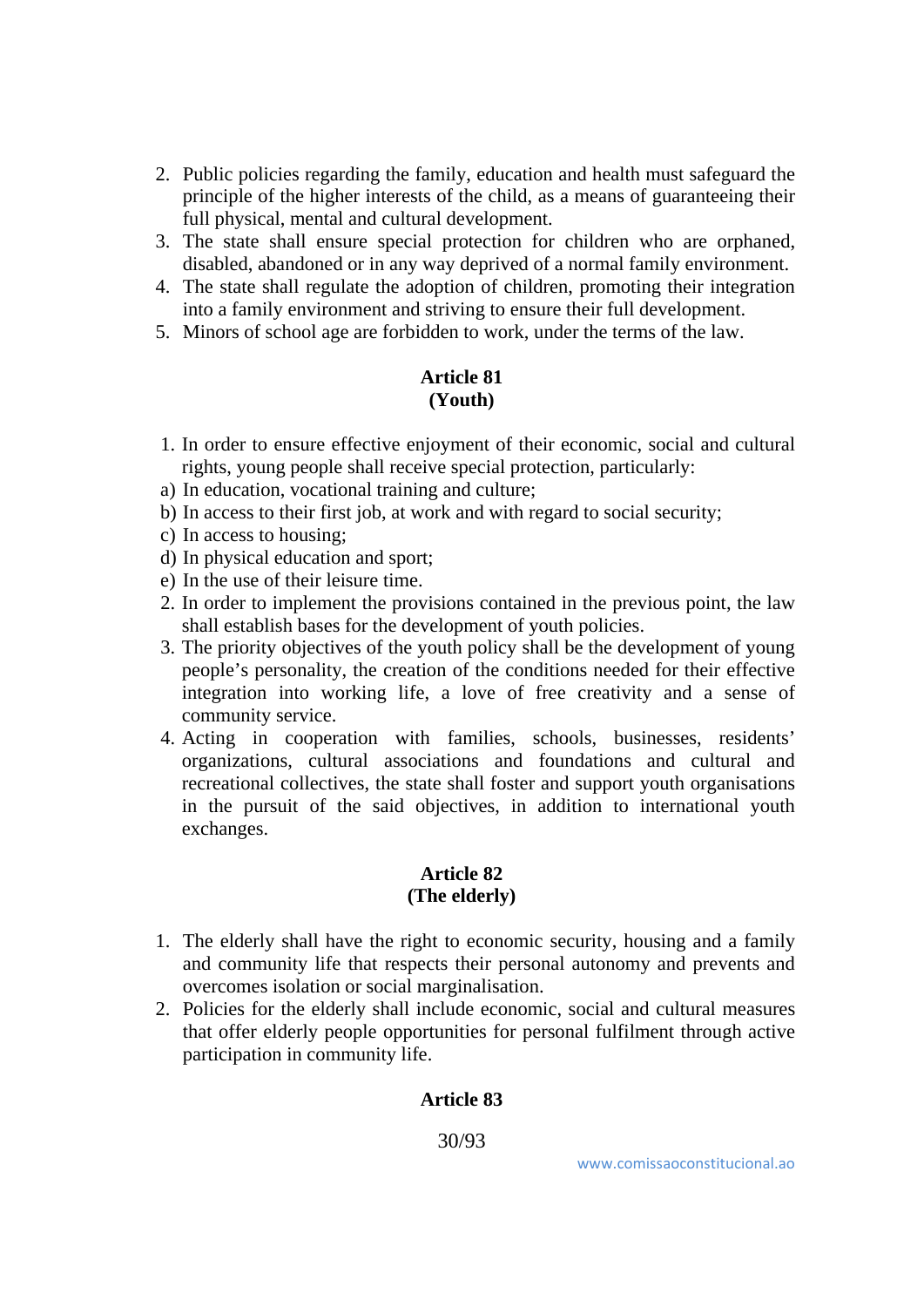2. Public policies regarding the family, education and health must safeguard the principle of the higher interests of the child, as a means of guaranteeing their full physical, mental and cultural development.
3. The state shall ensure special protection for children who are orphaned, disabled, abandoned or in any way deprived of a normal family environment.
4. The state shall regulate the adoption of children, promoting their integration into a family environment and striving to ensure their full development.
5. Minors of school age are forbidden to work, under the terms of the law.

**Article 81**
**(Youth)**

1. In order to ensure effective enjoyment of their economic, social and cultural rights, young people shall receive special protection, particularly:

a) In education, vocational training and culture;
b) In access to their first job, at work and with regard to social security;
c) In access to housing;
d) In physical education and sport;
e) In the use of their leisure time.

2. In order to implement the provisions contained in the previous point, the law shall establish bases for the development of youth policies.
3. The priority objectives of the youth policy shall be the development of young people's personality, the creation of the conditions needed for their effective integration into working life, a love of free creativity and a sense of community service.
4. Acting in cooperation with families, schools, businesses, residents' organizations, cultural associations and foundations and cultural and recreational collectives, the state shall foster and support youth organisations in the pursuit of the said objectives, in addition to international youth exchanges.

**Article 82**
**(The elderly)**

1. The elderly shall have the right to economic security, housing and a family and community life that respects their personal autonomy and prevents and overcomes isolation or social marginalisation.
2. Policies for the elderly shall include economic, social and cultural measures that offer elderly people opportunities for personal fulfilment through active participation in community life.

**Article 83**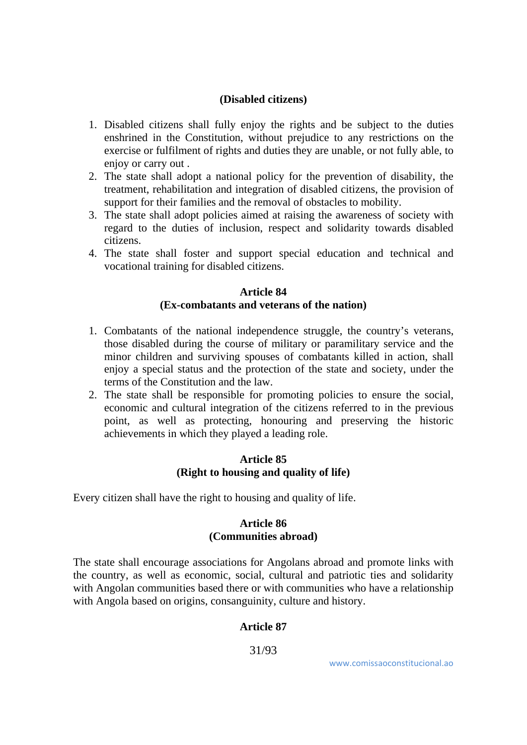**(Disabled citizens)**

1. Disabled citizens shall fully enjoy the rights and be subject to the duties enshrined in the Constitution, without prejudice to any restrictions on the exercise or fulfilment of rights and duties they are unable, or not fully able, to enjoy or carry out .
2. The state shall adopt a national policy for the prevention of disability, the treatment, rehabilitation and integration of disabled citizens, the provision of support for their families and the removal of obstacles to mobility.
3. The state shall adopt policies aimed at raising the awareness of society with regard to the duties of inclusion, respect and solidarity towards disabled citizens.
4. The state shall foster and support special education and technical and vocational training for disabled citizens.

**Article 84**
**(Ex-combatants and veterans of the nation)**

1. Combatants of the national independence struggle, the country's veterans, those disabled during the course of military or paramilitary service and the minor children and surviving spouses of combatants killed in action, shall enjoy a special status and the protection of the state and society, under the terms of the Constitution and the law.
2. The state shall be responsible for promoting policies to ensure the social, economic and cultural integration of the citizens referred to in the previous point, as well as protecting, honouring and preserving the historic achievements in which they played a leading role.

**Article 85**
**(Right to housing and quality of life)**

Every citizen shall have the right to housing and quality of life.

**Article 86**
**(Communities abroad)**

The state shall encourage associations for Angolans abroad and promote links with the country, as well as economic, social, cultural and patriotic ties and solidarity with Angolan communities based there or with communities who have a relationship with Angola based on origins, consanguinity, culture and history.

**Article 87**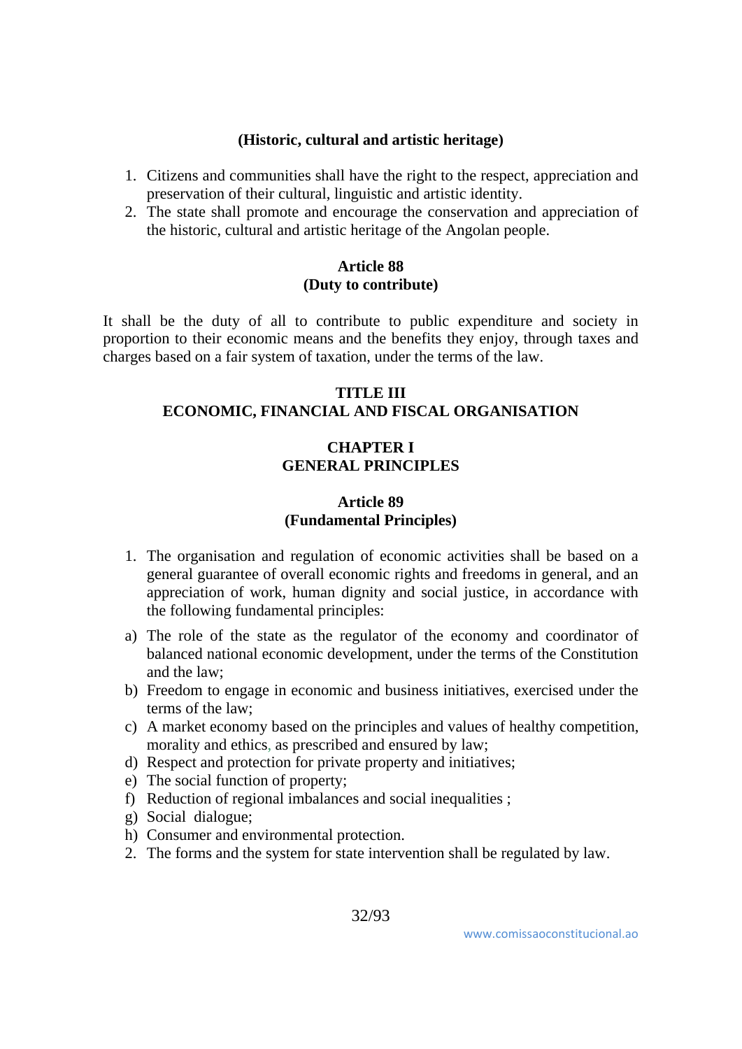**(Historic, cultural and artistic heritage)**

1. Citizens and communities shall have the right to the respect, appreciation and preservation of their cultural, linguistic and artistic identity.
2. The state shall promote and encourage the conservation and appreciation of the historic, cultural and artistic heritage of the Angolan people.

**Article 88**
**(Duty to contribute)**

It shall be the duty of all to contribute to public expenditure and society in proportion to their economic means and the benefits they enjoy, through taxes and charges based on a fair system of taxation, under the terms of the law.

# TITLE III
# ECONOMIC, FINANCIAL AND FISCAL ORGANISATION

## CHAPTER I
## GENERAL PRINCIPLES

**Article 89**
**(Fundamental Principles)**

1. The organisation and regulation of economic activities shall be based on a general guarantee of overall economic rights and freedoms in general, and an appreciation of work, human dignity and social justice, in accordance with the following fundamental principles:

a) The role of the state as the regulator of the economy and coordinator of balanced national economic development, under the terms of the Constitution and the law;
b) Freedom to engage in economic and business initiatives, exercised under the terms of the law;
c) A market economy based on the principles and values of healthy competition, morality and ethics, as prescribed and ensured by law;
d) Respect and protection for private property and initiatives;
e) The social function of property;
f) Reduction of regional imbalances and social inequalities ;
g) Social dialogue;
h) Consumer and environmental protection.

2. The forms and the system for state intervention shall be regulated by law.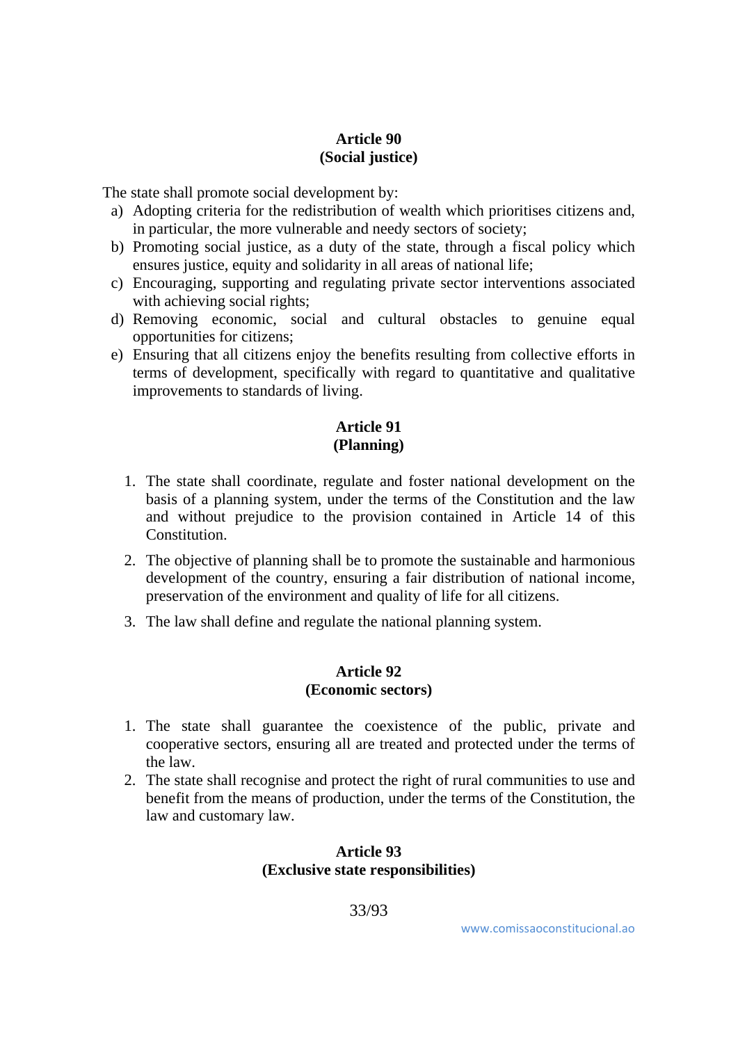**Article 90**
**(Social justice)**

The state shall promote social development by:

a) Adopting criteria for the redistribution of wealth which prioritises citizens and, in particular, the more vulnerable and needy sectors of society;
b) Promoting social justice, as a duty of the state, through a fiscal policy which ensures justice, equity and solidarity in all areas of national life;
c) Encouraging, supporting and regulating private sector interventions associated with achieving social rights;
d) Removing economic, social and cultural obstacles to genuine equal opportunities for citizens;
e) Ensuring that all citizens enjoy the benefits resulting from collective efforts in terms of development, specifically with regard to quantitative and qualitative improvements to standards of living.

**Article 91**
**(Planning)**

1. The state shall coordinate, regulate and foster national development on the basis of a planning system, under the terms of the Constitution and the law and without prejudice to the provision contained in Article 14 of this Constitution.
2. The objective of planning shall be to promote the sustainable and harmonious development of the country, ensuring a fair distribution of national income, preservation of the environment and quality of life for all citizens.
3. The law shall define and regulate the national planning system.

**Article 92**
**(Economic sectors)**

1. The state shall guarantee the coexistence of the public, private and cooperative sectors, ensuring all are treated and protected under the terms of the law.
2. The state shall recognise and protect the right of rural communities to use and benefit from the means of production, under the terms of the Constitution, the law and customary law.

**Article 93**
**(Exclusive state responsibilities)**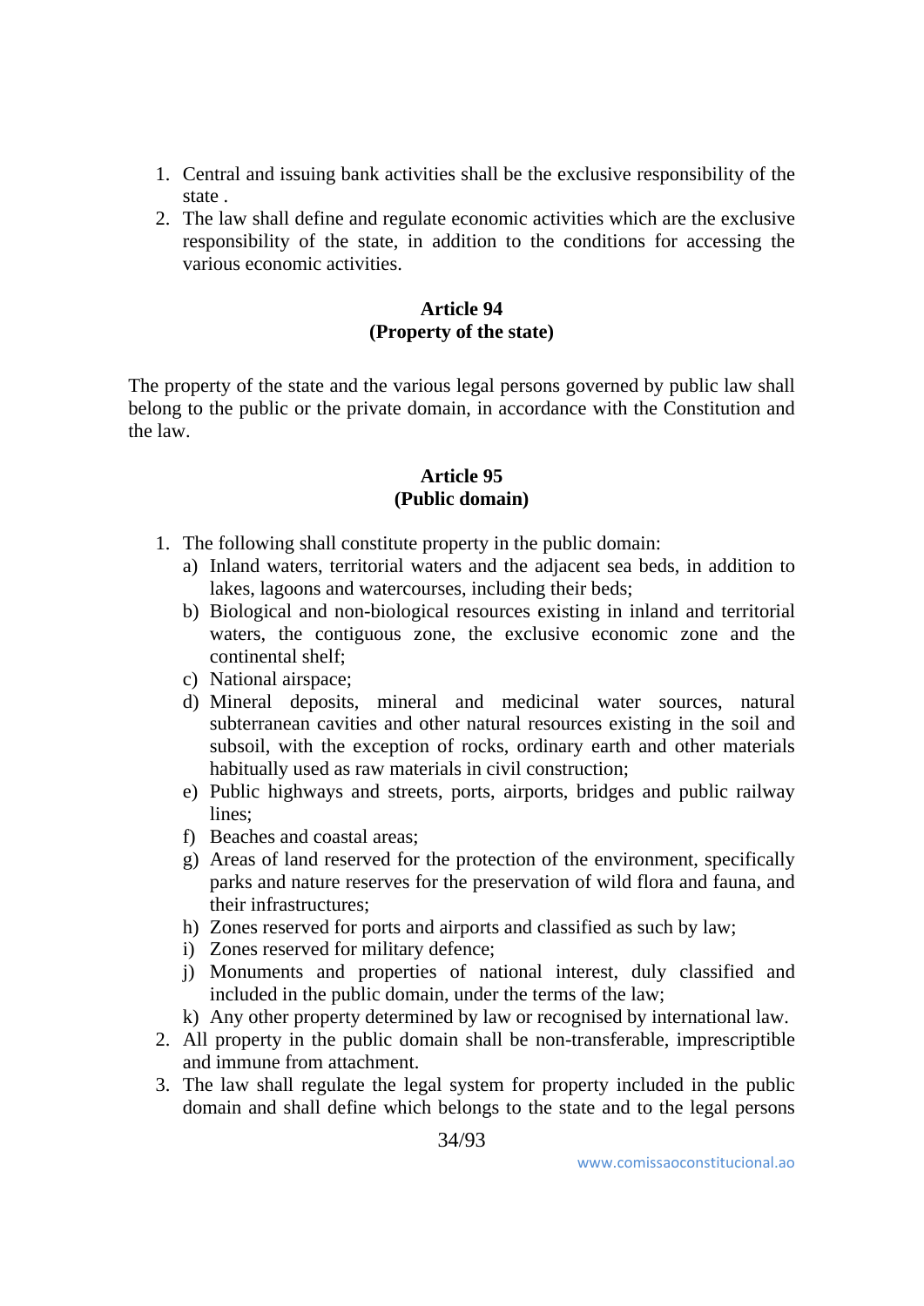1. Central and issuing bank activities shall be the exclusive responsibility of the state .
2. The law shall define and regulate economic activities which are the exclusive responsibility of the state, in addition to the conditions for accessing the various economic activities.

**Article 94**
**(Property of the state)**

The property of the state and the various legal persons governed by public law shall belong to the public or the private domain, in accordance with the Constitution and the law.

**Article 95**
**(Public domain)**

1. The following shall constitute property in the public domain:
   a) Inland waters, territorial waters and the adjacent sea beds, in addition to lakes, lagoons and watercourses, including their beds;
   b) Biological and non-biological resources existing in inland and territorial waters, the contiguous zone, the exclusive economic zone and the continental shelf;
   c) National airspace;
   d) Mineral deposits, mineral and medicinal water sources, natural subterranean cavities and other natural resources existing in the soil and subsoil, with the exception of rocks, ordinary earth and other materials habitually used as raw materials in civil construction;
   e) Public highways and streets, ports, airports, bridges and public railway lines;
   f) Beaches and coastal areas;
   g) Areas of land reserved for the protection of the environment, specifically parks and nature reserves for the preservation of wild flora and fauna, and their infrastructures;
   h) Zones reserved for ports and airports and classified as such by law;
   i) Zones reserved for military defence;
   j) Monuments and properties of national interest, duly classified and included in the public domain, under the terms of the law;
   k) Any other property determined by law or recognised by international law.
2. All property in the public domain shall be non-transferable, imprescriptible and immune from attachment.
3. The law shall regulate the legal system for property included in the public domain and shall define which belongs to the state and to the legal persons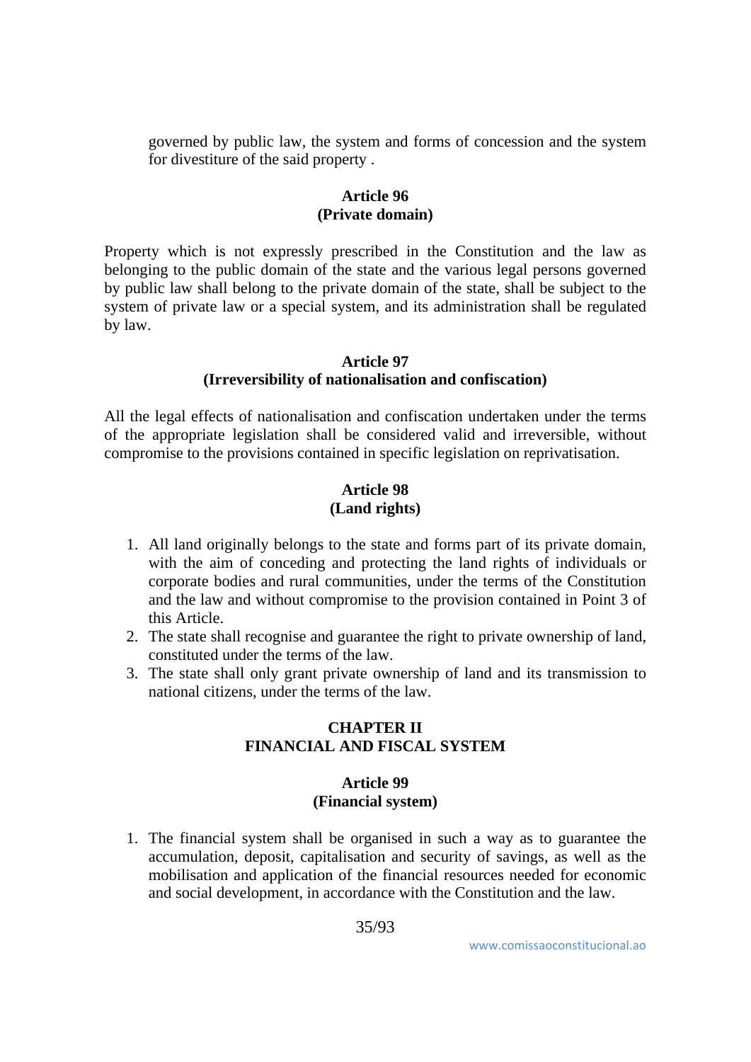governed by public law, the system and forms of concession and the system for divestiture of the said property .

**Article 96**
**(Private domain)**

Property which is not expressly prescribed in the Constitution and the law as belonging to the public domain of the state and the various legal persons governed by public law shall belong to the private domain of the state, shall be subject to the system of private law or a special system, and its administration shall be regulated by law.

**Article 97**
**(Irreversibility of nationalisation and confiscation)**

All the legal effects of nationalisation and confiscation undertaken under the terms of the appropriate legislation shall be considered valid and irreversible, without compromise to the provisions contained in specific legislation on reprivatisation.

**Article 98**
**(Land rights)**

1. All land originally belongs to the state and forms part of its private domain, with the aim of conceding and protecting the land rights of individuals or corporate bodies and rural communities, under the terms of the Constitution and the law and without compromise to the provision contained in Point 3 of this Article.
2. The state shall recognise and guarantee the right to private ownership of land, constituted under the terms of the law.
3. The state shall only grant private ownership of land and its transmission to national citizens, under the terms of the law.

## CHAPTER II
## FINANCIAL AND FISCAL SYSTEM

**Article 99**
**(Financial system)**

1. The financial system shall be organised in such a way as to guarantee the accumulation, deposit, capitalisation and security of savings, as well as the mobilisation and application of the financial resources needed for economic and social development, in accordance with the Constitution and the law.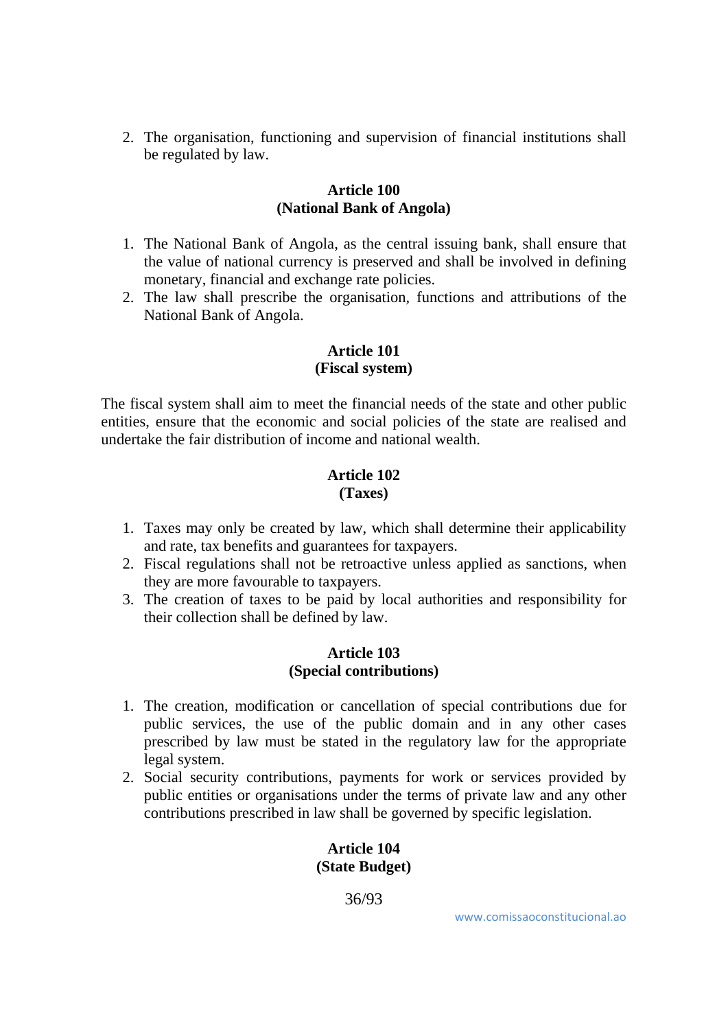2. The organisation, functioning and supervision of financial institutions shall be regulated by law.

**Article 100**
**(National Bank of Angola)**

1. The National Bank of Angola, as the central issuing bank, shall ensure that the value of national currency is preserved and shall be involved in defining monetary, financial and exchange rate policies.
2. The law shall prescribe the organisation, functions and attributions of the National Bank of Angola.

**Article 101**
**(Fiscal system)**

The fiscal system shall aim to meet the financial needs of the state and other public entities, ensure that the economic and social policies of the state are realised and undertake the fair distribution of income and national wealth.

**Article 102**
**(Taxes)**

1. Taxes may only be created by law, which shall determine their applicability and rate, tax benefits and guarantees for taxpayers.
2. Fiscal regulations shall not be retroactive unless applied as sanctions, when they are more favourable to taxpayers.
3. The creation of taxes to be paid by local authorities and responsibility for their collection shall be defined by law.

**Article 103**
**(Special contributions)**

1. The creation, modification or cancellation of special contributions due for public services, the use of the public domain and in any other cases prescribed by law must be stated in the regulatory law for the appropriate legal system.
2. Social security contributions, payments for work or services provided by public entities or organisations under the terms of private law and any other contributions prescribed in law shall be governed by specific legislation.

**Article 104**
**(State Budget)**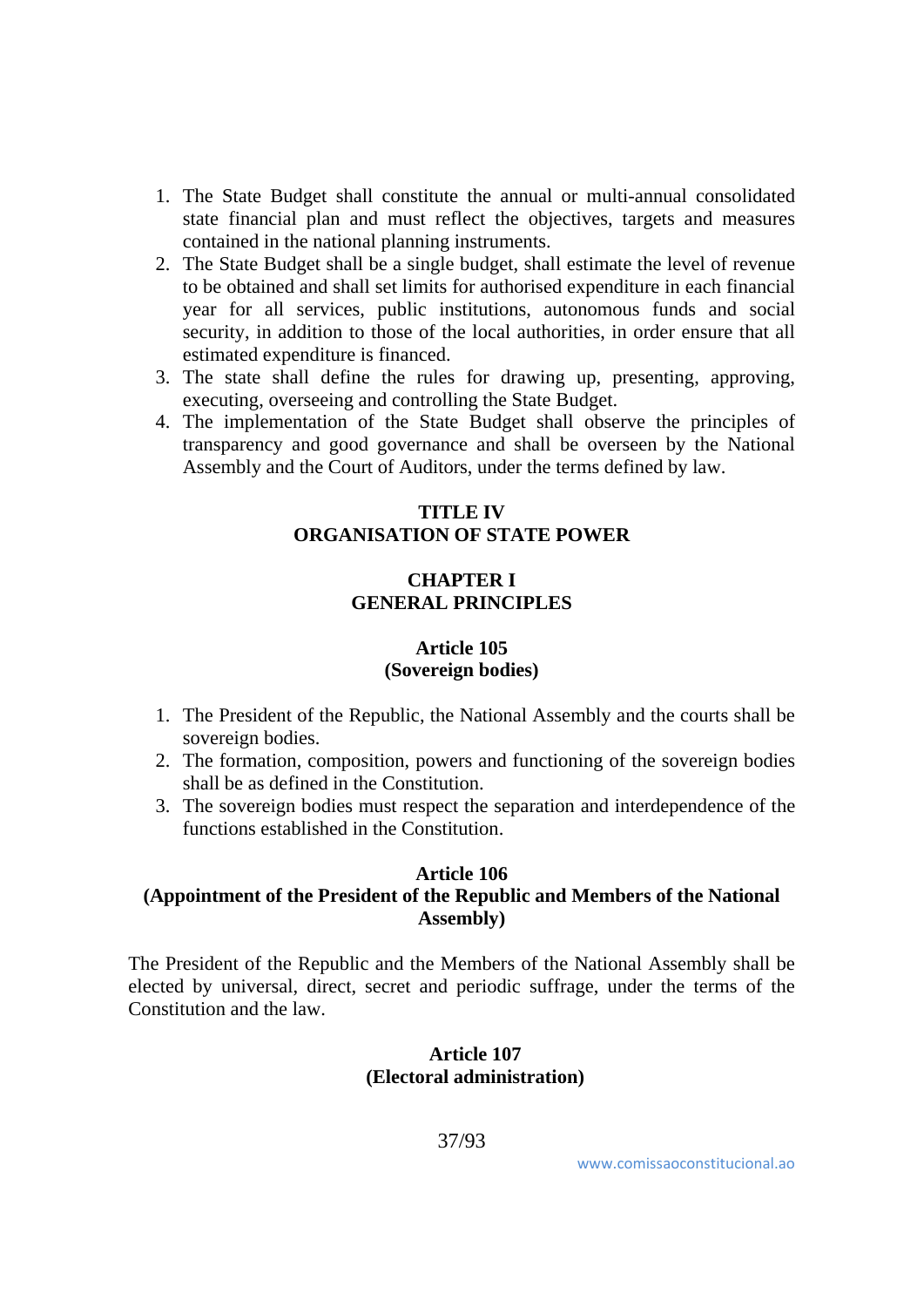1. The State Budget shall constitute the annual or multi-annual consolidated state financial plan and must reflect the objectives, targets and measures contained in the national planning instruments.
2. The State Budget shall be a single budget, shall estimate the level of revenue to be obtained and shall set limits for authorised expenditure in each financial year for all services, public institutions, autonomous funds and social security, in addition to those of the local authorities, in order ensure that all estimated expenditure is financed.
3. The state shall define the rules for drawing up, presenting, approving, executing, overseeing and controlling the State Budget.
4. The implementation of the State Budget shall observe the principles of transparency and good governance and shall be overseen by the National Assembly and the Court of Auditors, under the terms defined by law.

# TITLE IV
# ORGANISATION OF STATE POWER

## CHAPTER I
## GENERAL PRINCIPLES

### Article 105
### (Sovereign bodies)

1. The President of the Republic, the National Assembly and the courts shall be sovereign bodies.
2. The formation, composition, powers and functioning of the sovereign bodies shall be as defined in the Constitution.
3. The sovereign bodies must respect the separation and interdependence of the functions established in the Constitution.

### Article 106
### (Appointment of the President of the Republic and Members of the National Assembly)

The President of the Republic and the Members of the National Assembly shall be elected by universal, direct, secret and periodic suffrage, under the terms of the Constitution and the law.

### Article 107
### (Electoral administration)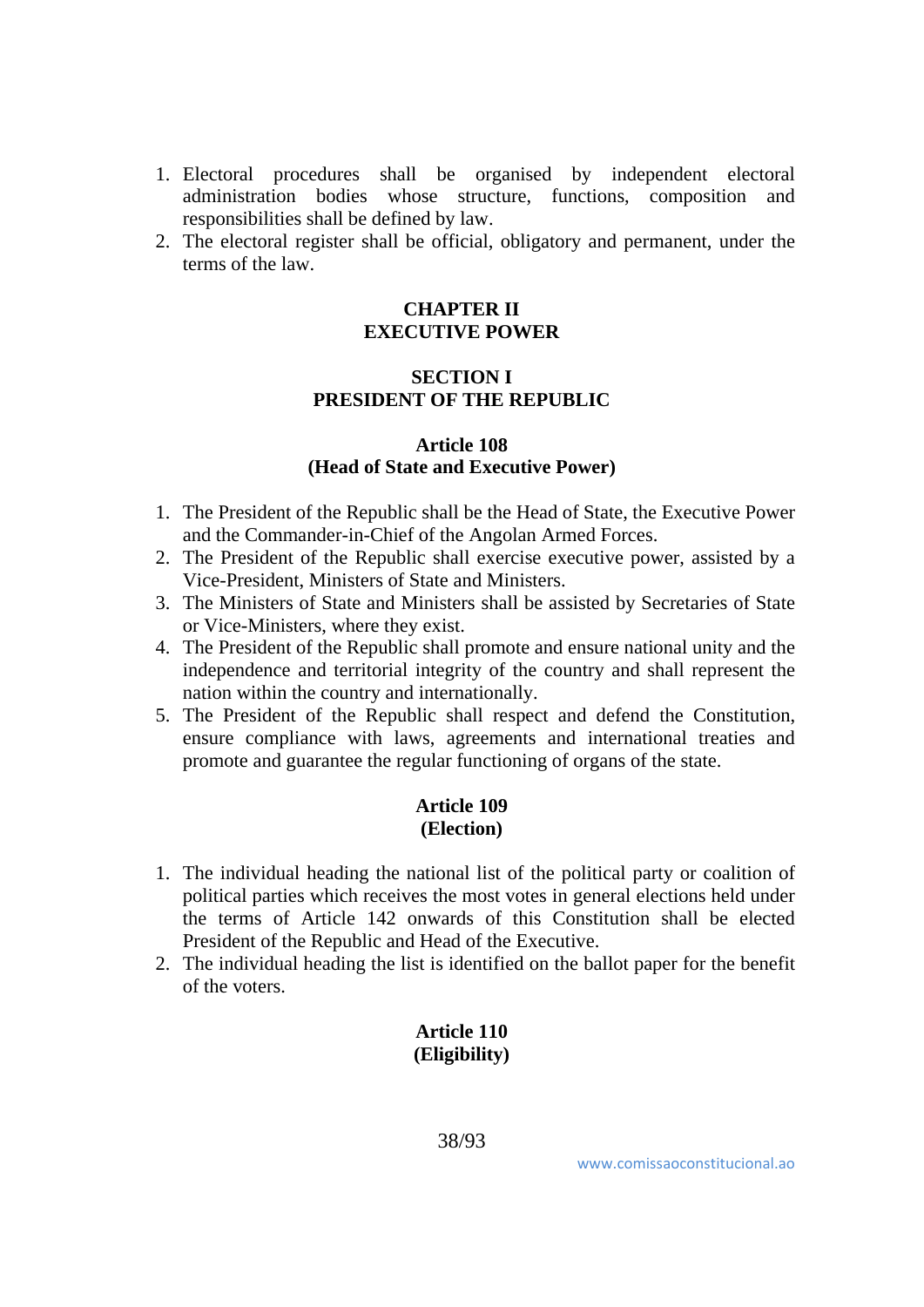1. Electoral procedures shall be organised by independent electoral administration bodies whose structure, functions, composition and responsibilities shall be defined by law.
2. The electoral register shall be official, obligatory and permanent, under the terms of the law.

## CHAPTER II
## EXECUTIVE POWER

### SECTION I
### PRESIDENT OF THE REPUBLIC

#### Article 108
#### (Head of State and Executive Power)

1. The President of the Republic shall be the Head of State, the Executive Power and the Commander-in-Chief of the Angolan Armed Forces.
2. The President of the Republic shall exercise executive power, assisted by a Vice-President, Ministers of State and Ministers.
3. The Ministers of State and Ministers shall be assisted by Secretaries of State or Vice-Ministers, where they exist.
4. The President of the Republic shall promote and ensure national unity and the independence and territorial integrity of the country and shall represent the nation within the country and internationally.
5. The President of the Republic shall respect and defend the Constitution, ensure compliance with laws, agreements and international treaties and promote and guarantee the regular functioning of organs of the state.

#### Article 109
#### (Election)

1. The individual heading the national list of the political party or coalition of political parties which receives the most votes in general elections held under the terms of Article 142 onwards of this Constitution shall be elected President of the Republic and Head of the Executive.
2. The individual heading the list is identified on the ballot paper for the benefit of the voters.

#### Article 110
#### (Eligibility)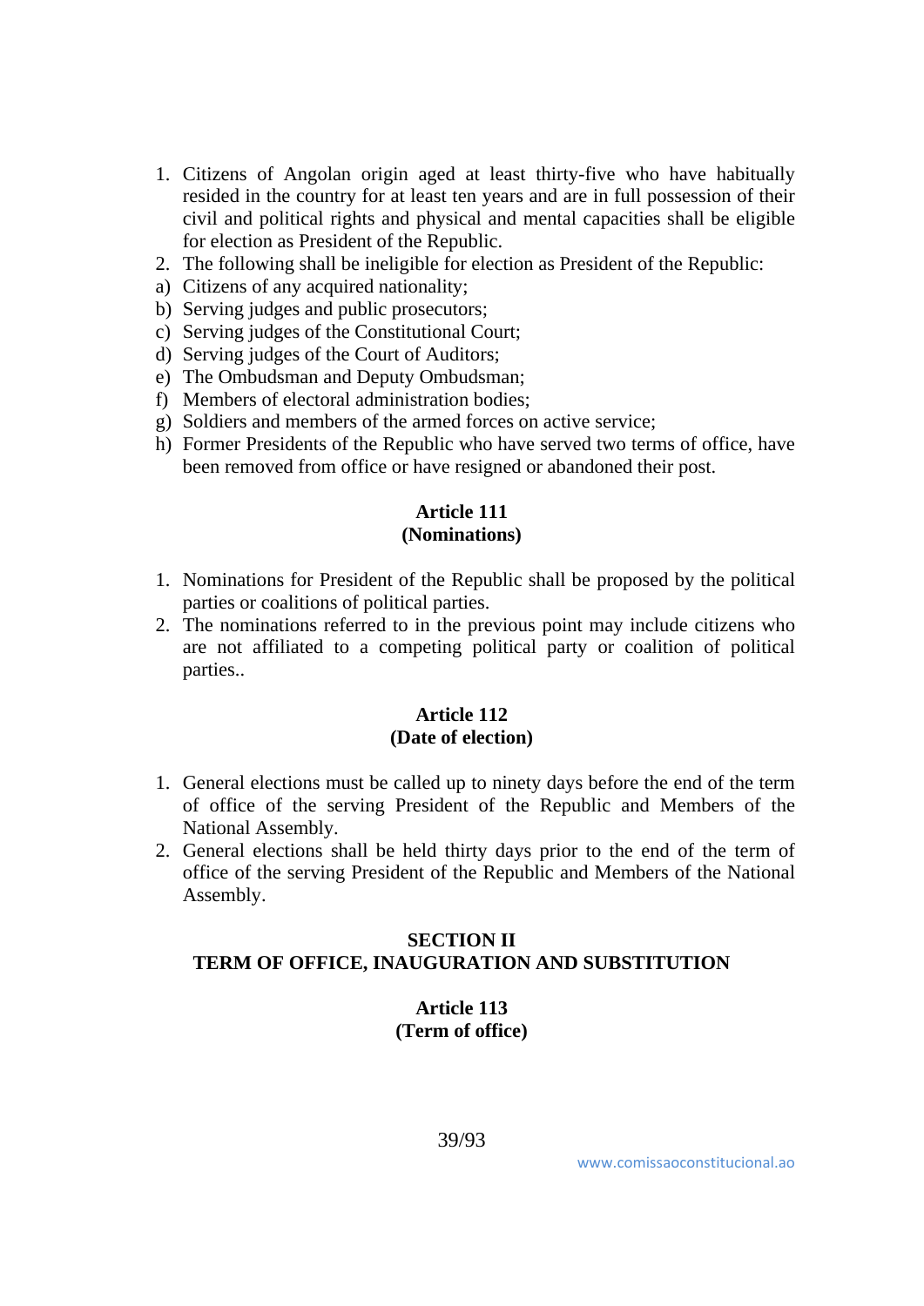1. Citizens of Angolan origin aged at least thirty-five who have habitually resided in the country for at least ten years and are in full possession of their civil and political rights and physical and mental capacities shall be eligible for election as President of the Republic.
2. The following shall be ineligible for election as President of the Republic:

a) Citizens of any acquired nationality;
b) Serving judges and public prosecutors;
c) Serving judges of the Constitutional Court;
d) Serving judges of the Court of Auditors;
e) The Ombudsman and Deputy Ombudsman;
f) Members of electoral administration bodies;
g) Soldiers and members of the armed forces on active service;
h) Former Presidents of the Republic who have served two terms of office, have been removed from office or have resigned or abandoned their post.

**Article 111**
**(Nominations)**

1. Nominations for President of the Republic shall be proposed by the political parties or coalitions of political parties.
2. The nominations referred to in the previous point may include citizens who are not affiliated to a competing political party or coalition of political parties..

**Article 112**
**(Date of election)**

1. General elections must be called up to ninety days before the end of the term of office of the serving President of the Republic and Members of the National Assembly.
2. General elections shall be held thirty days prior to the end of the term of office of the serving President of the Republic and Members of the National Assembly.

## SECTION II
## TERM OF OFFICE, INAUGURATION AND SUBSTITUTION

**Article 113**
**(Term of office)**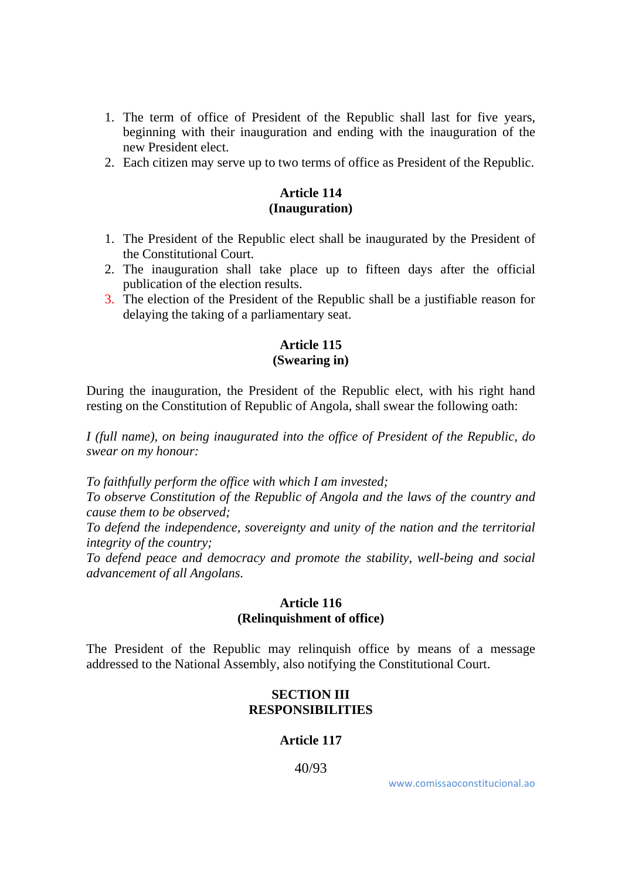1. The term of office of President of the Republic shall last for five years, beginning with their inauguration and ending with the inauguration of the new President elect.
2. Each citizen may serve up to two terms of office as President of the Republic.

**Article 114**
**(Inauguration)**

1. The President of the Republic elect shall be inaugurated by the President of the Constitutional Court.
2. The inauguration shall take place up to fifteen days after the official publication of the election results.
3. The election of the President of the Republic shall be a justifiable reason for delaying the taking of a parliamentary seat.

**Article 115**
**(Swearing in)**

During the inauguration, the President of the Republic elect, with his right hand resting on the Constitution of Republic of Angola, shall swear the following oath:

*I (full name), on being inaugurated into the office of President of the Republic, do swear on my honour:*

*To faithfully perform the office with which I am invested;*
*To observe Constitution of the Republic of Angola and the laws of the country and cause them to be observed;*
*To defend the independence, sovereignty and unity of the nation and the territorial integrity of the country;*
*To defend peace and democracy and promote the stability, well-being and social advancement of all Angolans.*

**Article 116**
**(Relinquishment of office)**

The President of the Republic may relinquish office by means of a message addressed to the National Assembly, also notifying the Constitutional Court.

**SECTION III**
**RESPONSIBILITIES**

**Article 117**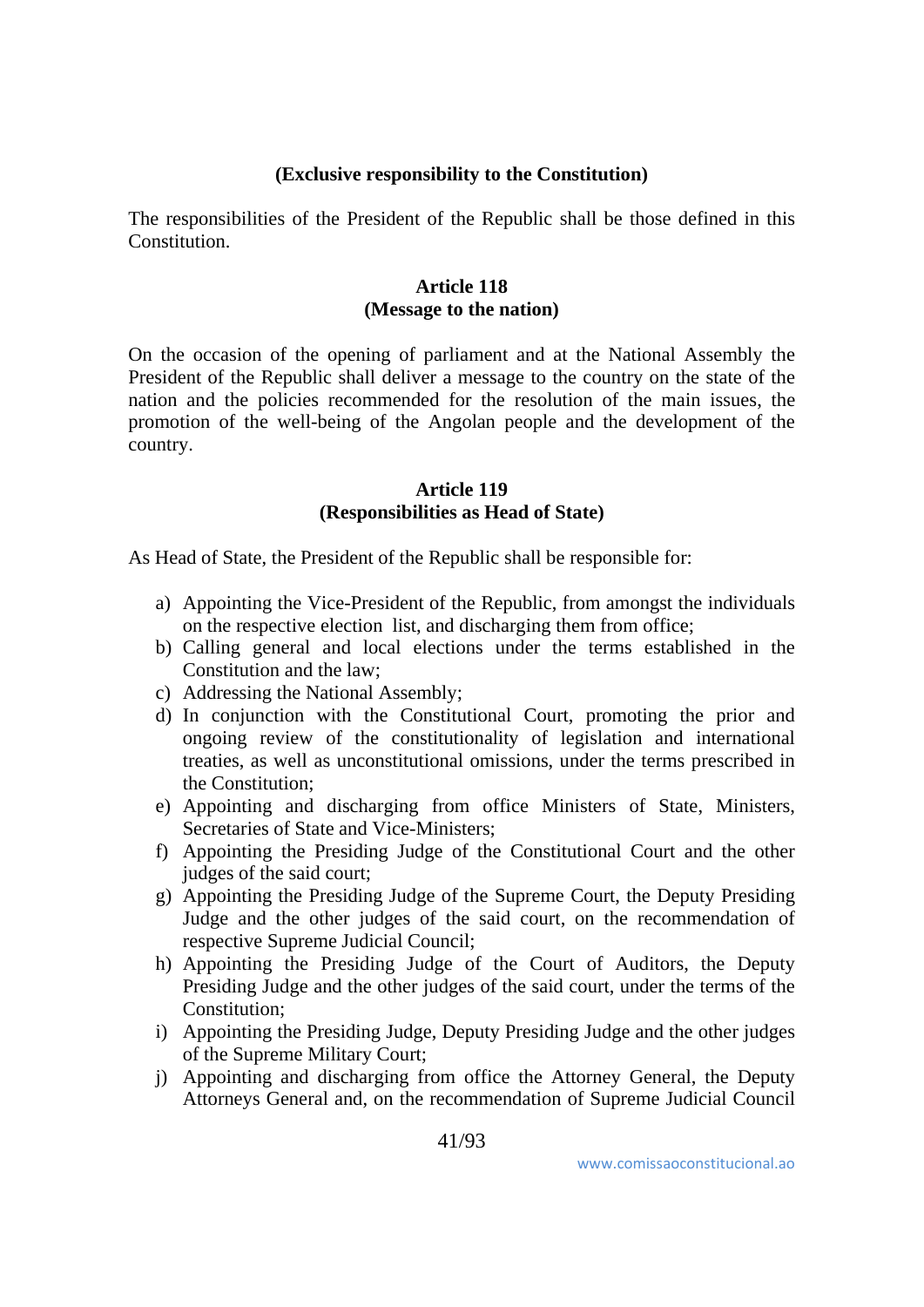**(Exclusive responsibility to the Constitution)**

The responsibilities of the President of the Republic shall be those defined in this Constitution.

**Article 118**
**(Message to the nation)**

On the occasion of the opening of parliament and at the National Assembly the President of the Republic shall deliver a message to the country on the state of the nation and the policies recommended for the resolution of the main issues, the promotion of the well-being of the Angolan people and the development of the country.

**Article 119**
**(Responsibilities as Head of State)**

As Head of State, the President of the Republic shall be responsible for:

a) Appointing the Vice-President of the Republic, from amongst the individuals on the respective election list, and discharging them from office;
b) Calling general and local elections under the terms established in the Constitution and the law;
c) Addressing the National Assembly;
d) In conjunction with the Constitutional Court, promoting the prior and ongoing review of the constitutionality of legislation and international treaties, as well as unconstitutional omissions, under the terms prescribed in the Constitution;
e) Appointing and discharging from office Ministers of State, Ministers, Secretaries of State and Vice-Ministers;
f) Appointing the Presiding Judge of the Constitutional Court and the other judges of the said court;
g) Appointing the Presiding Judge of the Supreme Court, the Deputy Presiding Judge and the other judges of the said court, on the recommendation of respective Supreme Judicial Council;
h) Appointing the Presiding Judge of the Court of Auditors, the Deputy Presiding Judge and the other judges of the said court, under the terms of the Constitution;
i) Appointing the Presiding Judge, Deputy Presiding Judge and the other judges of the Supreme Military Court;
j) Appointing and discharging from office the Attorney General, the Deputy Attorneys General and, on the recommendation of Supreme Judicial Council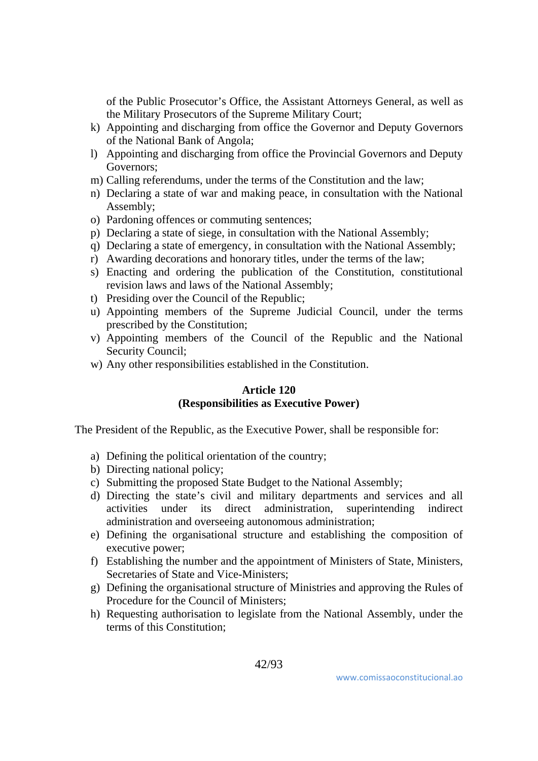of the Public Prosecutor's Office, the Assistant Attorneys General, as well as the Military Prosecutors of the Supreme Military Court;

k) Appointing and discharging from office the Governor and Deputy Governors of the National Bank of Angola;
l) Appointing and discharging from office the Provincial Governors and Deputy Governors;
m) Calling referendums, under the terms of the Constitution and the law;
n) Declaring a state of war and making peace, in consultation with the National Assembly;
o) Pardoning offences or commuting sentences;
p) Declaring a state of siege, in consultation with the National Assembly;
q) Declaring a state of emergency, in consultation with the National Assembly;
r) Awarding decorations and honorary titles, under the terms of the law;
s) Enacting and ordering the publication of the Constitution, constitutional revision laws and laws of the National Assembly;
t) Presiding over the Council of the Republic;
u) Appointing members of the Supreme Judicial Council, under the terms prescribed by the Constitution;
v) Appointing members of the Council of the Republic and the National Security Council;
w) Any other responsibilities established in the Constitution.

**Article 120**
**(Responsibilities as Executive Power)**

The President of the Republic, as the Executive Power, shall be responsible for:

a) Defining the political orientation of the country;
b) Directing national policy;
c) Submitting the proposed State Budget to the National Assembly;
d) Directing the state's civil and military departments and services and all activities under its direct administration, superintending indirect administration and overseeing autonomous administration;
e) Defining the organisational structure and establishing the composition of executive power;
f) Establishing the number and the appointment of Ministers of State, Ministers, Secretaries of State and Vice-Ministers;
g) Defining the organisational structure of Ministries and approving the Rules of Procedure for the Council of Ministers;
h) Requesting authorisation to legislate from the National Assembly, under the terms of this Constitution;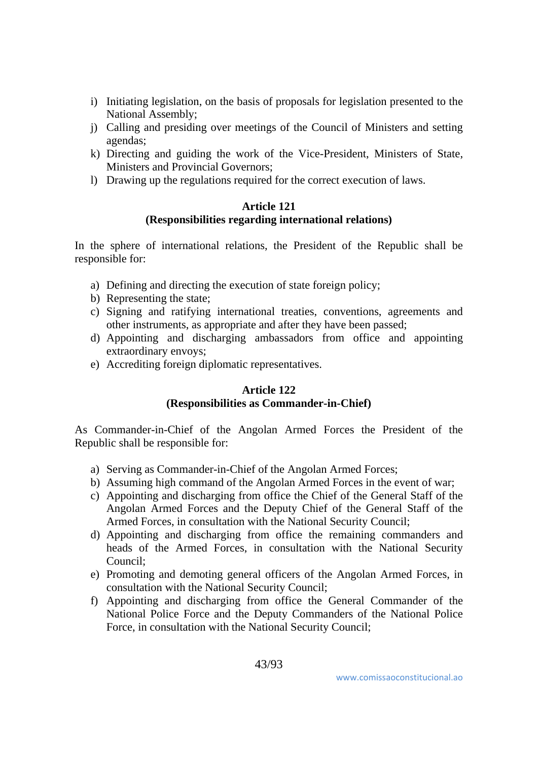i) Initiating legislation, on the basis of proposals for legislation presented to the National Assembly;
j) Calling and presiding over meetings of the Council of Ministers and setting agendas;
k) Directing and guiding the work of the Vice-President, Ministers of State, Ministers and Provincial Governors;
l) Drawing up the regulations required for the correct execution of laws.

**Article 121**
**(Responsibilities regarding international relations)**

In the sphere of international relations, the President of the Republic shall be responsible for:

a) Defining and directing the execution of state foreign policy;
b) Representing the state;
c) Signing and ratifying international treaties, conventions, agreements and other instruments, as appropriate and after they have been passed;
d) Appointing and discharging ambassadors from office and appointing extraordinary envoys;
e) Accrediting foreign diplomatic representatives.

**Article 122**
**(Responsibilities as Commander-in-Chief)**

As Commander-in-Chief of the Angolan Armed Forces the President of the Republic shall be responsible for:

a) Serving as Commander-in-Chief of the Angolan Armed Forces;
b) Assuming high command of the Angolan Armed Forces in the event of war;
c) Appointing and discharging from office the Chief of the General Staff of the Angolan Armed Forces and the Deputy Chief of the General Staff of the Armed Forces, in consultation with the National Security Council;
d) Appointing and discharging from office the remaining commanders and heads of the Armed Forces, in consultation with the National Security Council;
e) Promoting and demoting general officers of the Angolan Armed Forces, in consultation with the National Security Council;
f) Appointing and discharging from office the General Commander of the National Police Force and the Deputy Commanders of the National Police Force, in consultation with the National Security Council;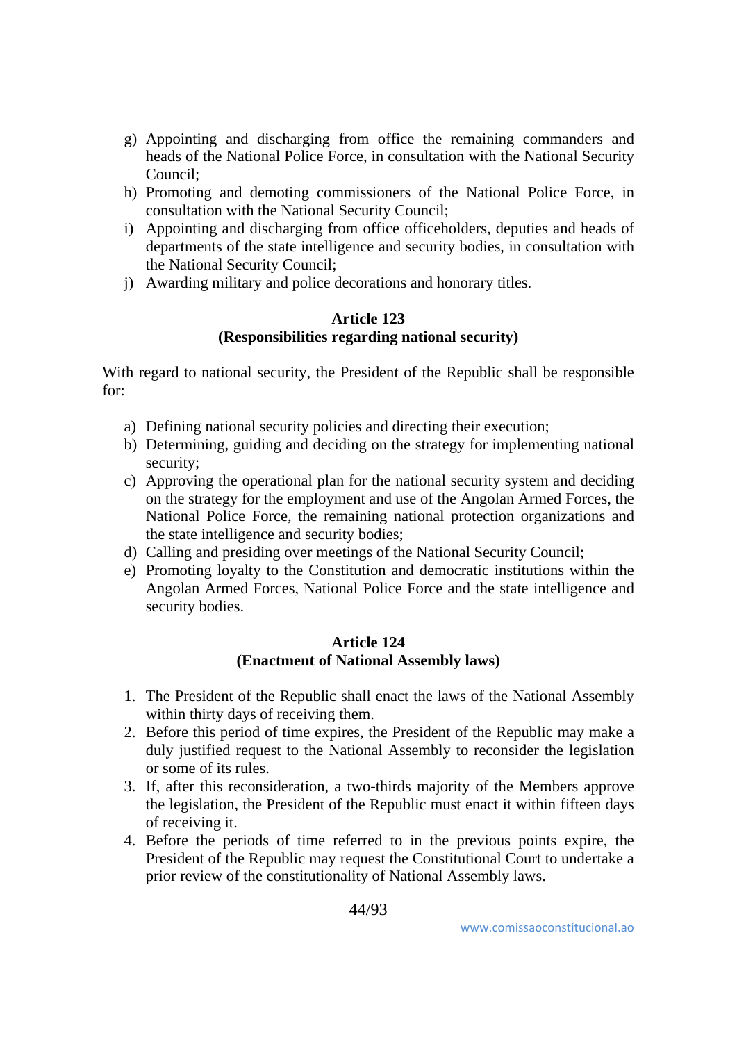g) Appointing and discharging from office the remaining commanders and heads of the National Police Force, in consultation with the National Security Council;
h) Promoting and demoting commissioners of the National Police Force, in consultation with the National Security Council;
i) Appointing and discharging from office officeholders, deputies and heads of departments of the state intelligence and security bodies, in consultation with the National Security Council;
j) Awarding military and police decorations and honorary titles.

**Article 123**
**(Responsibilities regarding national security)**

With regard to national security, the President of the Republic shall be responsible for:

a) Defining national security policies and directing their execution;
b) Determining, guiding and deciding on the strategy for implementing national security;
c) Approving the operational plan for the national security system and deciding on the strategy for the employment and use of the Angolan Armed Forces, the National Police Force, the remaining national protection organizations and the state intelligence and security bodies;
d) Calling and presiding over meetings of the National Security Council;
e) Promoting loyalty to the Constitution and democratic institutions within the Angolan Armed Forces, National Police Force and the state intelligence and security bodies.

**Article 124**
**(Enactment of National Assembly laws)**

1. The President of the Republic shall enact the laws of the National Assembly within thirty days of receiving them.
2. Before this period of time expires, the President of the Republic may make a duly justified request to the National Assembly to reconsider the legislation or some of its rules.
3. If, after this reconsideration, a two-thirds majority of the Members approve the legislation, the President of the Republic must enact it within fifteen days of receiving it.
4. Before the periods of time referred to in the previous points expire, the President of the Republic may request the Constitutional Court to undertake a prior review of the constitutionality of National Assembly laws.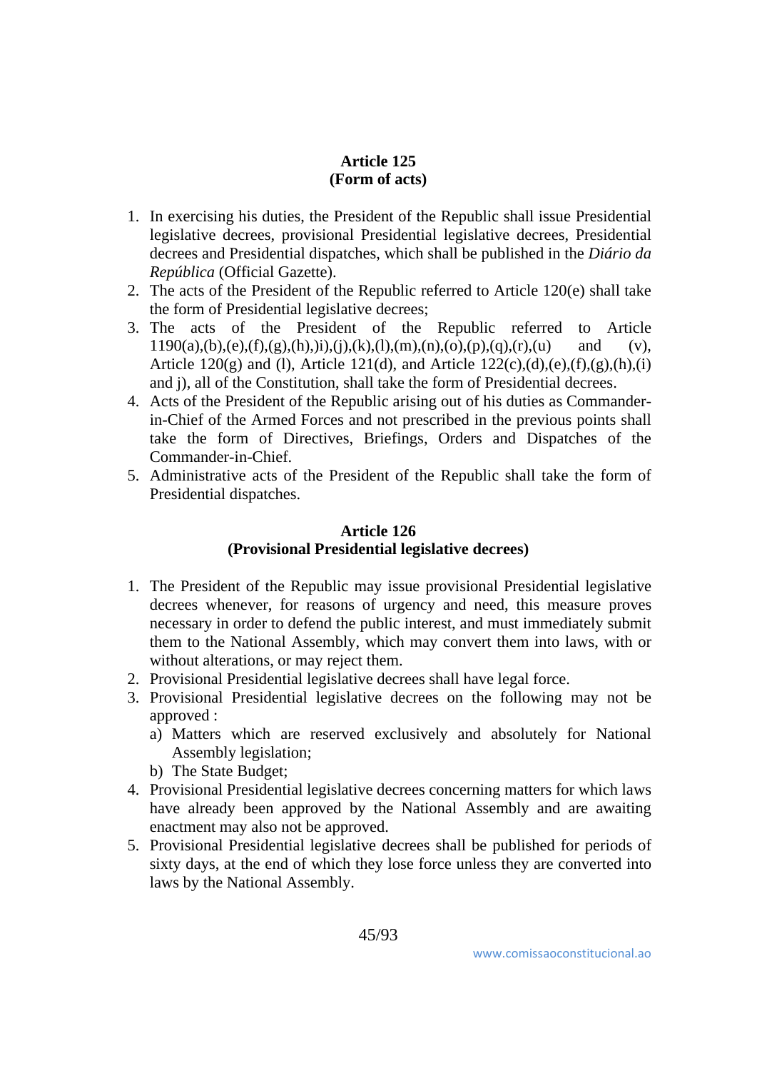**Article 125**
**(Form of acts)**

1. In exercising his duties, the President of the Republic shall issue Presidential legislative decrees, provisional Presidential legislative decrees, Presidential decrees and Presidential dispatches, which shall be published in the *Diário da República* (Official Gazette).
2. The acts of the President of the Republic referred to Article 120(e) shall take the form of Presidential legislative decrees;
3. The acts of the President of the Republic referred to Article 1190(a),(b),(e),(f),(g),(h),)i),(j),(k),(l),(m),(n),(o),(p),(q),(r),(u) and (v), Article 120(g) and (l), Article 121(d), and Article 122(c),(d),(e),(f),(g),(h),(i) and j), all of the Constitution, shall take the form of Presidential decrees.
4. Acts of the President of the Republic arising out of his duties as Commander-in-Chief of the Armed Forces and not prescribed in the previous points shall take the form of Directives, Briefings, Orders and Dispatches of the Commander-in-Chief.
5. Administrative acts of the President of the Republic shall take the form of Presidential dispatches.

**Article 126**
**(Provisional Presidential legislative decrees)**

1. The President of the Republic may issue provisional Presidential legislative decrees whenever, for reasons of urgency and need, this measure proves necessary in order to defend the public interest, and must immediately submit them to the National Assembly, which may convert them into laws, with or without alterations, or may reject them.
2. Provisional Presidential legislative decrees shall have legal force.
3. Provisional Presidential legislative decrees on the following may not be approved :
   a) Matters which are reserved exclusively and absolutely for National Assembly legislation;
   b) The State Budget;
4. Provisional Presidential legislative decrees concerning matters for which laws have already been approved by the National Assembly and are awaiting enactment may also not be approved.
5. Provisional Presidential legislative decrees shall be published for periods of sixty days, at the end of which they lose force unless they are converted into laws by the National Assembly.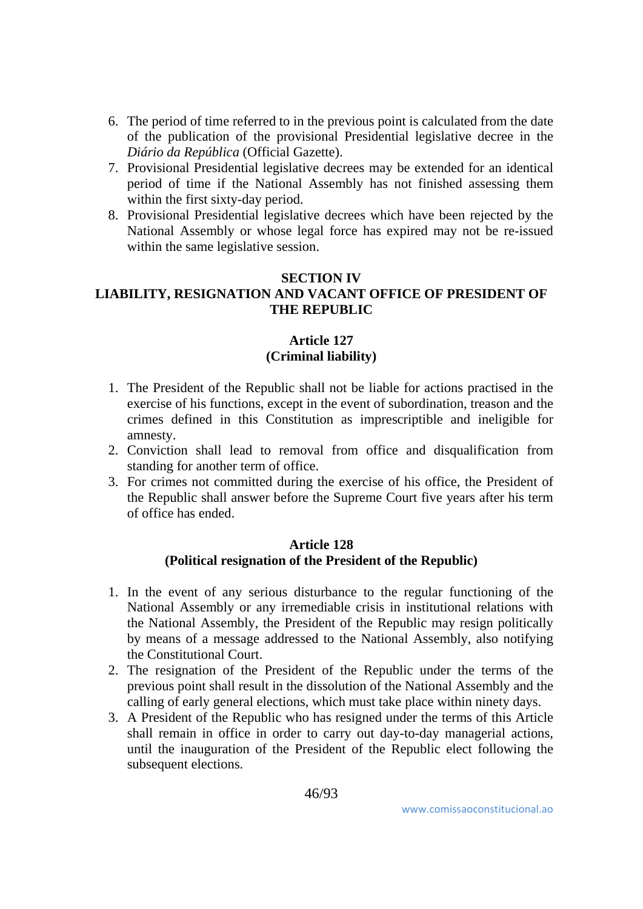6. The period of time referred to in the previous point is calculated from the date of the publication of the provisional Presidential legislative decree in the *Diário da República* (Official Gazette).
7. Provisional Presidential legislative decrees may be extended for an identical period of time if the National Assembly has not finished assessing them within the first sixty-day period.
8. Provisional Presidential legislative decrees which have been rejected by the National Assembly or whose legal force has expired may not be re-issued within the same legislative session.

## SECTION IV
## LIABILITY, RESIGNATION AND VACANT OFFICE OF PRESIDENT OF THE REPUBLIC

### Article 127
### (Criminal liability)

1. The President of the Republic shall not be liable for actions practised in the exercise of his functions, except in the event of subordination, treason and the crimes defined in this Constitution as imprescriptible and ineligible for amnesty.
2. Conviction shall lead to removal from office and disqualification from standing for another term of office.
3. For crimes not committed during the exercise of his office, the President of the Republic shall answer before the Supreme Court five years after his term of office has ended.

### Article 128
### (Political resignation of the President of the Republic)

1. In the event of any serious disturbance to the regular functioning of the National Assembly or any irremediable crisis in institutional relations with the National Assembly, the President of the Republic may resign politically by means of a message addressed to the National Assembly, also notifying the Constitutional Court.
2. The resignation of the President of the Republic under the terms of the previous point shall result in the dissolution of the National Assembly and the calling of early general elections, which must take place within ninety days.
3. A President of the Republic who has resigned under the terms of this Article shall remain in office in order to carry out day-to-day managerial actions, until the inauguration of the President of the Republic elect following the subsequent elections.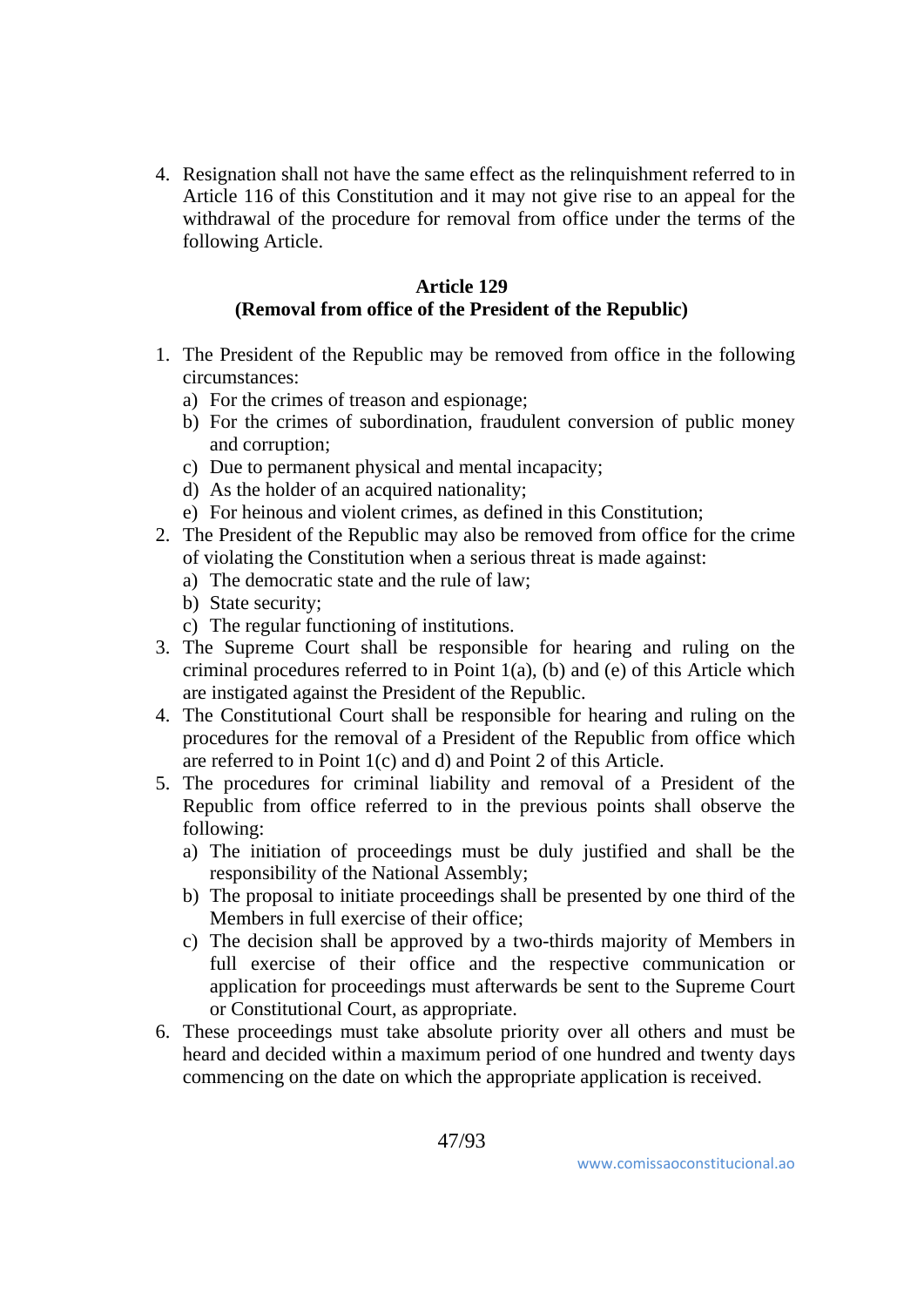4. Resignation shall not have the same effect as the relinquishment referred to in Article 116 of this Constitution and it may not give rise to an appeal for the withdrawal of the procedure for removal from office under the terms of the following Article.

**Article 129**
**(Removal from office of the President of the Republic)**

1. The President of the Republic may be removed from office in the following circumstances:
   a) For the crimes of treason and espionage;
   b) For the crimes of subordination, fraudulent conversion of public money and corruption;
   c) Due to permanent physical and mental incapacity;
   d) As the holder of an acquired nationality;
   e) For heinous and violent crimes, as defined in this Constitution;
2. The President of the Republic may also be removed from office for the crime of violating the Constitution when a serious threat is made against:
   a) The democratic state and the rule of law;
   b) State security;
   c) The regular functioning of institutions.
3. The Supreme Court shall be responsible for hearing and ruling on the criminal procedures referred to in Point 1(a), (b) and (e) of this Article which are instigated against the President of the Republic.
4. The Constitutional Court shall be responsible for hearing and ruling on the procedures for the removal of a President of the Republic from office which are referred to in Point 1(c) and d) and Point 2 of this Article.
5. The procedures for criminal liability and removal of a President of the Republic from office referred to in the previous points shall observe the following:
   a) The initiation of proceedings must be duly justified and shall be the responsibility of the National Assembly;
   b) The proposal to initiate proceedings shall be presented by one third of the Members in full exercise of their office;
   c) The decision shall be approved by a two-thirds majority of Members in full exercise of their office and the respective communication or application for proceedings must afterwards be sent to the Supreme Court or Constitutional Court, as appropriate.
6. These proceedings must take absolute priority over all others and must be heard and decided within a maximum period of one hundred and twenty days commencing on the date on which the appropriate application is received.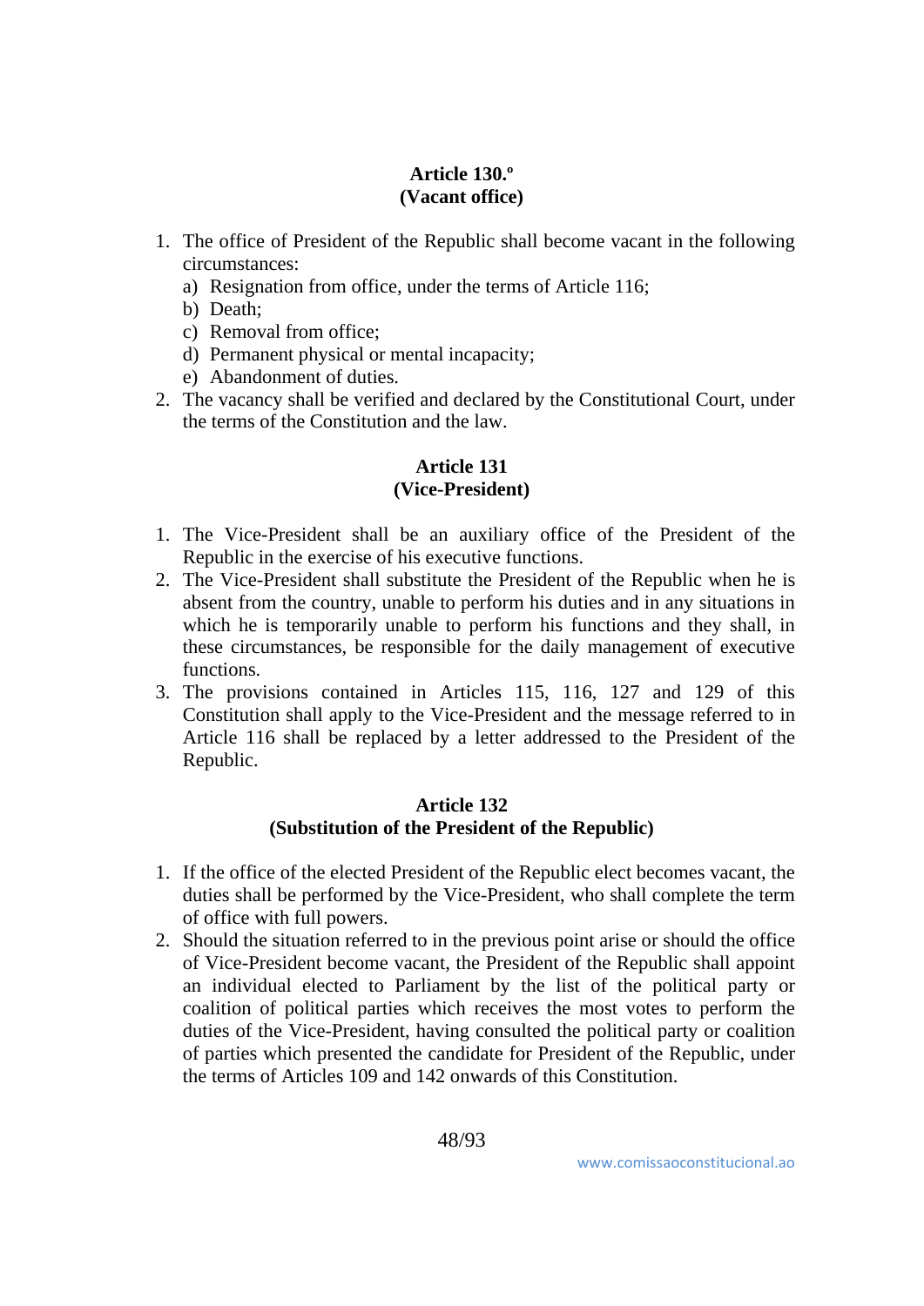**Article 130.º**
**(Vacant office)**

1. The office of President of the Republic shall become vacant in the following circumstances:
   a) Resignation from office, under the terms of Article 116;
   b) Death;
   c) Removal from office;
   d) Permanent physical or mental incapacity;
   e) Abandonment of duties.
2. The vacancy shall be verified and declared by the Constitutional Court, under the terms of the Constitution and the law.

**Article 131**
**(Vice-President)**

1. The Vice-President shall be an auxiliary office of the President of the Republic in the exercise of his executive functions.
2. The Vice-President shall substitute the President of the Republic when he is absent from the country, unable to perform his duties and in any situations in which he is temporarily unable to perform his functions and they shall, in these circumstances, be responsible for the daily management of executive functions.
3. The provisions contained in Articles 115, 116, 127 and 129 of this Constitution shall apply to the Vice-President and the message referred to in Article 116 shall be replaced by a letter addressed to the President of the Republic.

**Article 132**
**(Substitution of the President of the Republic)**

1. If the office of the elected President of the Republic elect becomes vacant, the duties shall be performed by the Vice-President, who shall complete the term of office with full powers.
2. Should the situation referred to in the previous point arise or should the office of Vice-President become vacant, the President of the Republic shall appoint an individual elected to Parliament by the list of the political party or coalition of political parties which receives the most votes to perform the duties of the Vice-President, having consulted the political party or coalition of parties which presented the candidate for President of the Republic, under the terms of Articles 109 and 142 onwards of this Constitution.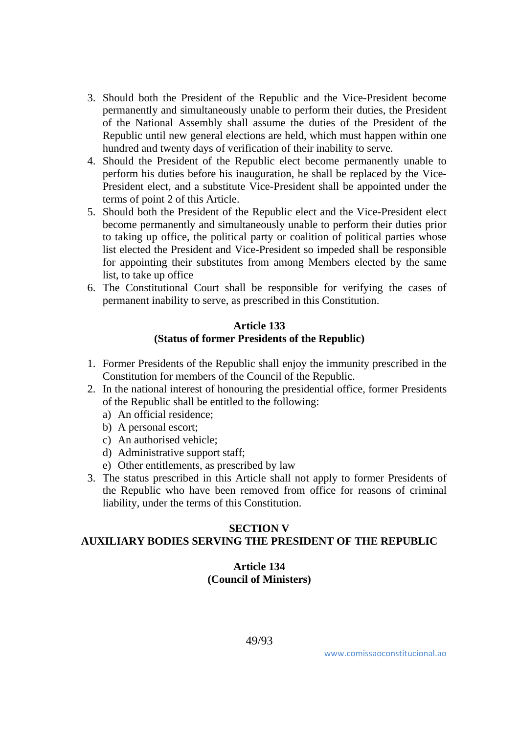3. Should both the President of the Republic and the Vice-President become permanently and simultaneously unable to perform their duties, the President of the National Assembly shall assume the duties of the President of the Republic until new general elections are held, which must happen within one hundred and twenty days of verification of their inability to serve.
4. Should the President of the Republic elect become permanently unable to perform his duties before his inauguration, he shall be replaced by the Vice-President elect, and a substitute Vice-President shall be appointed under the terms of point 2 of this Article.
5. Should both the President of the Republic elect and the Vice-President elect become permanently and simultaneously unable to perform their duties prior to taking up office, the political party or coalition of political parties whose list elected the President and Vice-President so impeded shall be responsible for appointing their substitutes from among Members elected by the same list, to take up office
6. The Constitutional Court shall be responsible for verifying the cases of permanent inability to serve, as prescribed in this Constitution.

#### Article 133
#### (Status of former Presidents of the Republic)

1. Former Presidents of the Republic shall enjoy the immunity prescribed in the Constitution for members of the Council of the Republic.
2. In the national interest of honouring the presidential office, former Presidents of the Republic shall be entitled to the following:
   a) An official residence;
   b) A personal escort;
   c) An authorised vehicle;
   d) Administrative support staff;
   e) Other entitlements, as prescribed by law
3. The status prescribed in this Article shall not apply to former Presidents of the Republic who have been removed from office for reasons of criminal liability, under the terms of this Constitution.

## SECTION V
## AUXILIARY BODIES SERVING THE PRESIDENT OF THE REPUBLIC

#### Article 134
#### (Council of Ministers)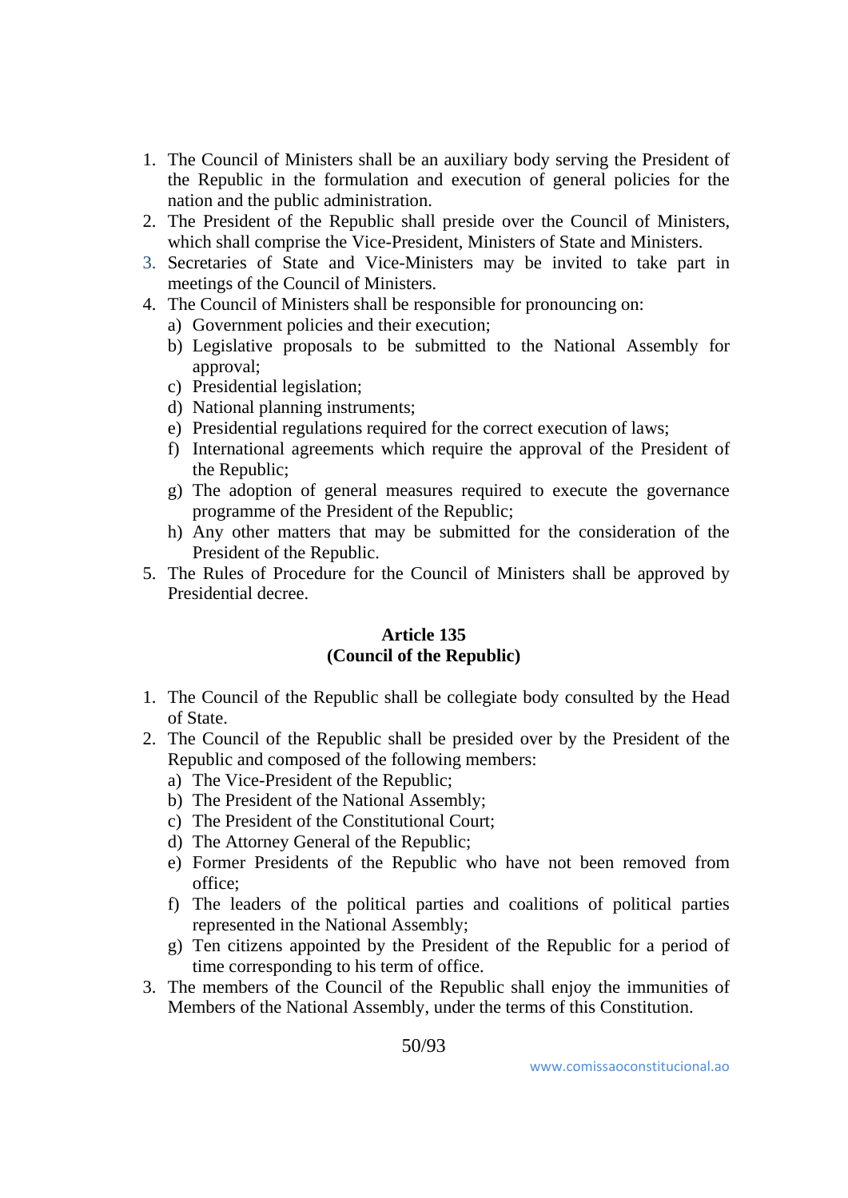1. The Council of Ministers shall be an auxiliary body serving the President of the Republic in the formulation and execution of general policies for the nation and the public administration.
2. The President of the Republic shall preside over the Council of Ministers, which shall comprise the Vice-President, Ministers of State and Ministers.
3. Secretaries of State and Vice-Ministers may be invited to take part in meetings of the Council of Ministers.
4. The Council of Ministers shall be responsible for pronouncing on:
   a) Government policies and their execution;
   b) Legislative proposals to be submitted to the National Assembly for approval;
   c) Presidential legislation;
   d) National planning instruments;
   e) Presidential regulations required for the correct execution of laws;
   f) International agreements which require the approval of the President of the Republic;
   g) The adoption of general measures required to execute the governance programme of the President of the Republic;
   h) Any other matters that may be submitted for the consideration of the President of the Republic.
5. The Rules of Procedure for the Council of Ministers shall be approved by Presidential decree.

### Article 135
### (Council of the Republic)

1. The Council of the Republic shall be collegiate body consulted by the Head of State.
2. The Council of the Republic shall be presided over by the President of the Republic and composed of the following members:
   a) The Vice-President of the Republic;
   b) The President of the National Assembly;
   c) The President of the Constitutional Court;
   d) The Attorney General of the Republic;
   e) Former Presidents of the Republic who have not been removed from office;
   f) The leaders of the political parties and coalitions of political parties represented in the National Assembly;
   g) Ten citizens appointed by the President of the Republic for a period of time corresponding to his term of office.
3. The members of the Council of the Republic shall enjoy the immunities of Members of the National Assembly, under the terms of this Constitution.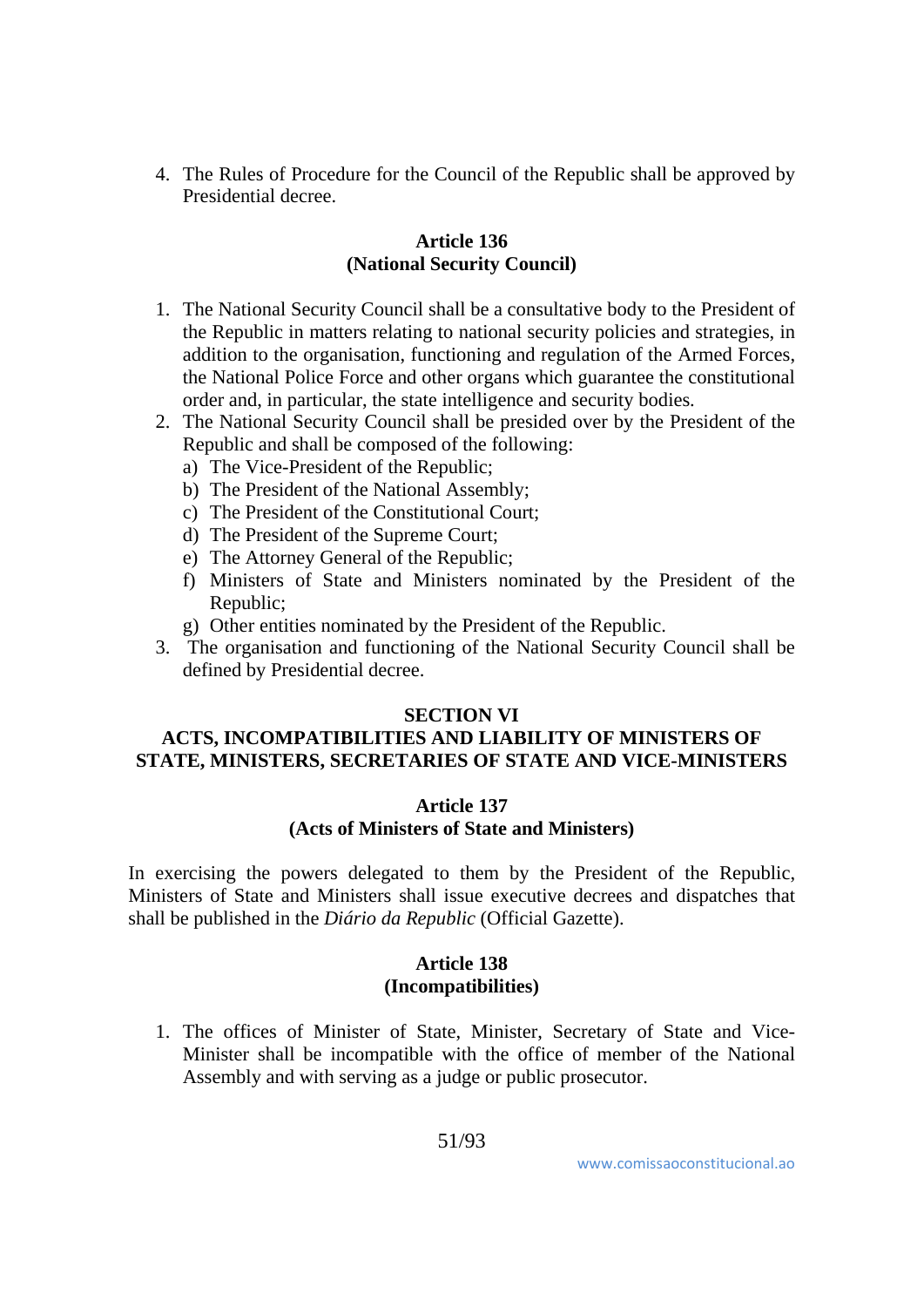4. The Rules of Procedure for the Council of the Republic shall be approved by Presidential decree.

### Article 136
### (National Security Council)

1. The National Security Council shall be a consultative body to the President of the Republic in matters relating to national security policies and strategies, in addition to the organisation, functioning and regulation of the Armed Forces, the National Police Force and other organs which guarantee the constitutional order and, in particular, the state intelligence and security bodies.
2. The National Security Council shall be presided over by the President of the Republic and shall be composed of the following:
   a) The Vice-President of the Republic;
   b) The President of the National Assembly;
   c) The President of the Constitutional Court;
   d) The President of the Supreme Court;
   e) The Attorney General of the Republic;
   f) Ministers of State and Ministers nominated by the President of the Republic;
   g) Other entities nominated by the President of the Republic.
3. The organisation and functioning of the National Security Council shall be defined by Presidential decree.

## SECTION VI
## ACTS, INCOMPATIBILITIES AND LIABILITY OF MINISTERS OF STATE, MINISTERS, SECRETARIES OF STATE AND VICE-MINISTERS

### Article 137
### (Acts of Ministers of State and Ministers)

In exercising the powers delegated to them by the President of the Republic, Ministers of State and Ministers shall issue executive decrees and dispatches that shall be published in the *Diário da Republic* (Official Gazette).

### Article 138
### (Incompatibilities)

1. The offices of Minister of State, Minister, Secretary of State and Vice-Minister shall be incompatible with the office of member of the National Assembly and with serving as a judge or public prosecutor.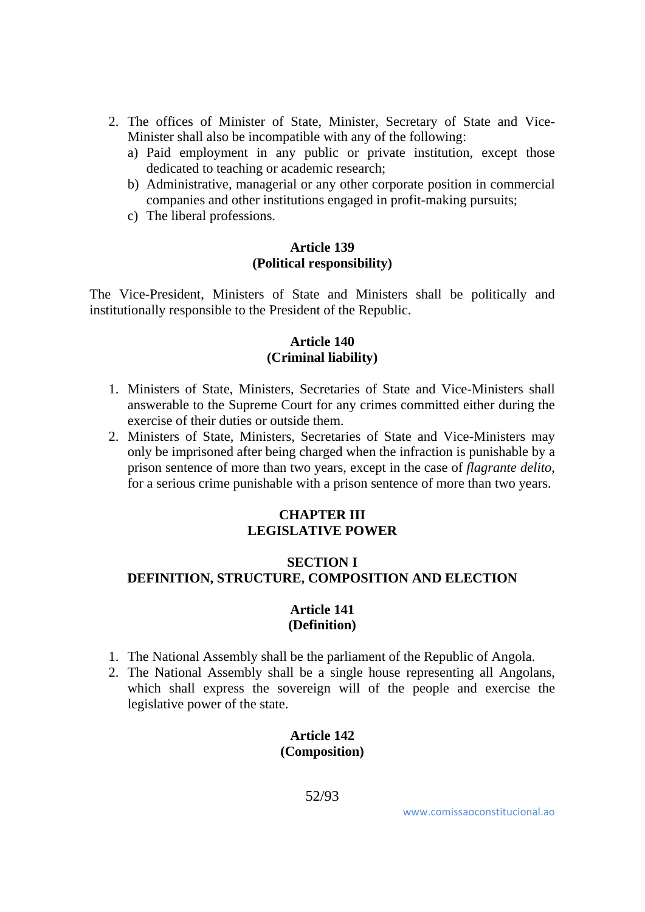2. The offices of Minister of State, Minister, Secretary of State and Vice-Minister shall also be incompatible with any of the following:
   a) Paid employment in any public or private institution, except those dedicated to teaching or academic research;
   b) Administrative, managerial or any other corporate position in commercial companies and other institutions engaged in profit-making pursuits;
   c) The liberal professions.

**Article 139**
**(Political responsibility)**

The Vice-President, Ministers of State and Ministers shall be politically and institutionally responsible to the President of the Republic.

**Article 140**
**(Criminal liability)**

1. Ministers of State, Ministers, Secretaries of State and Vice-Ministers shall answerable to the Supreme Court for any crimes committed either during the exercise of their duties or outside them.
2. Ministers of State, Ministers, Secretaries of State and Vice-Ministers may only be imprisoned after being charged when the infraction is punishable by a prison sentence of more than two years, except in the case of *flagrante delito*, for a serious crime punishable with a prison sentence of more than two years.

## CHAPTER III
## LEGISLATIVE POWER

### SECTION I
### DEFINITION, STRUCTURE, COMPOSITION AND ELECTION

**Article 141**
**(Definition)**

1. The National Assembly shall be the parliament of the Republic of Angola.
2. The National Assembly shall be a single house representing all Angolans, which shall express the sovereign will of the people and exercise the legislative power of the state.

**Article 142**
**(Composition)**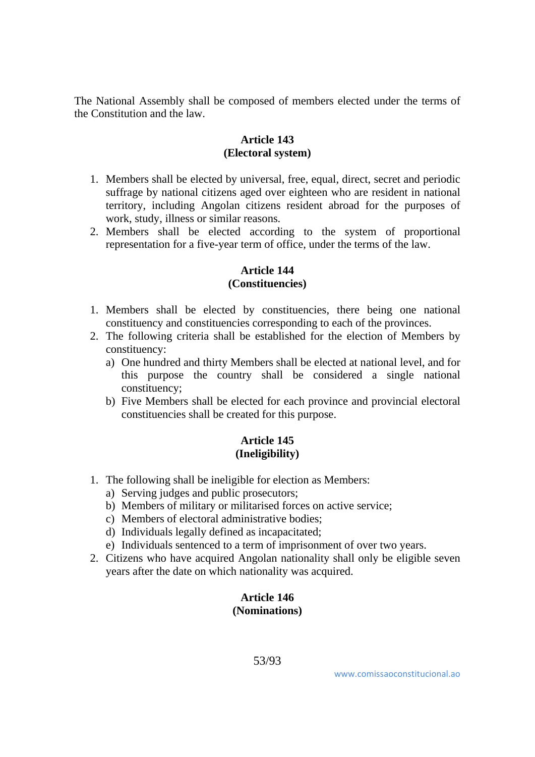The National Assembly shall be composed of members elected under the terms of the Constitution and the law.

**Article 143**
**(Electoral system)**

1. Members shall be elected by universal, free, equal, direct, secret and periodic suffrage by national citizens aged over eighteen who are resident in national territory, including Angolan citizens resident abroad for the purposes of work, study, illness or similar reasons.
2. Members shall be elected according to the system of proportional representation for a five-year term of office, under the terms of the law.

**Article 144**
**(Constituencies)**

1. Members shall be elected by constituencies, there being one national constituency and constituencies corresponding to each of the provinces.
2. The following criteria shall be established for the election of Members by constituency:
   a) One hundred and thirty Members shall be elected at national level, and for this purpose the country shall be considered a single national constituency;
   b) Five Members shall be elected for each province and provincial electoral constituencies shall be created for this purpose.

**Article 145**
**(Ineligibility)**

1. The following shall be ineligible for election as Members:
   a) Serving judges and public prosecutors;
   b) Members of military or militarised forces on active service;
   c) Members of electoral administrative bodies;
   d) Individuals legally defined as incapacitated;
   e) Individuals sentenced to a term of imprisonment of over two years.
2. Citizens who have acquired Angolan nationality shall only be eligible seven years after the date on which nationality was acquired.

**Article 146**
**(Nominations)**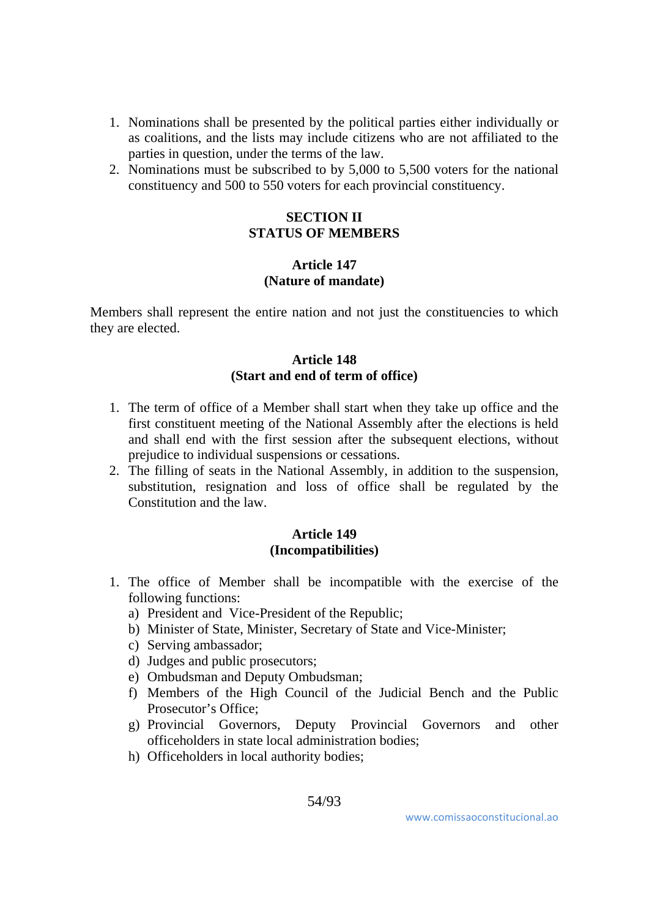1. Nominations shall be presented by the political parties either individually or as coalitions, and the lists may include citizens who are not affiliated to the parties in question, under the terms of the law.
2. Nominations must be subscribed to by 5,000 to 5,500 voters for the national constituency and 500 to 550 voters for each provincial constituency.

## SECTION II
## STATUS OF MEMBERS

### Article 147
### (Nature of mandate)

Members shall represent the entire nation and not just the constituencies to which they are elected.

### Article 148
### (Start and end of term of office)

1. The term of office of a Member shall start when they take up office and the first constituent meeting of the National Assembly after the elections is held and shall end with the first session after the subsequent elections, without prejudice to individual suspensions or cessations.
2. The filling of seats in the National Assembly, in addition to the suspension, substitution, resignation and loss of office shall be regulated by the Constitution and the law.

### Article 149
### (Incompatibilities)

1. The office of Member shall be incompatible with the exercise of the following functions:
   a) President and Vice-President of the Republic;
   b) Minister of State, Minister, Secretary of State and Vice-Minister;
   c) Serving ambassador;
   d) Judges and public prosecutors;
   e) Ombudsman and Deputy Ombudsman;
   f) Members of the High Council of the Judicial Bench and the Public Prosecutor's Office;
   g) Provincial Governors, Deputy Provincial Governors and other officeholders in state local administration bodies;
   h) Officeholders in local authority bodies;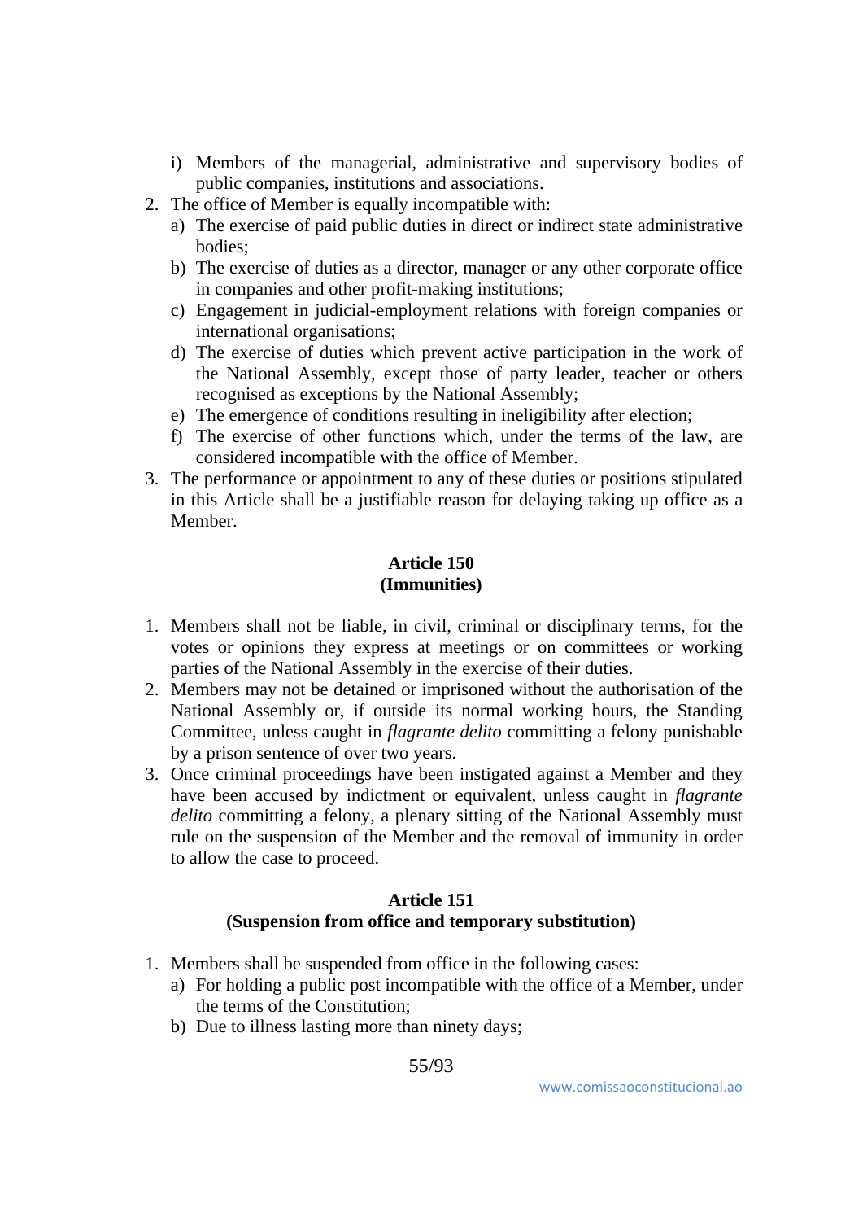i) Members of the managerial, administrative and supervisory bodies of public companies, institutions and associations.

2. The office of Member is equally incompatible with:
   a) The exercise of paid public duties in direct or indirect state administrative bodies;
   b) The exercise of duties as a director, manager or any other corporate office in companies and other profit-making institutions;
   c) Engagement in judicial-employment relations with foreign companies or international organisations;
   d) The exercise of duties which prevent active participation in the work of the National Assembly, except those of party leader, teacher or others recognised as exceptions by the National Assembly;
   e) The emergence of conditions resulting in ineligibility after election;
   f) The exercise of other functions which, under the terms of the law, are considered incompatible with the office of Member.
3. The performance or appointment to any of these duties or positions stipulated in this Article shall be a justifiable reason for delaying taking up office as a Member.

### Article 150
### (Immunities)

1. Members shall not be liable, in civil, criminal or disciplinary terms, for the votes or opinions they express at meetings or on committees or working parties of the National Assembly in the exercise of their duties.
2. Members may not be detained or imprisoned without the authorisation of the National Assembly or, if outside its normal working hours, the Standing Committee, unless caught in *flagrante delito* committing a felony punishable by a prison sentence of over two years.
3. Once criminal proceedings have been instigated against a Member and they have been accused by indictment or equivalent, unless caught in *flagrante delito* committing a felony, a plenary sitting of the National Assembly must rule on the suspension of the Member and the removal of immunity in order to allow the case to proceed.

### Article 151
### (Suspension from office and temporary substitution)

1. Members shall be suspended from office in the following cases:
   a) For holding a public post incompatible with the office of a Member, under the terms of the Constitution;
   b) Due to illness lasting more than ninety days;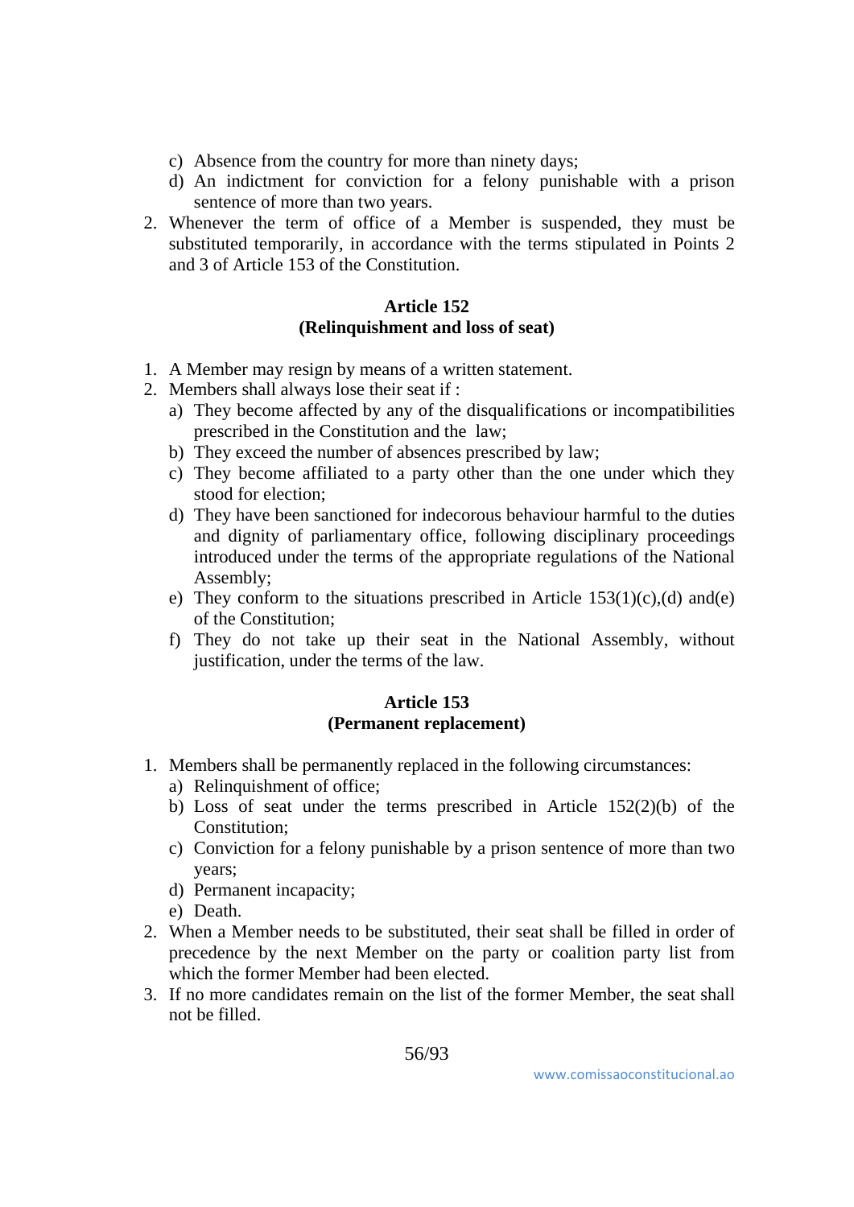c) Absence from the country for more than ninety days;
d) An indictment for conviction for a felony punishable with a prison sentence of more than two years.

2. Whenever the term of office of a Member is suspended, they must be substituted temporarily, in accordance with the terms stipulated in Points 2 and 3 of Article 153 of the Constitution.

### Article 152
### (Relinquishment and loss of seat)

1. A Member may resign by means of a written statement.
2. Members shall always lose their seat if :
   a) They become affected by any of the disqualifications or incompatibilities prescribed in the Constitution and the law;
   b) They exceed the number of absences prescribed by law;
   c) They become affiliated to a party other than the one under which they stood for election;
   d) They have been sanctioned for indecorous behaviour harmful to the duties and dignity of parliamentary office, following disciplinary proceedings introduced under the terms of the appropriate regulations of the National Assembly;
   e) They conform to the situations prescribed in Article 153(1)(c),(d) and(e) of the Constitution;
   f) They do not take up their seat in the National Assembly, without justification, under the terms of the law.

### Article 153
### (Permanent replacement)

1. Members shall be permanently replaced in the following circumstances:
   a) Relinquishment of office;
   b) Loss of seat under the terms prescribed in Article 152(2)(b) of the Constitution;
   c) Conviction for a felony punishable by a prison sentence of more than two years;
   d) Permanent incapacity;
   e) Death.
2. When a Member needs to be substituted, their seat shall be filled in order of precedence by the next Member on the party or coalition party list from which the former Member had been elected.
3. If no more candidates remain on the list of the former Member, the seat shall not be filled.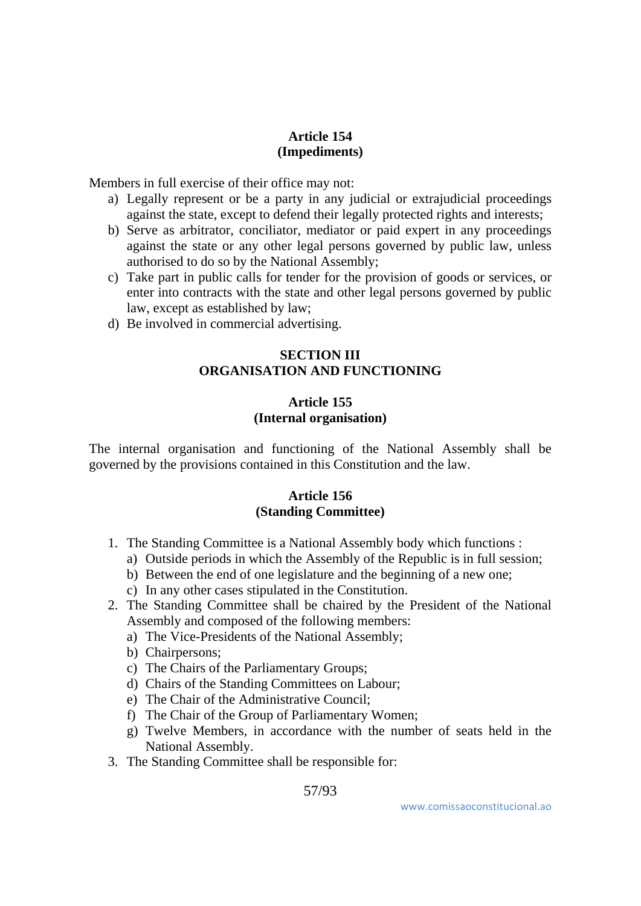### Article 154
### (Impediments)

Members in full exercise of their office may not:

a) Legally represent or be a party in any judicial or extrajudicial proceedings against the state, except to defend their legally protected rights and interests;
b) Serve as arbitrator, conciliator, mediator or paid expert in any proceedings against the state or any other legal persons governed by public law, unless authorised to do so by the National Assembly;
c) Take part in public calls for tender for the provision of goods or services, or enter into contracts with the state and other legal persons governed by public law, except as established by law;
d) Be involved in commercial advertising.

## SECTION III
## ORGANISATION AND FUNCTIONING

### Article 155
### (Internal organisation)

The internal organisation and functioning of the National Assembly shall be governed by the provisions contained in this Constitution and the law.

### Article 156
### (Standing Committee)

1. The Standing Committee is a National Assembly body which functions :
   a) Outside periods in which the Assembly of the Republic is in full session;
   b) Between the end of one legislature and the beginning of a new one;
   c) In any other cases stipulated in the Constitution.
2. The Standing Committee shall be chaired by the President of the National Assembly and composed of the following members:
   a) The Vice-Presidents of the National Assembly;
   b) Chairpersons;
   c) The Chairs of the Parliamentary Groups;
   d) Chairs of the Standing Committees on Labour;
   e) The Chair of the Administrative Council;
   f) The Chair of the Group of Parliamentary Women;
   g) Twelve Members, in accordance with the number of seats held in the National Assembly.
3. The Standing Committee shall be responsible for: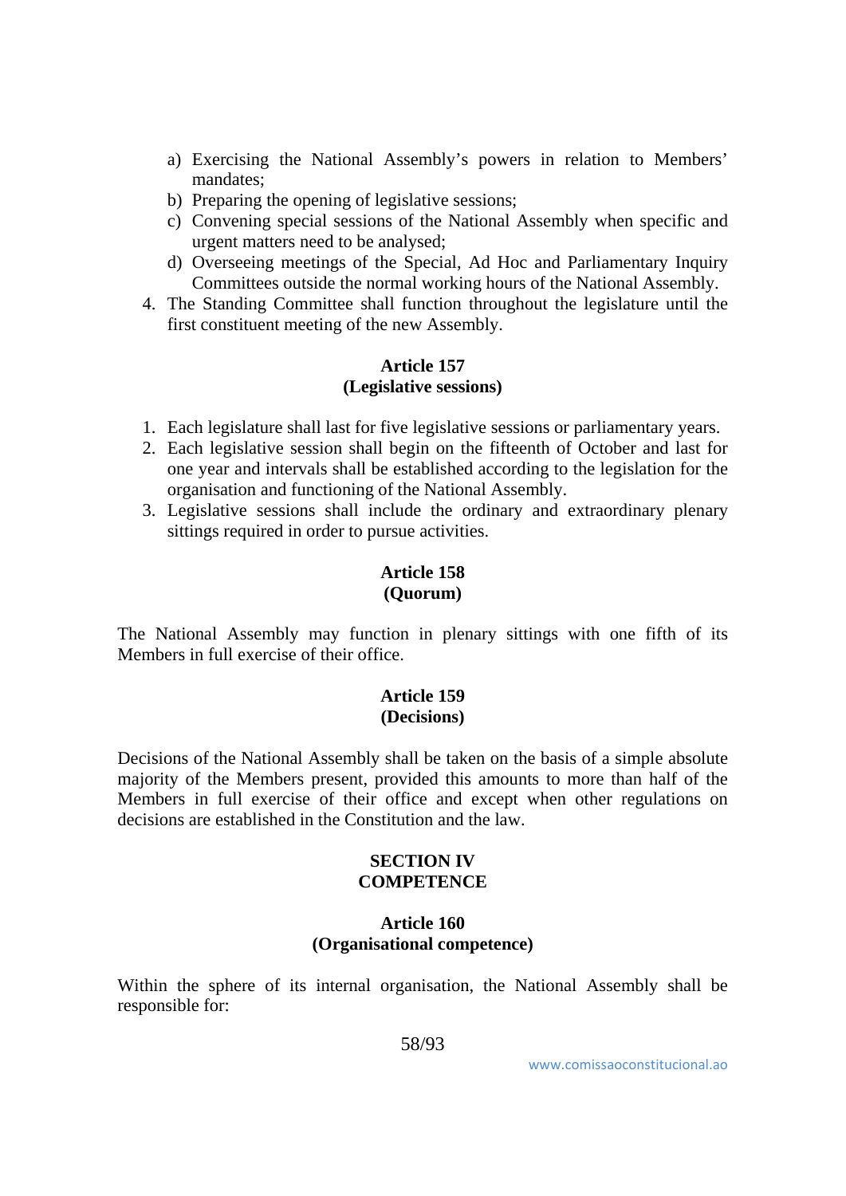a) Exercising the National Assembly's powers in relation to Members' mandates;
b) Preparing the opening of legislative sessions;
c) Convening special sessions of the National Assembly when specific and urgent matters need to be analysed;
d) Overseeing meetings of the Special, Ad Hoc and Parliamentary Inquiry Committees outside the normal working hours of the National Assembly.

4. The Standing Committee shall function throughout the legislature until the first constituent meeting of the new Assembly.

**Article 157**
**(Legislative sessions)**

1. Each legislature shall last for five legislative sessions or parliamentary years.
2. Each legislative session shall begin on the fifteenth of October and last for one year and intervals shall be established according to the legislation for the organisation and functioning of the National Assembly.
3. Legislative sessions shall include the ordinary and extraordinary plenary sittings required in order to pursue activities.

**Article 158**
**(Quorum)**

The National Assembly may function in plenary sittings with one fifth of its Members in full exercise of their office.

**Article 159**
**(Decisions)**

Decisions of the National Assembly shall be taken on the basis of a simple absolute majority of the Members present, provided this amounts to more than half of the Members in full exercise of their office and except when other regulations on decisions are established in the Constitution and the law.

## SECTION IV
## COMPETENCE

**Article 160**
**(Organisational competence)**

Within the sphere of its internal organisation, the National Assembly shall be responsible for: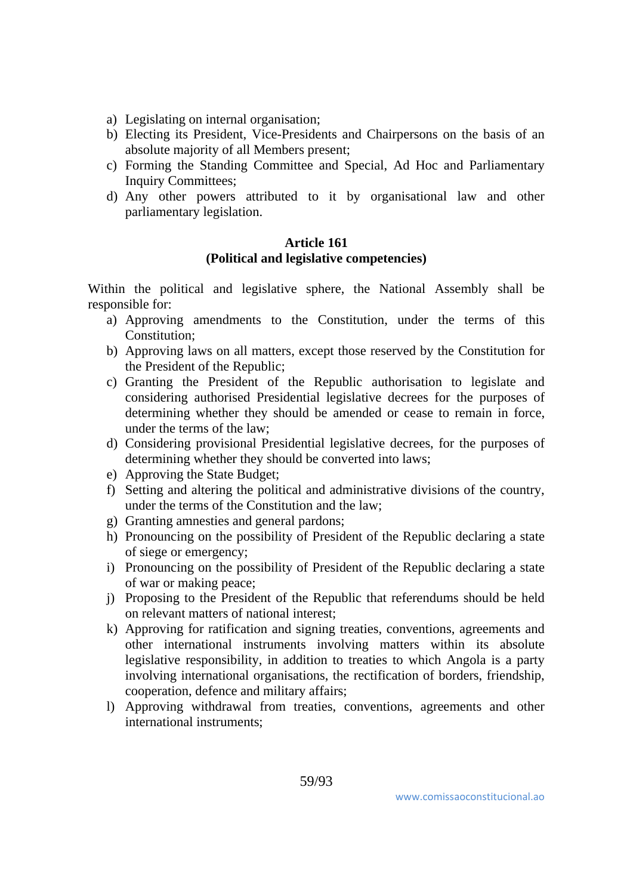a) Legislating on internal organisation;
b) Electing its President, Vice-Presidents and Chairpersons on the basis of an absolute majority of all Members present;
c) Forming the Standing Committee and Special, Ad Hoc and Parliamentary Inquiry Committees;
d) Any other powers attributed to it by organisational law and other parliamentary legislation.

**Article 161**
**(Political and legislative competencies)**

Within the political and legislative sphere, the National Assembly shall be responsible for:

a) Approving amendments to the Constitution, under the terms of this Constitution;
b) Approving laws on all matters, except those reserved by the Constitution for the President of the Republic;
c) Granting the President of the Republic authorisation to legislate and considering authorised Presidential legislative decrees for the purposes of determining whether they should be amended or cease to remain in force, under the terms of the law;
d) Considering provisional Presidential legislative decrees, for the purposes of determining whether they should be converted into laws;
e) Approving the State Budget;
f) Setting and altering the political and administrative divisions of the country, under the terms of the Constitution and the law;
g) Granting amnesties and general pardons;
h) Pronouncing on the possibility of President of the Republic declaring a state of siege or emergency;
i) Pronouncing on the possibility of President of the Republic declaring a state of war or making peace;
j) Proposing to the President of the Republic that referendums should be held on relevant matters of national interest;
k) Approving for ratification and signing treaties, conventions, agreements and other international instruments involving matters within its absolute legislative responsibility, in addition to treaties to which Angola is a party involving international organisations, the rectification of borders, friendship, cooperation, defence and military affairs;
l) Approving withdrawal from treaties, conventions, agreements and other international instruments;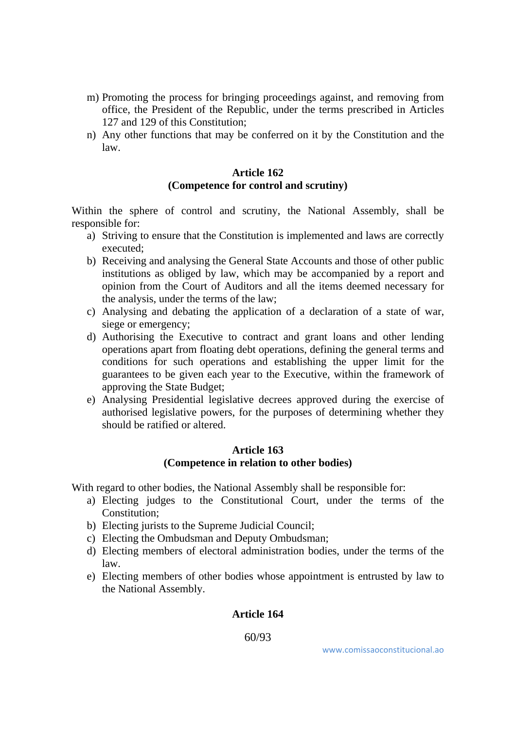m) Promoting the process for bringing proceedings against, and removing from office, the President of the Republic, under the terms prescribed in Articles 127 and 129 of this Constitution;
n) Any other functions that may be conferred on it by the Constitution and the law.

**Article 162**
**(Competence for control and scrutiny)**

Within the sphere of control and scrutiny, the National Assembly, shall be responsible for:

a) Striving to ensure that the Constitution is implemented and laws are correctly executed;
b) Receiving and analysing the General State Accounts and those of other public institutions as obliged by law, which may be accompanied by a report and opinion from the Court of Auditors and all the items deemed necessary for the analysis, under the terms of the law;
c) Analysing and debating the application of a declaration of a state of war, siege or emergency;
d) Authorising the Executive to contract and grant loans and other lending operations apart from floating debt operations, defining the general terms and conditions for such operations and establishing the upper limit for the guarantees to be given each year to the Executive, within the framework of approving the State Budget;
e) Analysing Presidential legislative decrees approved during the exercise of authorised legislative powers, for the purposes of determining whether they should be ratified or altered.

**Article 163**
**(Competence in relation to other bodies)**

With regard to other bodies, the National Assembly shall be responsible for:

a) Electing judges to the Constitutional Court, under the terms of the Constitution;
b) Electing jurists to the Supreme Judicial Council;
c) Electing the Ombudsman and Deputy Ombudsman;
d) Electing members of electoral administration bodies, under the terms of the law.
e) Electing members of other bodies whose appointment is entrusted by law to the National Assembly.

**Article 164**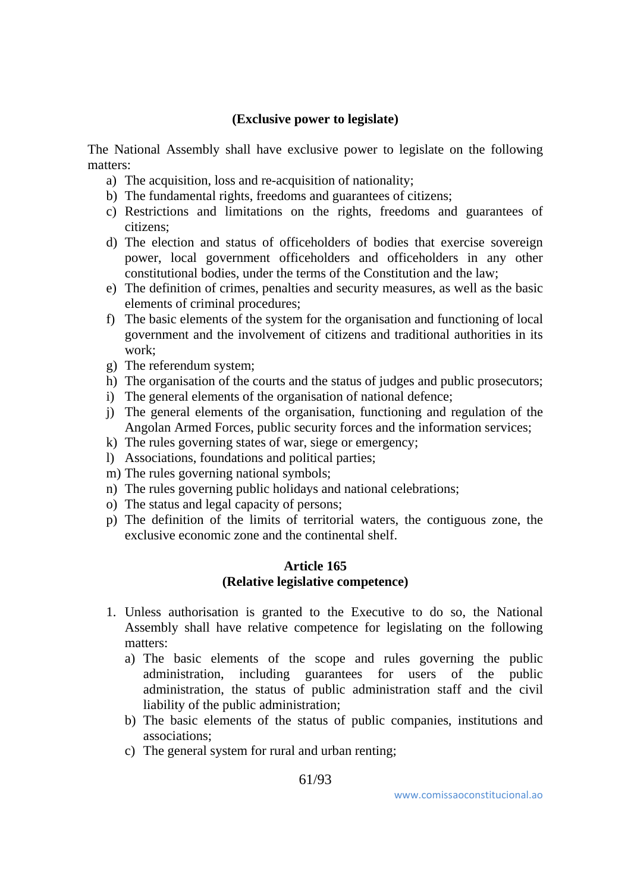**(Exclusive power to legislate)**

The National Assembly shall have exclusive power to legislate on the following matters:

a) The acquisition, loss and re-acquisition of nationality;
b) The fundamental rights, freedoms and guarantees of citizens;
c) Restrictions and limitations on the rights, freedoms and guarantees of citizens;
d) The election and status of officeholders of bodies that exercise sovereign power, local government officeholders and officeholders in any other constitutional bodies, under the terms of the Constitution and the law;
e) The definition of crimes, penalties and security measures, as well as the basic elements of criminal procedures;
f) The basic elements of the system for the organisation and functioning of local government and the involvement of citizens and traditional authorities in its work;
g) The referendum system;
h) The organisation of the courts and the status of judges and public prosecutors;
i) The general elements of the organisation of national defence;
j) The general elements of the organisation, functioning and regulation of the Angolan Armed Forces, public security forces and the information services;
k) The rules governing states of war, siege or emergency;
l) Associations, foundations and political parties;
m) The rules governing national symbols;
n) The rules governing public holidays and national celebrations;
o) The status and legal capacity of persons;
p) The definition of the limits of territorial waters, the contiguous zone, the exclusive economic zone and the continental shelf.

**Article 165**
**(Relative legislative competence)**

1. Unless authorisation is granted to the Executive to do so, the National Assembly shall have relative competence for legislating on the following matters:
   a) The basic elements of the scope and rules governing the public administration, including guarantees for users of the public administration, the status of public administration staff and the civil liability of the public administration;
   b) The basic elements of the status of public companies, institutions and associations;
   c) The general system for rural and urban renting;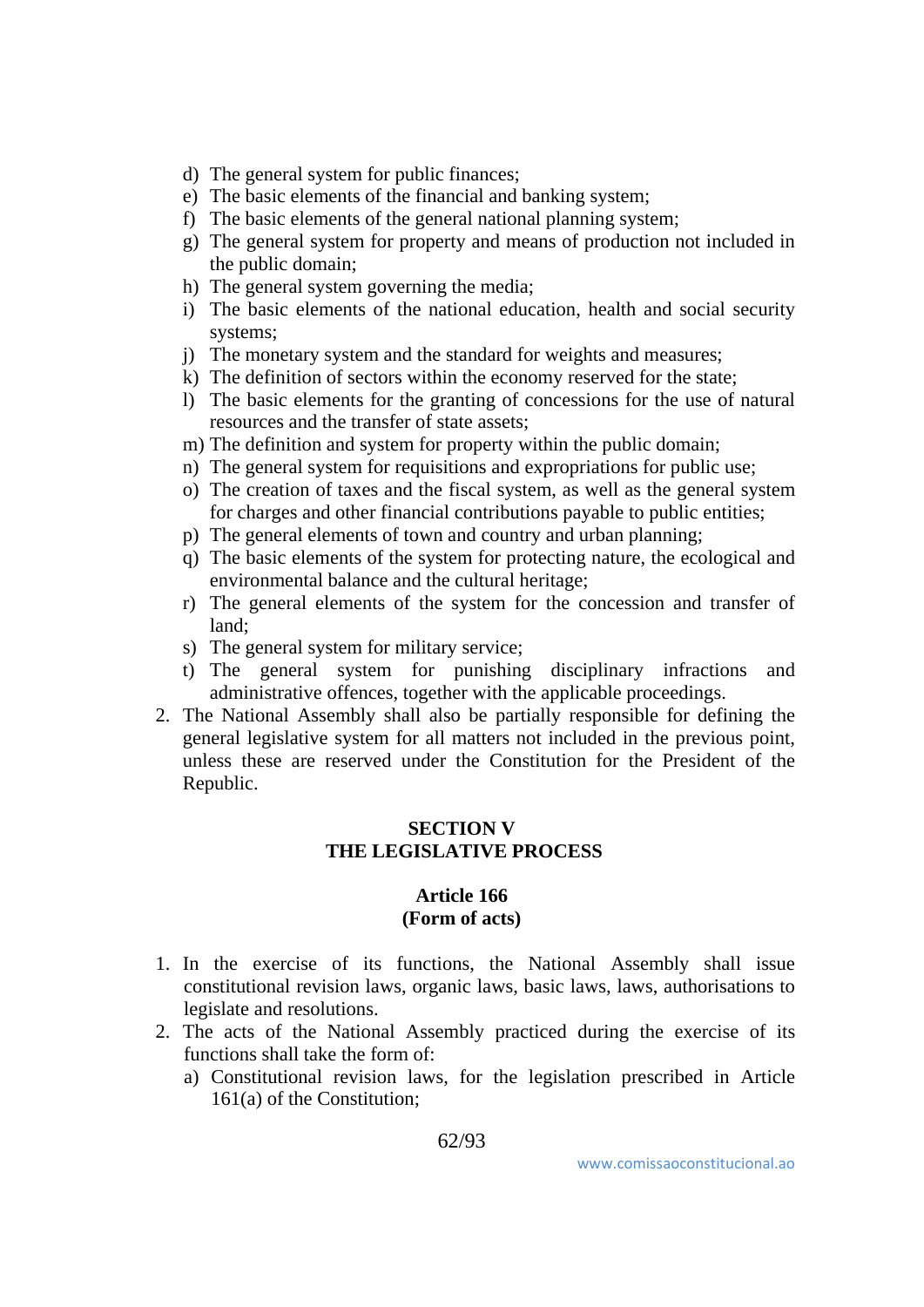d) The general system for public finances;
e) The basic elements of the financial and banking system;
f) The basic elements of the general national planning system;
g) The general system for property and means of production not included in the public domain;
h) The general system governing the media;
i) The basic elements of the national education, health and social security systems;
j) The monetary system and the standard for weights and measures;
k) The definition of sectors within the economy reserved for the state;
l) The basic elements for the granting of concessions for the use of natural resources and the transfer of state assets;
m) The definition and system for property within the public domain;
n) The general system for requisitions and expropriations for public use;
o) The creation of taxes and the fiscal system, as well as the general system for charges and other financial contributions payable to public entities;
p) The general elements of town and country and urban planning;
q) The basic elements of the system for protecting nature, the ecological and environmental balance and the cultural heritage;
r) The general elements of the system for the concession and transfer of land;
s) The general system for military service;
t) The general system for punishing disciplinary infractions and administrative offences, together with the applicable proceedings.

2. The National Assembly shall also be partially responsible for defining the general legislative system for all matters not included in the previous point, unless these are reserved under the Constitution for the President of the Republic.

## SECTION V
## THE LEGISLATIVE PROCESS

### Article 166
### (Form of acts)

1. In the exercise of its functions, the National Assembly shall issue constitutional revision laws, organic laws, basic laws, laws, authorisations to legislate and resolutions.
2. The acts of the National Assembly practiced during the exercise of its functions shall take the form of:
   a) Constitutional revision laws, for the legislation prescribed in Article 161(a) of the Constitution;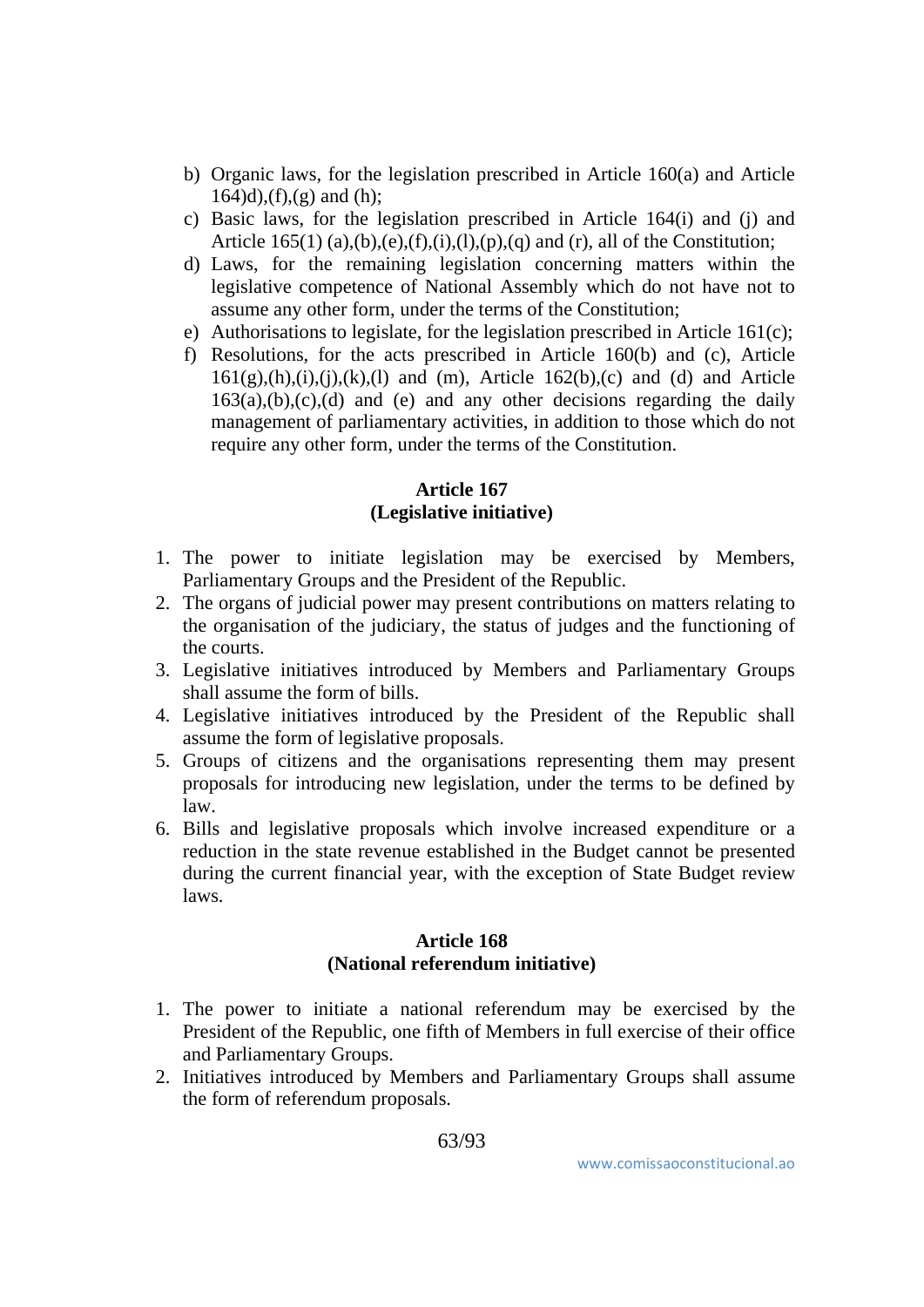b) Organic laws, for the legislation prescribed in Article 160(a) and Article 164)d),(f),(g) and (h);
c) Basic laws, for the legislation prescribed in Article 164(i) and (j) and Article 165(1) (a),(b),(e),(f),(i),(l),(p),(q) and (r), all of the Constitution;
d) Laws, for the remaining legislation concerning matters within the legislative competence of National Assembly which do not have not to assume any other form, under the terms of the Constitution;
e) Authorisations to legislate, for the legislation prescribed in Article 161(c);
f) Resolutions, for the acts prescribed in Article 160(b) and (c), Article 161(g),(h),(i),(j),(k),(l) and (m), Article 162(b),(c) and (d) and Article 163(a),(b),(c),(d) and (e) and any other decisions regarding the daily management of parliamentary activities, in addition to those which do not require any other form, under the terms of the Constitution.

**Article 167**
**(Legislative initiative)**

1. The power to initiate legislation may be exercised by Members, Parliamentary Groups and the President of the Republic.
2. The organs of judicial power may present contributions on matters relating to the organisation of the judiciary, the status of judges and the functioning of the courts.
3. Legislative initiatives introduced by Members and Parliamentary Groups shall assume the form of bills.
4. Legislative initiatives introduced by the President of the Republic shall assume the form of legislative proposals.
5. Groups of citizens and the organisations representing them may present proposals for introducing new legislation, under the terms to be defined by law.
6. Bills and legislative proposals which involve increased expenditure or a reduction in the state revenue established in the Budget cannot be presented during the current financial year, with the exception of State Budget review laws.

**Article 168**
**(National referendum initiative)**

1. The power to initiate a national referendum may be exercised by the President of the Republic, one fifth of Members in full exercise of their office and Parliamentary Groups.
2. Initiatives introduced by Members and Parliamentary Groups shall assume the form of referendum proposals.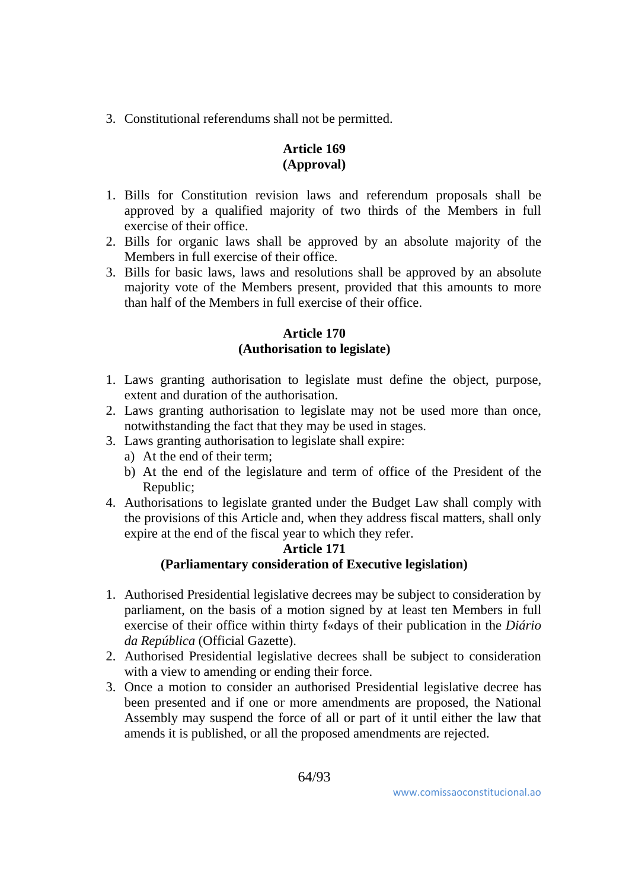3. Constitutional referendums shall not be permitted.

**Article 169**
**(Approval)**

1. Bills for Constitution revision laws and referendum proposals shall be approved by a qualified majority of two thirds of the Members in full exercise of their office.
2. Bills for organic laws shall be approved by an absolute majority of the Members in full exercise of their office.
3. Bills for basic laws, laws and resolutions shall be approved by an absolute majority vote of the Members present, provided that this amounts to more than half of the Members in full exercise of their office.

**Article 170**
**(Authorisation to legislate)**

1. Laws granting authorisation to legislate must define the object, purpose, extent and duration of the authorisation.
2. Laws granting authorisation to legislate may not be used more than once, notwithstanding the fact that they may be used in stages.
3. Laws granting authorisation to legislate shall expire:
   a) At the end of their term;
   b) At the end of the legislature and term of office of the President of the Republic;
4. Authorisations to legislate granted under the Budget Law shall comply with the provisions of this Article and, when they address fiscal matters, shall only expire at the end of the fiscal year to which they refer.

**Article 171**
**(Parliamentary consideration of Executive legislation)**

1. Authorised Presidential legislative decrees may be subject to consideration by parliament, on the basis of a motion signed by at least ten Members in full exercise of their office within thirty f«days of their publication in the *Diário da República* (Official Gazette).
2. Authorised Presidential legislative decrees shall be subject to consideration with a view to amending or ending their force.
3. Once a motion to consider an authorised Presidential legislative decree has been presented and if one or more amendments are proposed, the National Assembly may suspend the force of all or part of it until either the law that amends it is published, or all the proposed amendments are rejected.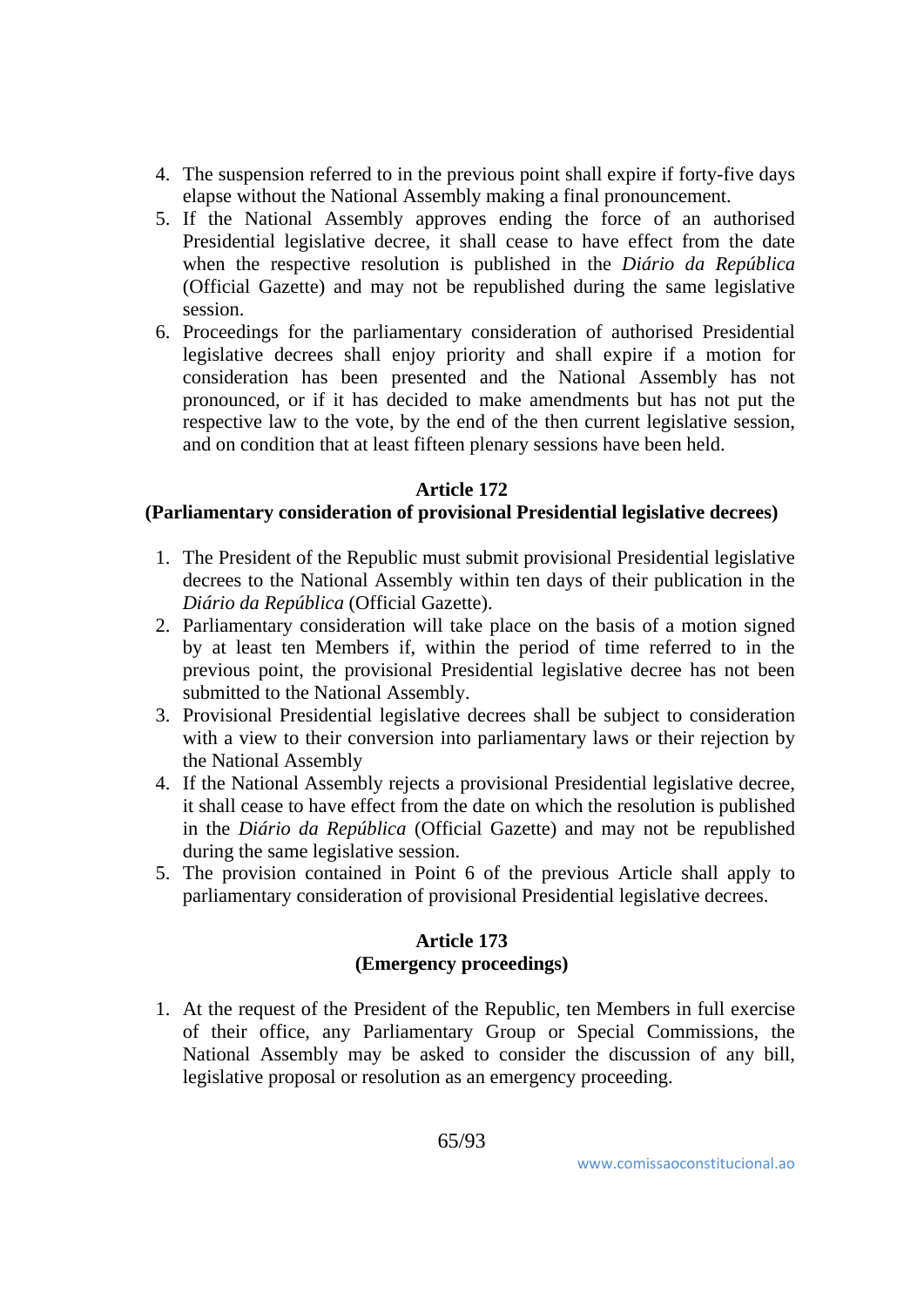4. The suspension referred to in the previous point shall expire if forty-five days elapse without the National Assembly making a final pronouncement.
5. If the National Assembly approves ending the force of an authorised Presidential legislative decree, it shall cease to have effect from the date when the respective resolution is published in the *Diário da República* (Official Gazette) and may not be republished during the same legislative session.
6. Proceedings for the parliamentary consideration of authorised Presidential legislative decrees shall enjoy priority and shall expire if a motion for consideration has been presented and the National Assembly has not pronounced, or if it has decided to make amendments but has not put the respective law to the vote, by the end of the then current legislative session, and on condition that at least fifteen plenary sessions have been held.

**Article 172**
**(Parliamentary consideration of provisional Presidential legislative decrees)**

1. The President of the Republic must submit provisional Presidential legislative decrees to the National Assembly within ten days of their publication in the *Diário da República* (Official Gazette).
2. Parliamentary consideration will take place on the basis of a motion signed by at least ten Members if, within the period of time referred to in the previous point, the provisional Presidential legislative decree has not been submitted to the National Assembly.
3. Provisional Presidential legislative decrees shall be subject to consideration with a view to their conversion into parliamentary laws or their rejection by the National Assembly
4. If the National Assembly rejects a provisional Presidential legislative decree, it shall cease to have effect from the date on which the resolution is published in the *Diário da República* (Official Gazette) and may not be republished during the same legislative session.
5. The provision contained in Point 6 of the previous Article shall apply to parliamentary consideration of provisional Presidential legislative decrees.

**Article 173**
**(Emergency proceedings)**

1. At the request of the President of the Republic, ten Members in full exercise of their office, any Parliamentary Group or Special Commissions, the National Assembly may be asked to consider the discussion of any bill, legislative proposal or resolution as an emergency proceeding.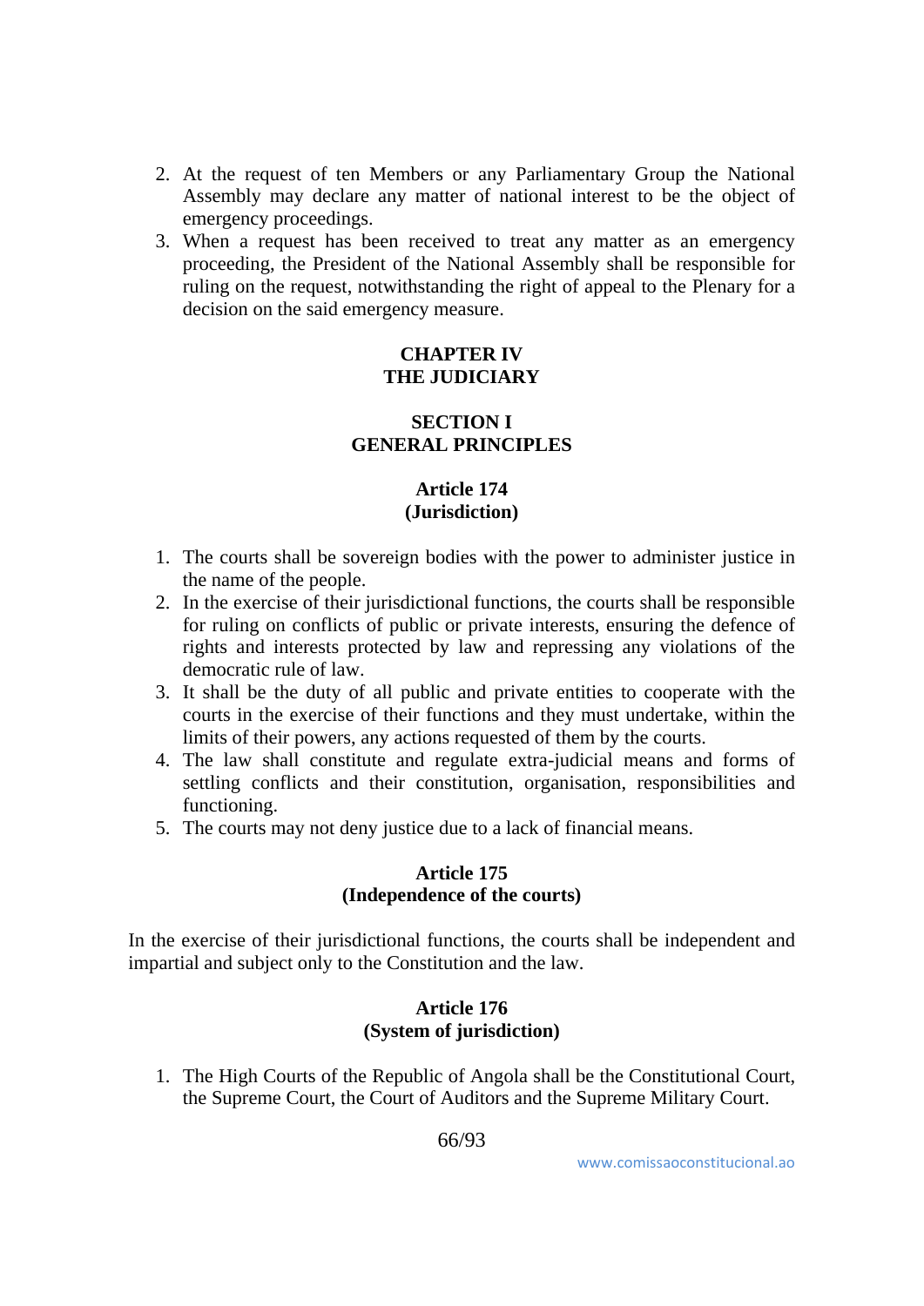2. At the request of ten Members or any Parliamentary Group the National Assembly may declare any matter of national interest to be the object of emergency proceedings.
3. When a request has been received to treat any matter as an emergency proceeding, the President of the National Assembly shall be responsible for ruling on the request, notwithstanding the right of appeal to the Plenary for a decision on the said emergency measure.

## CHAPTER IV
## THE JUDICIARY

### SECTION I
### GENERAL PRINCIPLES

#### Article 174
#### (Jurisdiction)

1. The courts shall be sovereign bodies with the power to administer justice in the name of the people.
2. In the exercise of their jurisdictional functions, the courts shall be responsible for ruling on conflicts of public or private interests, ensuring the defence of rights and interests protected by law and repressing any violations of the democratic rule of law.
3. It shall be the duty of all public and private entities to cooperate with the courts in the exercise of their functions and they must undertake, within the limits of their powers, any actions requested of them by the courts.
4. The law shall constitute and regulate extra-judicial means and forms of settling conflicts and their constitution, organisation, responsibilities and functioning.
5. The courts may not deny justice due to a lack of financial means.

#### Article 175
#### (Independence of the courts)

In the exercise of their jurisdictional functions, the courts shall be independent and impartial and subject only to the Constitution and the law.

#### Article 176
#### (System of jurisdiction)

1. The High Courts of the Republic of Angola shall be the Constitutional Court, the Supreme Court, the Court of Auditors and the Supreme Military Court.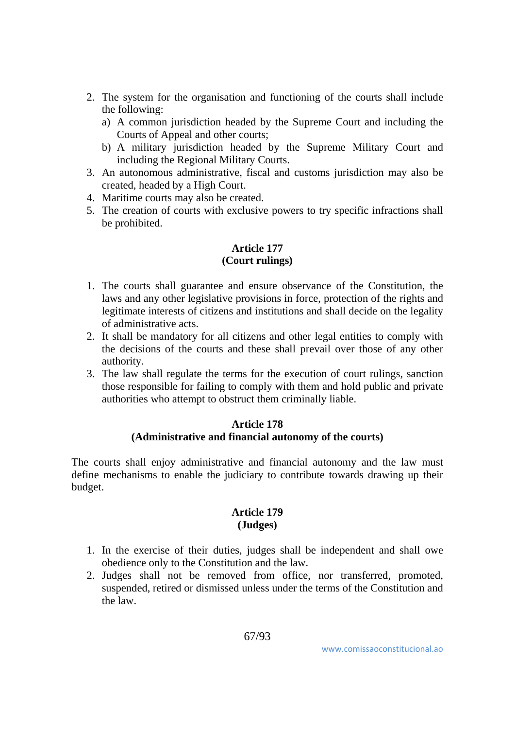2. The system for the organisation and functioning of the courts shall include the following:
   a) A common jurisdiction headed by the Supreme Court and including the Courts of Appeal and other courts;
   b) A military jurisdiction headed by the Supreme Military Court and including the Regional Military Courts.
3. An autonomous administrative, fiscal and customs jurisdiction may also be created, headed by a High Court.
4. Maritime courts may also be created.
5. The creation of courts with exclusive powers to try specific infractions shall be prohibited.

**Article 177**
**(Court rulings)**

1. The courts shall guarantee and ensure observance of the Constitution, the laws and any other legislative provisions in force, protection of the rights and legitimate interests of citizens and institutions and shall decide on the legality of administrative acts.
2. It shall be mandatory for all citizens and other legal entities to comply with the decisions of the courts and these shall prevail over those of any other authority.
3. The law shall regulate the terms for the execution of court rulings, sanction those responsible for failing to comply with them and hold public and private authorities who attempt to obstruct them criminally liable.

**Article 178**
**(Administrative and financial autonomy of the courts)**

The courts shall enjoy administrative and financial autonomy and the law must define mechanisms to enable the judiciary to contribute towards drawing up their budget.

**Article 179**
**(Judges)**

1. In the exercise of their duties, judges shall be independent and shall owe obedience only to the Constitution and the law.
2. Judges shall not be removed from office, nor transferred, promoted, suspended, retired or dismissed unless under the terms of the Constitution and the law.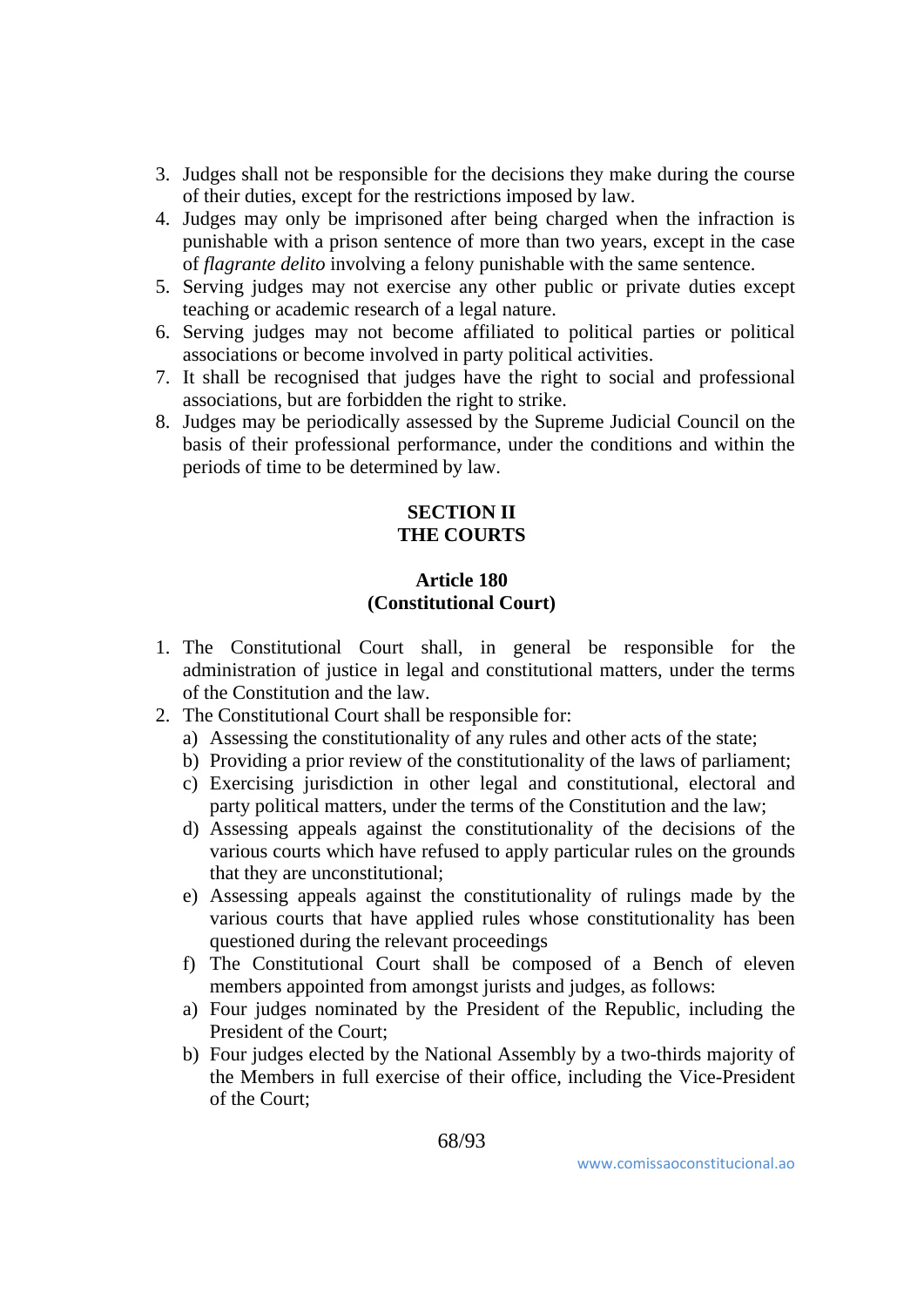3. Judges shall not be responsible for the decisions they make during the course of their duties, except for the restrictions imposed by law.
4. Judges may only be imprisoned after being charged when the infraction is punishable with a prison sentence of more than two years, except in the case of *flagrante delito* involving a felony punishable with the same sentence.
5. Serving judges may not exercise any other public or private duties except teaching or academic research of a legal nature.
6. Serving judges may not become affiliated to political parties or political associations or become involved in party political activities.
7. It shall be recognised that judges have the right to social and professional associations, but are forbidden the right to strike.
8. Judges may be periodically assessed by the Supreme Judicial Council on the basis of their professional performance, under the conditions and within the periods of time to be determined by law.

## SECTION II
## THE COURTS

### Article 180
### (Constitutional Court)

1. The Constitutional Court shall, in general be responsible for the administration of justice in legal and constitutional matters, under the terms of the Constitution and the law.
2. The Constitutional Court shall be responsible for:
   a) Assessing the constitutionality of any rules and other acts of the state;
   b) Providing a prior review of the constitutionality of the laws of parliament;
   c) Exercising jurisdiction in other legal and constitutional, electoral and party political matters, under the terms of the Constitution and the law;
   d) Assessing appeals against the constitutionality of the decisions of the various courts which have refused to apply particular rules on the grounds that they are unconstitutional;
   e) Assessing appeals against the constitutionality of rulings made by the various courts that have applied rules whose constitutionality has been questioned during the relevant proceedings
   f) The Constitutional Court shall be composed of a Bench of eleven members appointed from amongst jurists and judges, as follows:
   a) Four judges nominated by the President of the Republic, including the President of the Court;
   b) Four judges elected by the National Assembly by a two-thirds majority of the Members in full exercise of their office, including the Vice-President of the Court;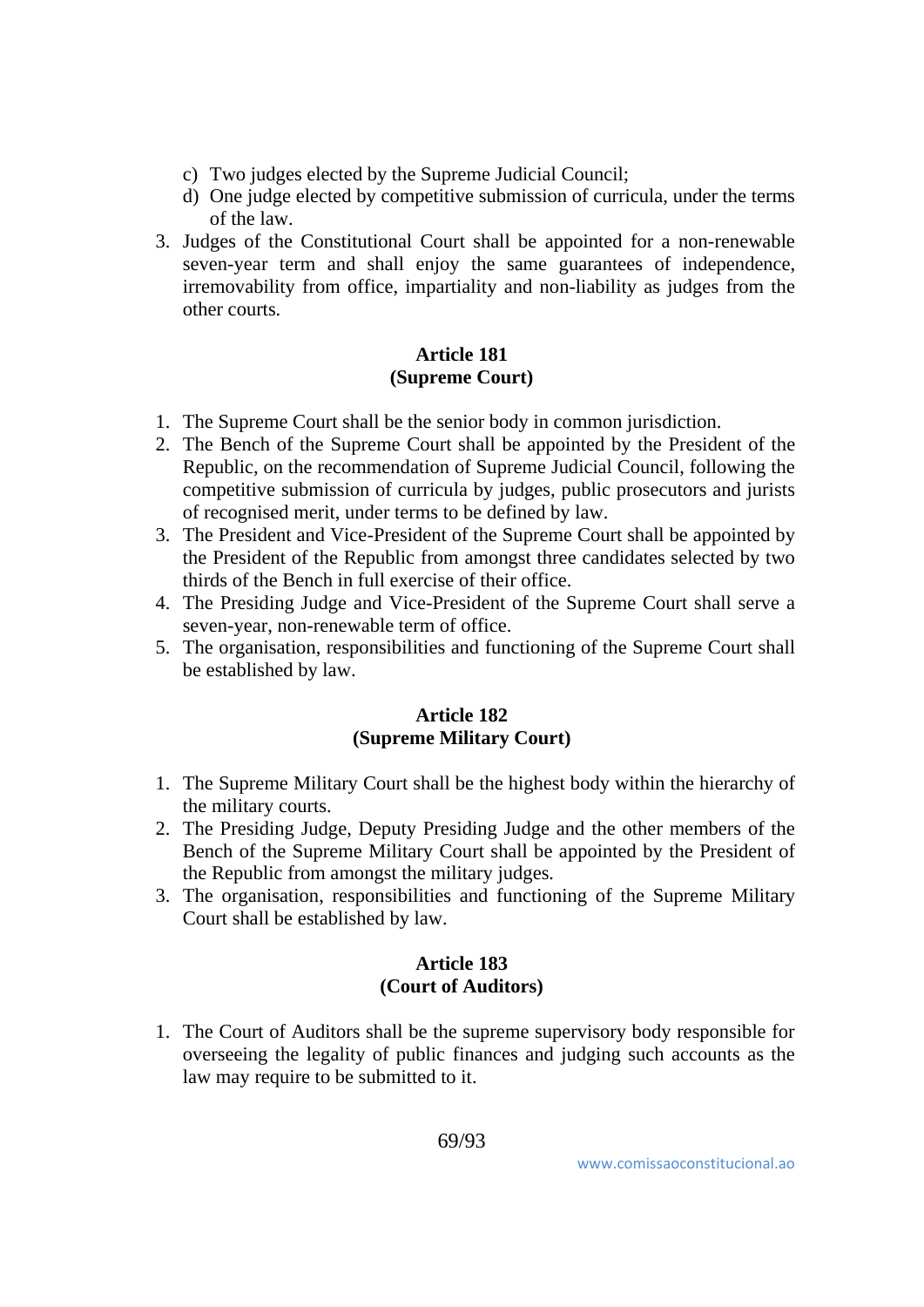c) Two judges elected by the Supreme Judicial Council;
d) One judge elected by competitive submission of curricula, under the terms of the law.

3. Judges of the Constitutional Court shall be appointed for a non-renewable seven-year term and shall enjoy the same guarantees of independence, irremovability from office, impartiality and non-liability as judges from the other courts.

**Article 181**
**(Supreme Court)**

1. The Supreme Court shall be the senior body in common jurisdiction.
2. The Bench of the Supreme Court shall be appointed by the President of the Republic, on the recommendation of Supreme Judicial Council, following the competitive submission of curricula by judges, public prosecutors and jurists of recognised merit, under terms to be defined by law.
3. The President and Vice-President of the Supreme Court shall be appointed by the President of the Republic from amongst three candidates selected by two thirds of the Bench in full exercise of their office.
4. The Presiding Judge and Vice-President of the Supreme Court shall serve a seven-year, non-renewable term of office.
5. The organisation, responsibilities and functioning of the Supreme Court shall be established by law.

**Article 182**
**(Supreme Military Court)**

1. The Supreme Military Court shall be the highest body within the hierarchy of the military courts.
2. The Presiding Judge, Deputy Presiding Judge and the other members of the Bench of the Supreme Military Court shall be appointed by the President of the Republic from amongst the military judges.
3. The organisation, responsibilities and functioning of the Supreme Military Court shall be established by law.

**Article 183**
**(Court of Auditors)**

1. The Court of Auditors shall be the supreme supervisory body responsible for overseeing the legality of public finances and judging such accounts as the law may require to be submitted to it.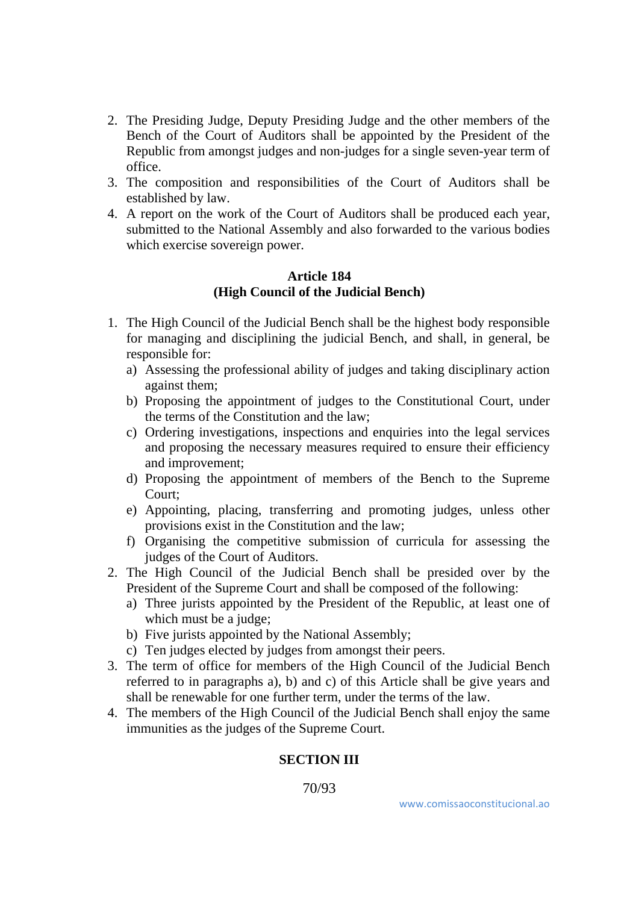2. The Presiding Judge, Deputy Presiding Judge and the other members of the Bench of the Court of Auditors shall be appointed by the President of the Republic from amongst judges and non-judges for a single seven-year term of office.
3. The composition and responsibilities of the Court of Auditors shall be established by law.
4. A report on the work of the Court of Auditors shall be produced each year, submitted to the National Assembly and also forwarded to the various bodies which exercise sovereign power.

**Article 184**
**(High Council of the Judicial Bench)**

1. The High Council of the Judicial Bench shall be the highest body responsible for managing and disciplining the judicial Bench, and shall, in general, be responsible for:
   a) Assessing the professional ability of judges and taking disciplinary action against them;
   b) Proposing the appointment of judges to the Constitutional Court, under the terms of the Constitution and the law;
   c) Ordering investigations, inspections and enquiries into the legal services and proposing the necessary measures required to ensure their efficiency and improvement;
   d) Proposing the appointment of members of the Bench to the Supreme Court;
   e) Appointing, placing, transferring and promoting judges, unless other provisions exist in the Constitution and the law;
   f) Organising the competitive submission of curricula for assessing the judges of the Court of Auditors.
2. The High Council of the Judicial Bench shall be presided over by the President of the Supreme Court and shall be composed of the following:
   a) Three jurists appointed by the President of the Republic, at least one of which must be a judge;
   b) Five jurists appointed by the National Assembly;
   c) Ten judges elected by judges from amongst their peers.
3. The term of office for members of the High Council of the Judicial Bench referred to in paragraphs a), b) and c) of this Article shall be give years and shall be renewable for one further term, under the terms of the law.
4. The members of the High Council of the Judicial Bench shall enjoy the same immunities as the judges of the Supreme Court.

**SECTION III**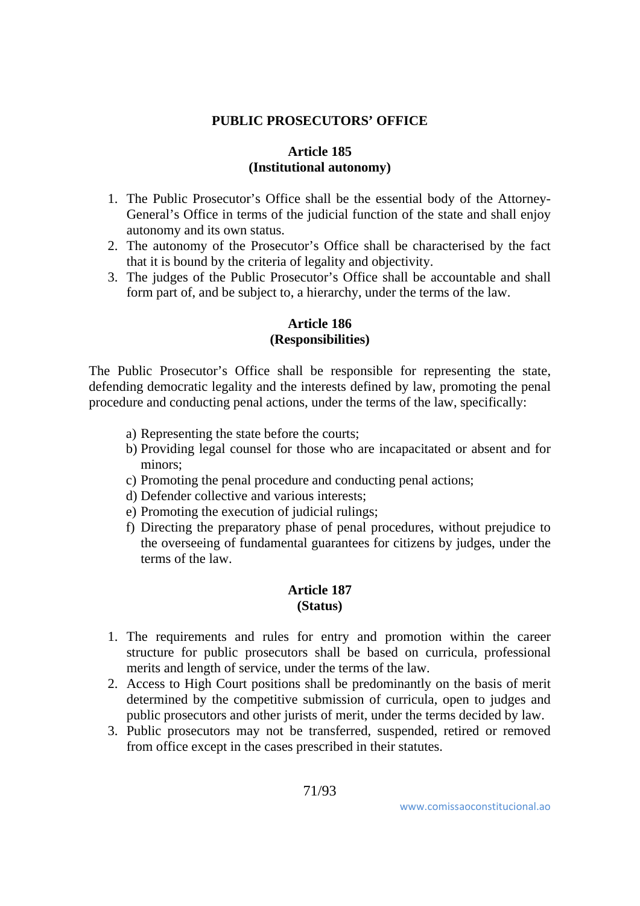## PUBLIC PROSECUTORS' OFFICE

### Article 185
### (Institutional autonomy)

1. The Public Prosecutor's Office shall be the essential body of the Attorney-General's Office in terms of the judicial function of the state and shall enjoy autonomy and its own status.
2. The autonomy of the Prosecutor's Office shall be characterised by the fact that it is bound by the criteria of legality and objectivity.
3. The judges of the Public Prosecutor's Office shall be accountable and shall form part of, and be subject to, a hierarchy, under the terms of the law.

### Article 186
### (Responsibilities)

The Public Prosecutor's Office shall be responsible for representing the state, defending democratic legality and the interests defined by law, promoting the penal procedure and conducting penal actions, under the terms of the law, specifically:

a) Representing the state before the courts;
b) Providing legal counsel for those who are incapacitated or absent and for minors;
c) Promoting the penal procedure and conducting penal actions;
d) Defender collective and various interests;
e) Promoting the execution of judicial rulings;
f) Directing the preparatory phase of penal procedures, without prejudice to the overseeing of fundamental guarantees for citizens by judges, under the terms of the law.

### Article 187
### (Status)

1. The requirements and rules for entry and promotion within the career structure for public prosecutors shall be based on curricula, professional merits and length of service, under the terms of the law.
2. Access to High Court positions shall be predominantly on the basis of merit determined by the competitive submission of curricula, open to judges and public prosecutors and other jurists of merit, under the terms decided by law.
3. Public prosecutors may not be transferred, suspended, retired or removed from office except in the cases prescribed in their statutes.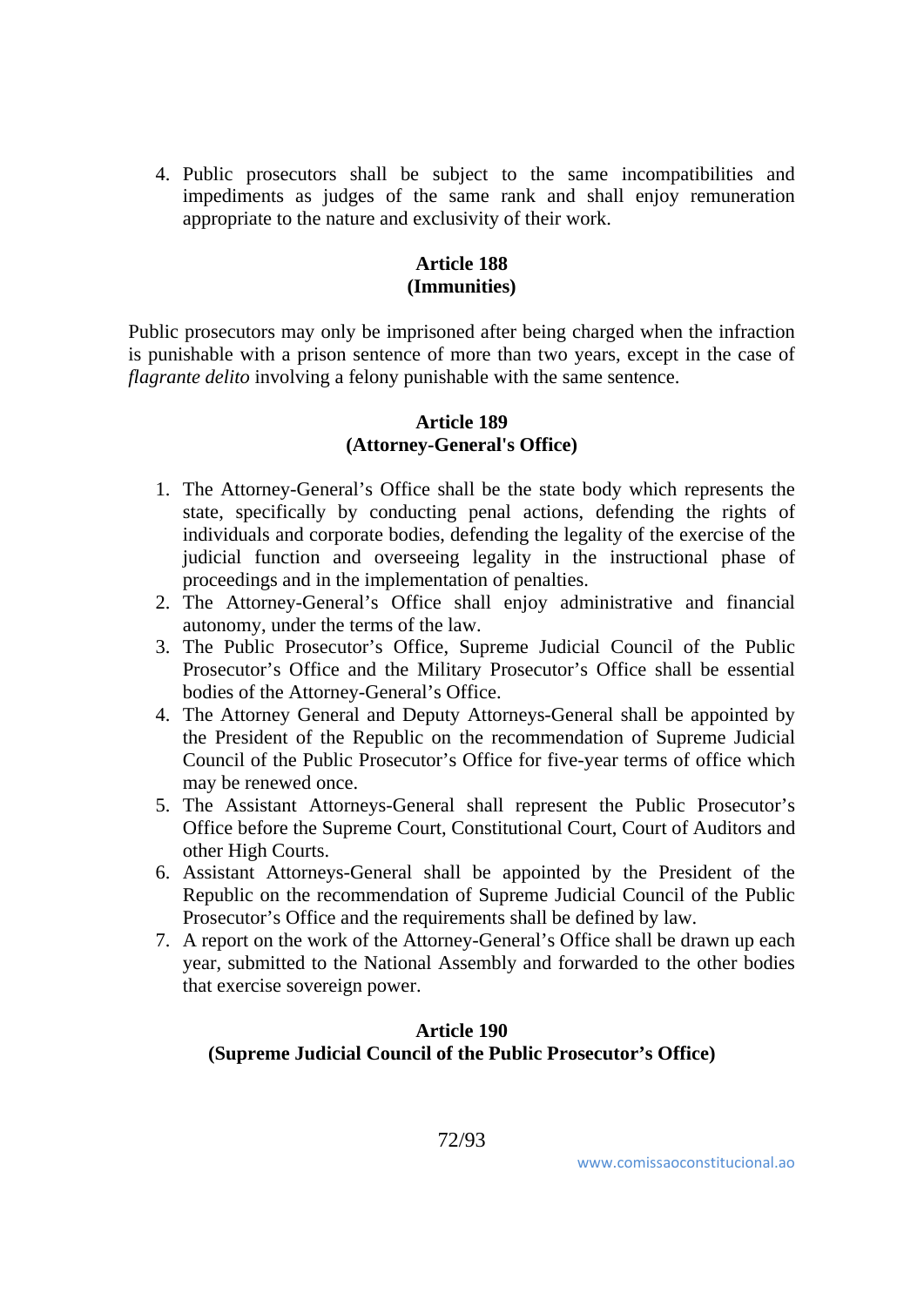4. Public prosecutors shall be subject to the same incompatibilities and impediments as judges of the same rank and shall enjoy remuneration appropriate to the nature and exclusivity of their work.

**Article 188**
**(Immunities)**

Public prosecutors may only be imprisoned after being charged when the infraction is punishable with a prison sentence of more than two years, except in the case of *flagrante delito* involving a felony punishable with the same sentence.

**Article 189**
**(Attorney-General's Office)**

1. The Attorney-General's Office shall be the state body which represents the state, specifically by conducting penal actions, defending the rights of individuals and corporate bodies, defending the legality of the exercise of the judicial function and overseeing legality in the instructional phase of proceedings and in the implementation of penalties.
2. The Attorney-General's Office shall enjoy administrative and financial autonomy, under the terms of the law.
3. The Public Prosecutor's Office, Supreme Judicial Council of the Public Prosecutor's Office and the Military Prosecutor's Office shall be essential bodies of the Attorney-General's Office.
4. The Attorney General and Deputy Attorneys-General shall be appointed by the President of the Republic on the recommendation of Supreme Judicial Council of the Public Prosecutor's Office for five-year terms of office which may be renewed once.
5. The Assistant Attorneys-General shall represent the Public Prosecutor's Office before the Supreme Court, Constitutional Court, Court of Auditors and other High Courts.
6. Assistant Attorneys-General shall be appointed by the President of the Republic on the recommendation of Supreme Judicial Council of the Public Prosecutor's Office and the requirements shall be defined by law.
7. A report on the work of the Attorney-General's Office shall be drawn up each year, submitted to the National Assembly and forwarded to the other bodies that exercise sovereign power.

**Article 190**
**(Supreme Judicial Council of the Public Prosecutor's Office)**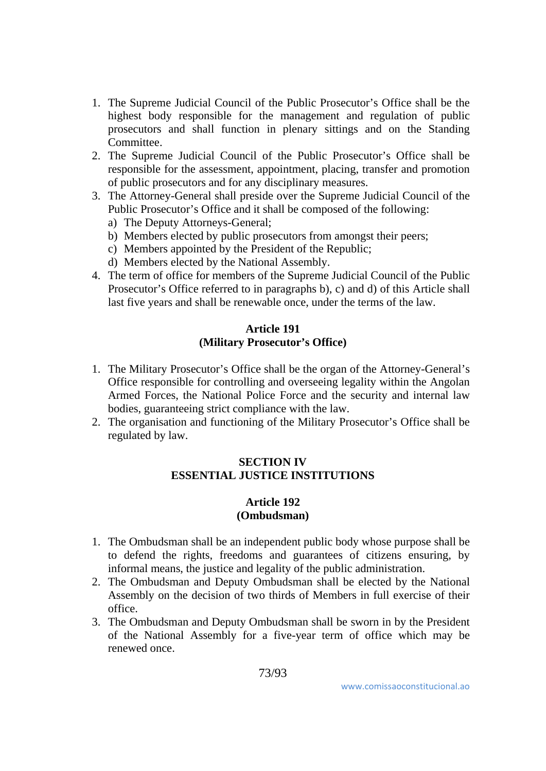1. The Supreme Judicial Council of the Public Prosecutor's Office shall be the highest body responsible for the management and regulation of public prosecutors and shall function in plenary sittings and on the Standing Committee.
2. The Supreme Judicial Council of the Public Prosecutor's Office shall be responsible for the assessment, appointment, placing, transfer and promotion of public prosecutors and for any disciplinary measures.
3. The Attorney-General shall preside over the Supreme Judicial Council of the Public Prosecutor's Office and it shall be composed of the following:
   a) The Deputy Attorneys-General;
   b) Members elected by public prosecutors from amongst their peers;
   c) Members appointed by the President of the Republic;
   d) Members elected by the National Assembly.
4. The term of office for members of the Supreme Judicial Council of the Public Prosecutor's Office referred to in paragraphs b), c) and d) of this Article shall last five years and shall be renewable once, under the terms of the law.

### Article 191
### (Military Prosecutor's Office)

1. The Military Prosecutor's Office shall be the organ of the Attorney-General's Office responsible for controlling and overseeing legality within the Angolan Armed Forces, the National Police Force and the security and internal law bodies, guaranteeing strict compliance with the law.
2. The organisation and functioning of the Military Prosecutor's Office shall be regulated by law.

## SECTION IV
## ESSENTIAL JUSTICE INSTITUTIONS

### Article 192
### (Ombudsman)

1. The Ombudsman shall be an independent public body whose purpose shall be to defend the rights, freedoms and guarantees of citizens ensuring, by informal means, the justice and legality of the public administration.
2. The Ombudsman and Deputy Ombudsman shall be elected by the National Assembly on the decision of two thirds of Members in full exercise of their office.
3. The Ombudsman and Deputy Ombudsman shall be sworn in by the President of the National Assembly for a five-year term of office which may be renewed once.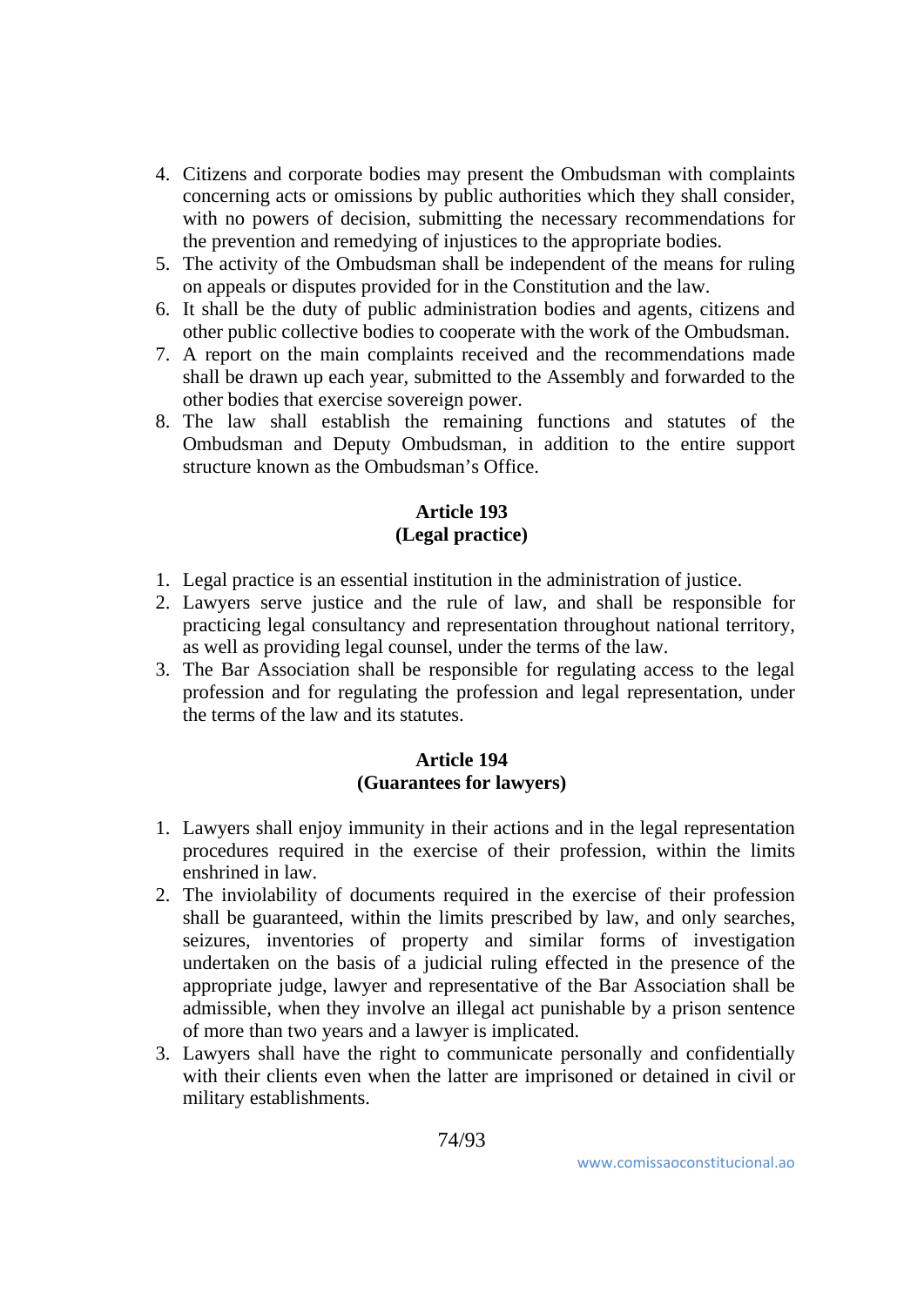4. Citizens and corporate bodies may present the Ombudsman with complaints concerning acts or omissions by public authorities which they shall consider, with no powers of decision, submitting the necessary recommendations for the prevention and remedying of injustices to the appropriate bodies.
5. The activity of the Ombudsman shall be independent of the means for ruling on appeals or disputes provided for in the Constitution and the law.
6. It shall be the duty of public administration bodies and agents, citizens and other public collective bodies to cooperate with the work of the Ombudsman.
7. A report on the main complaints received and the recommendations made shall be drawn up each year, submitted to the Assembly and forwarded to the other bodies that exercise sovereign power.
8. The law shall establish the remaining functions and statutes of the Ombudsman and Deputy Ombudsman, in addition to the entire support structure known as the Ombudsman's Office.

**Article 193**
**(Legal practice)**

1. Legal practice is an essential institution in the administration of justice.
2. Lawyers serve justice and the rule of law, and shall be responsible for practicing legal consultancy and representation throughout national territory, as well as providing legal counsel, under the terms of the law.
3. The Bar Association shall be responsible for regulating access to the legal profession and for regulating the profession and legal representation, under the terms of the law and its statutes.

**Article 194**
**(Guarantees for lawyers)**

1. Lawyers shall enjoy immunity in their actions and in the legal representation procedures required in the exercise of their profession, within the limits enshrined in law.
2. The inviolability of documents required in the exercise of their profession shall be guaranteed, within the limits prescribed by law, and only searches, seizures, inventories of property and similar forms of investigation undertaken on the basis of a judicial ruling effected in the presence of the appropriate judge, lawyer and representative of the Bar Association shall be admissible, when they involve an illegal act punishable by a prison sentence of more than two years and a lawyer is implicated.
3. Lawyers shall have the right to communicate personally and confidentially with their clients even when the latter are imprisoned or detained in civil or military establishments.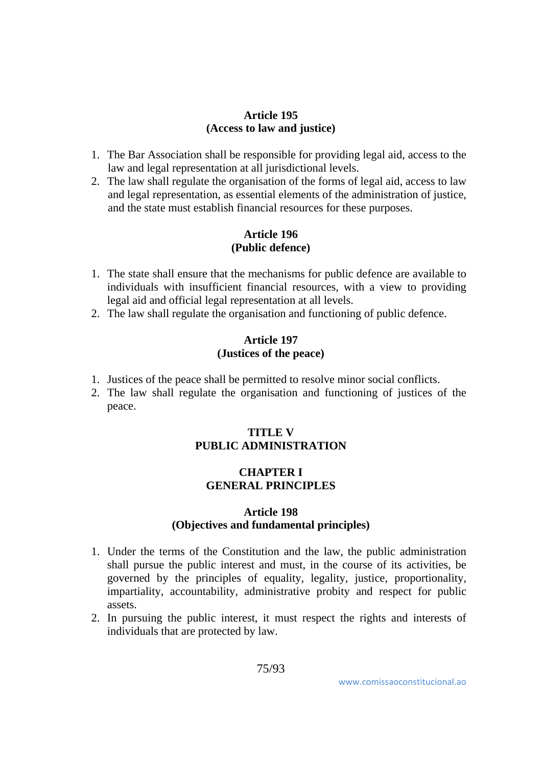### Article 195
### (Access to law and justice)

1. The Bar Association shall be responsible for providing legal aid, access to the law and legal representation at all jurisdictional levels.
2. The law shall regulate the organisation of the forms of legal aid, access to law and legal representation, as essential elements of the administration of justice, and the state must establish financial resources for these purposes.

### Article 196
### (Public defence)

1. The state shall ensure that the mechanisms for public defence are available to individuals with insufficient financial resources, with a view to providing legal aid and official legal representation at all levels.
2. The law shall regulate the organisation and functioning of public defence.

### Article 197
### (Justices of the peace)

1. Justices of the peace shall be permitted to resolve minor social conflicts.
2. The law shall regulate the organisation and functioning of justices of the peace.

# TITLE V
# PUBLIC ADMINISTRATION

## CHAPTER I
## GENERAL PRINCIPLES

### Article 198
### (Objectives and fundamental principles)

1. Under the terms of the Constitution and the law, the public administration shall pursue the public interest and must, in the course of its activities, be governed by the principles of equality, legality, justice, proportionality, impartiality, accountability, administrative probity and respect for public assets.
2. In pursuing the public interest, it must respect the rights and interests of individuals that are protected by law.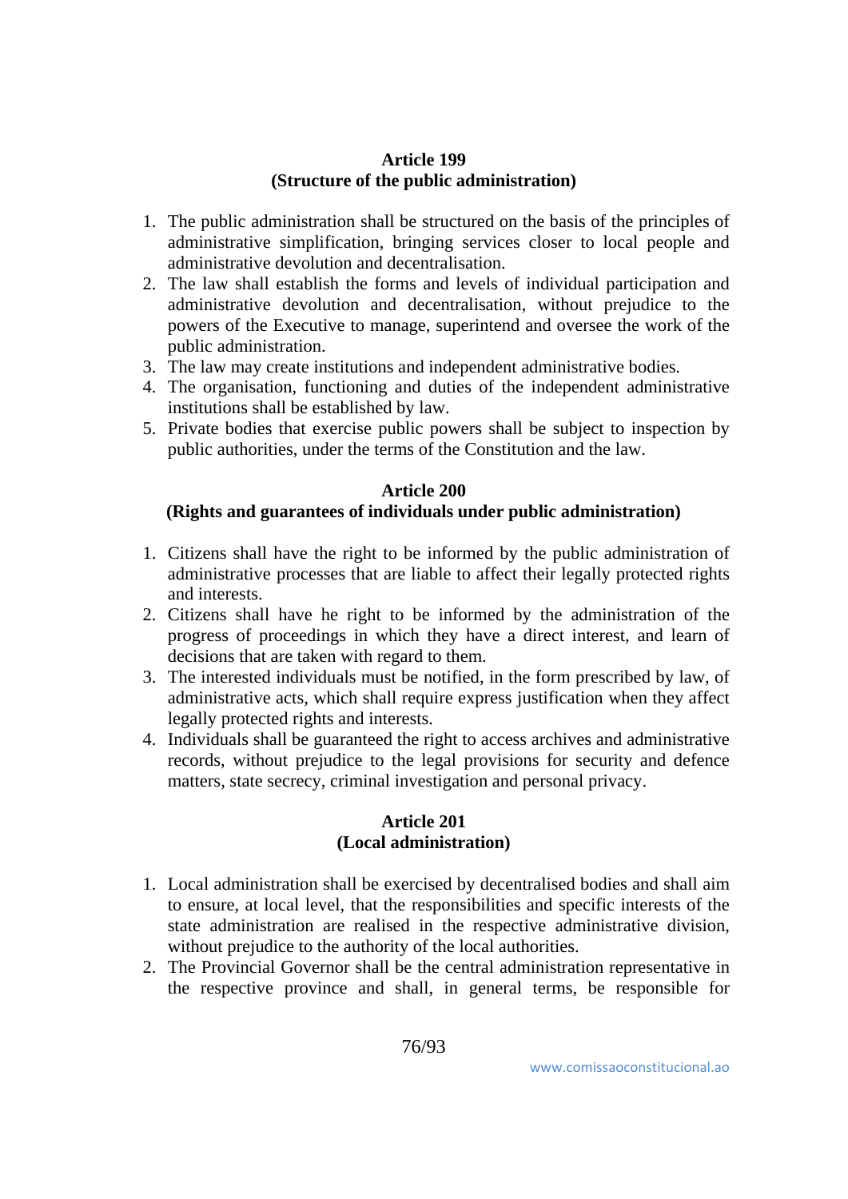**Article 199**
**(Structure of the public administration)**

1. The public administration shall be structured on the basis of the principles of administrative simplification, bringing services closer to local people and administrative devolution and decentralisation.
2. The law shall establish the forms and levels of individual participation and administrative devolution and decentralisation, without prejudice to the powers of the Executive to manage, superintend and oversee the work of the public administration.
3. The law may create institutions and independent administrative bodies.
4. The organisation, functioning and duties of the independent administrative institutions shall be established by law.
5. Private bodies that exercise public powers shall be subject to inspection by public authorities, under the terms of the Constitution and the law.

**Article 200**
**(Rights and guarantees of individuals under public administration)**

1. Citizens shall have the right to be informed by the public administration of administrative processes that are liable to affect their legally protected rights and interests.
2. Citizens shall have he right to be informed by the administration of the progress of proceedings in which they have a direct interest, and learn of decisions that are taken with regard to them.
3. The interested individuals must be notified, in the form prescribed by law, of administrative acts, which shall require express justification when they affect legally protected rights and interests.
4. Individuals shall be guaranteed the right to access archives and administrative records, without prejudice to the legal provisions for security and defence matters, state secrecy, criminal investigation and personal privacy.

**Article 201**
**(Local administration)**

1. Local administration shall be exercised by decentralised bodies and shall aim to ensure, at local level, that the responsibilities and specific interests of the state administration are realised in the respective administrative division, without prejudice to the authority of the local authorities.
2. The Provincial Governor shall be the central administration representative in the respective province and shall, in general terms, be responsible for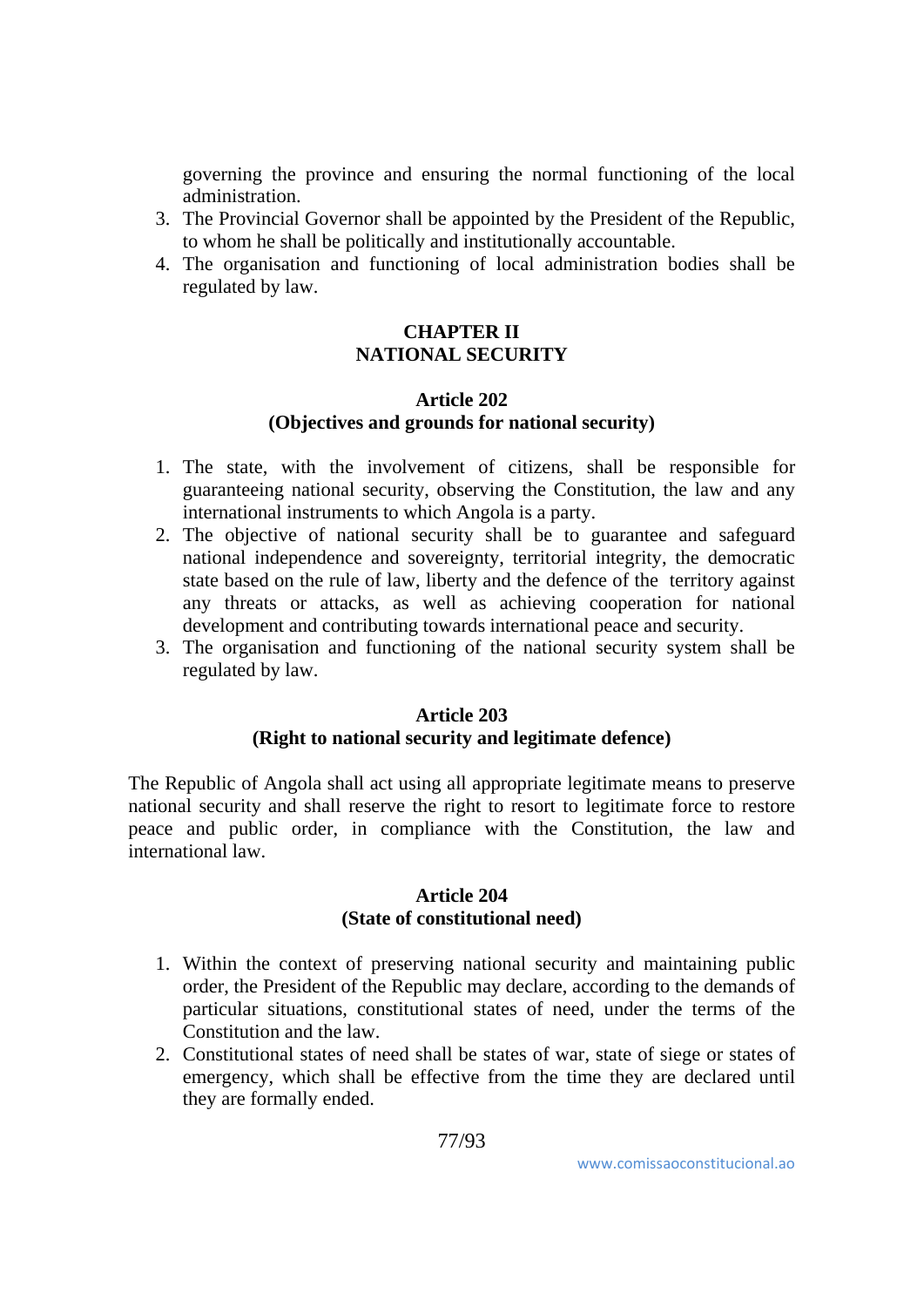governing the province and ensuring the normal functioning of the local administration.

3. The Provincial Governor shall be appointed by the President of the Republic, to whom he shall be politically and institutionally accountable.
4. The organisation and functioning of local administration bodies shall be regulated by law.

## CHAPTER II
## NATIONAL SECURITY

### Article 202
### (Objectives and grounds for national security)

1. The state, with the involvement of citizens, shall be responsible for guaranteeing national security, observing the Constitution, the law and any international instruments to which Angola is a party.
2. The objective of national security shall be to guarantee and safeguard national independence and sovereignty, territorial integrity, the democratic state based on the rule of law, liberty and the defence of the territory against any threats or attacks, as well as achieving cooperation for national development and contributing towards international peace and security.
3. The organisation and functioning of the national security system shall be regulated by law.

### Article 203
### (Right to national security and legitimate defence)

The Republic of Angola shall act using all appropriate legitimate means to preserve national security and shall reserve the right to resort to legitimate force to restore peace and public order, in compliance with the Constitution, the law and international law.

### Article 204
### (State of constitutional need)

1. Within the context of preserving national security and maintaining public order, the President of the Republic may declare, according to the demands of particular situations, constitutional states of need, under the terms of the Constitution and the law.
2. Constitutional states of need shall be states of war, state of siege or states of emergency, which shall be effective from the time they are declared until they are formally ended.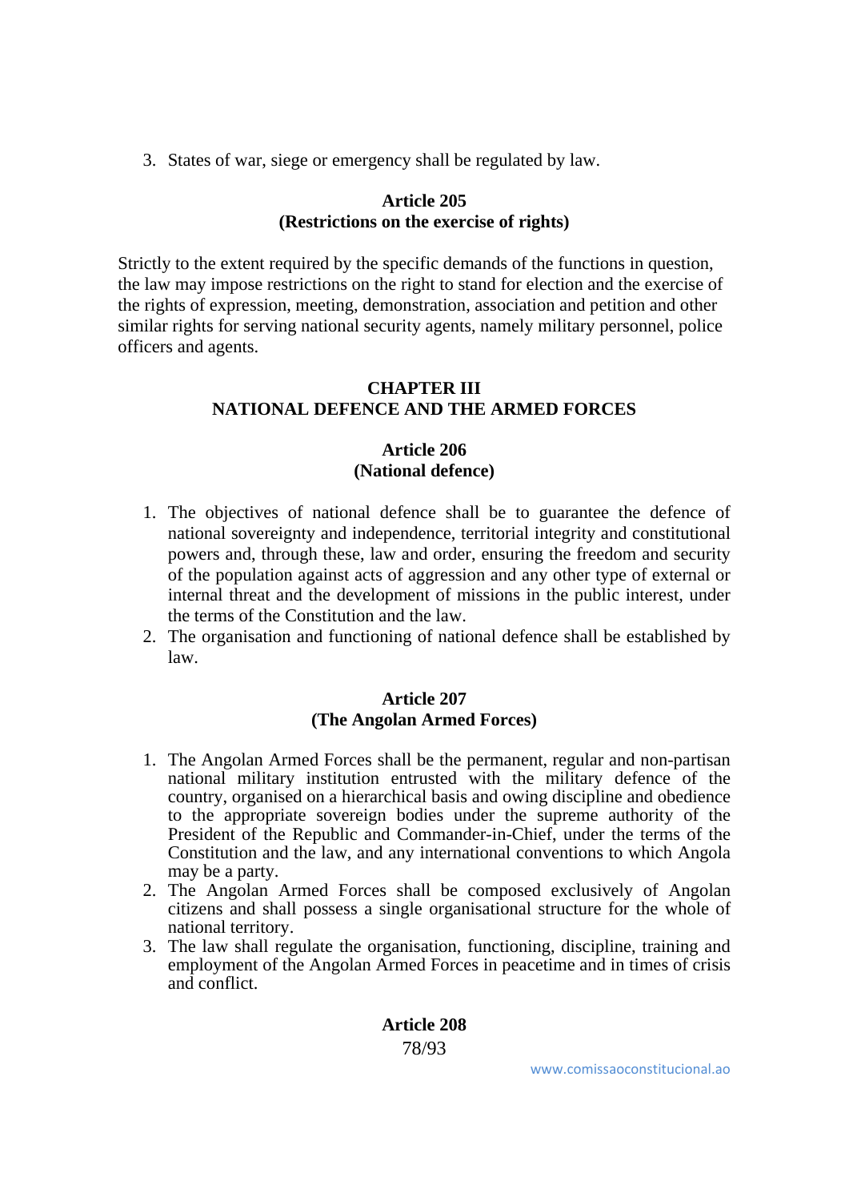3. States of war, siege or emergency shall be regulated by law.

**Article 205**
**(Restrictions on the exercise of rights)**

Strictly to the extent required by the specific demands of the functions in question, the law may impose restrictions on the right to stand for election and the exercise of the rights of expression, meeting, demonstration, association and petition and other similar rights for serving national security agents, namely military personnel, police officers and agents.

## CHAPTER III
## NATIONAL DEFENCE AND THE ARMED FORCES

**Article 206**
**(National defence)**

1. The objectives of national defence shall be to guarantee the defence of national sovereignty and independence, territorial integrity and constitutional powers and, through these, law and order, ensuring the freedom and security of the population against acts of aggression and any other type of external or internal threat and the development of missions in the public interest, under the terms of the Constitution and the law.
2. The organisation and functioning of national defence shall be established by law.

**Article 207**
**(The Angolan Armed Forces)**

1. The Angolan Armed Forces shall be the permanent, regular and non-partisan national military institution entrusted with the military defence of the country, organised on a hierarchical basis and owing discipline and obedience to the appropriate sovereign bodies under the supreme authority of the President of the Republic and Commander-in-Chief, under the terms of the Constitution and the law, and any international conventions to which Angola may be a party.
2. The Angolan Armed Forces shall be composed exclusively of Angolan citizens and shall possess a single organisational structure for the whole of national territory.
3. The law shall regulate the organisation, functioning, discipline, training and employment of the Angolan Armed Forces in peacetime and in times of crisis and conflict.

**Article 208**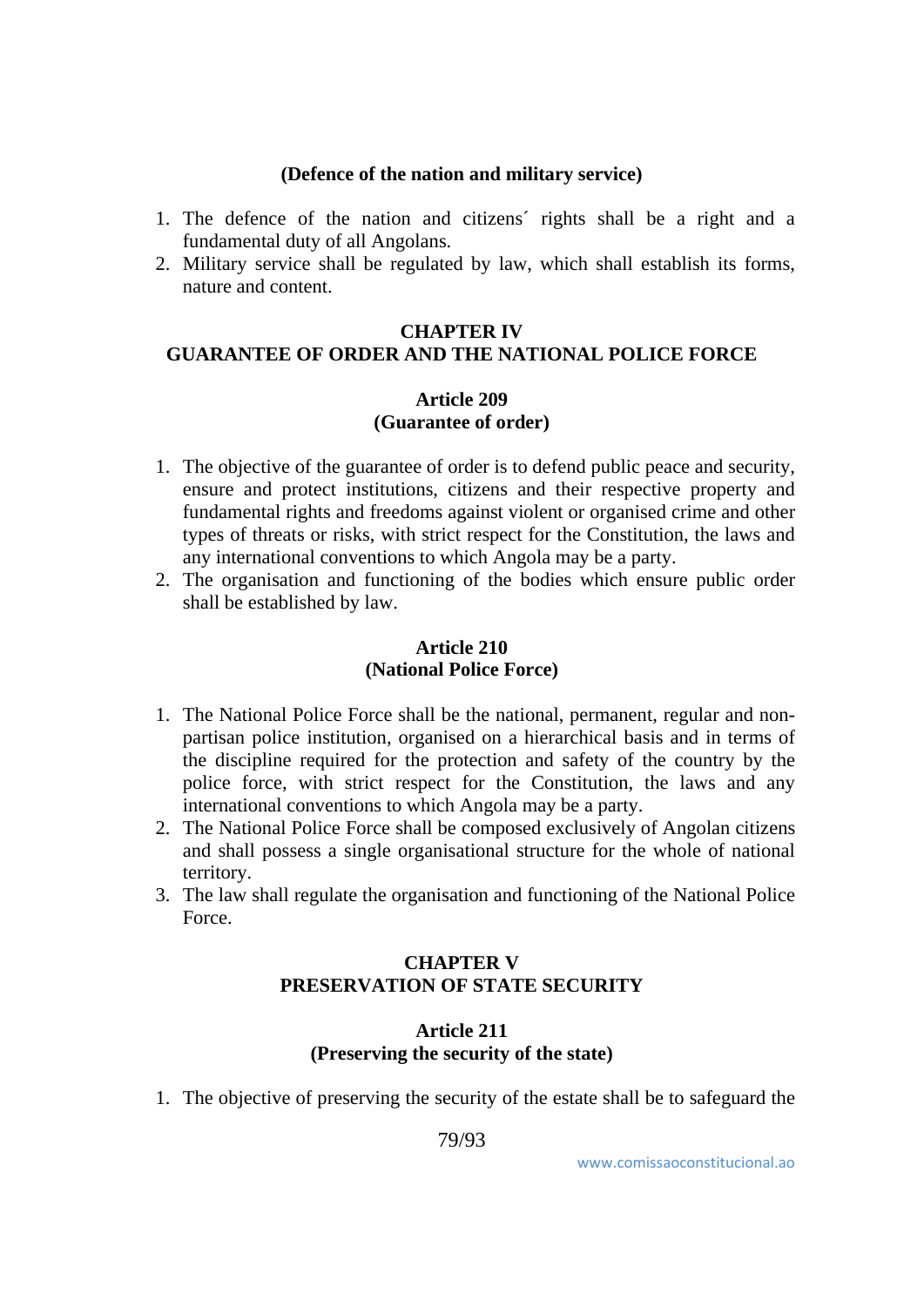**(Defence of the nation and military service)**

1. The defence of the nation and citizens´ rights shall be a right and a fundamental duty of all Angolans.
2. Military service shall be regulated by law, which shall establish its forms, nature and content.

## CHAPTER IV
## GUARANTEE OF ORDER AND THE NATIONAL POLICE FORCE

### Article 209
### (Guarantee of order)

1. The objective of the guarantee of order is to defend public peace and security, ensure and protect institutions, citizens and their respective property and fundamental rights and freedoms against violent or organised crime and other types of threats or risks, with strict respect for the Constitution, the laws and any international conventions to which Angola may be a party.
2. The organisation and functioning of the bodies which ensure public order shall be established by law.

### Article 210
### (National Police Force)

1. The National Police Force shall be the national, permanent, regular and non-partisan police institution, organised on a hierarchical basis and in terms of the discipline required for the protection and safety of the country by the police force, with strict respect for the Constitution, the laws and any international conventions to which Angola may be a party.
2. The National Police Force shall be composed exclusively of Angolan citizens and shall possess a single organisational structure for the whole of national territory.
3. The law shall regulate the organisation and functioning of the National Police Force.

## CHAPTER V
## PRESERVATION OF STATE SECURITY

### Article 211
### (Preserving the security of the state)

1. The objective of preserving the security of the estate shall be to safeguard the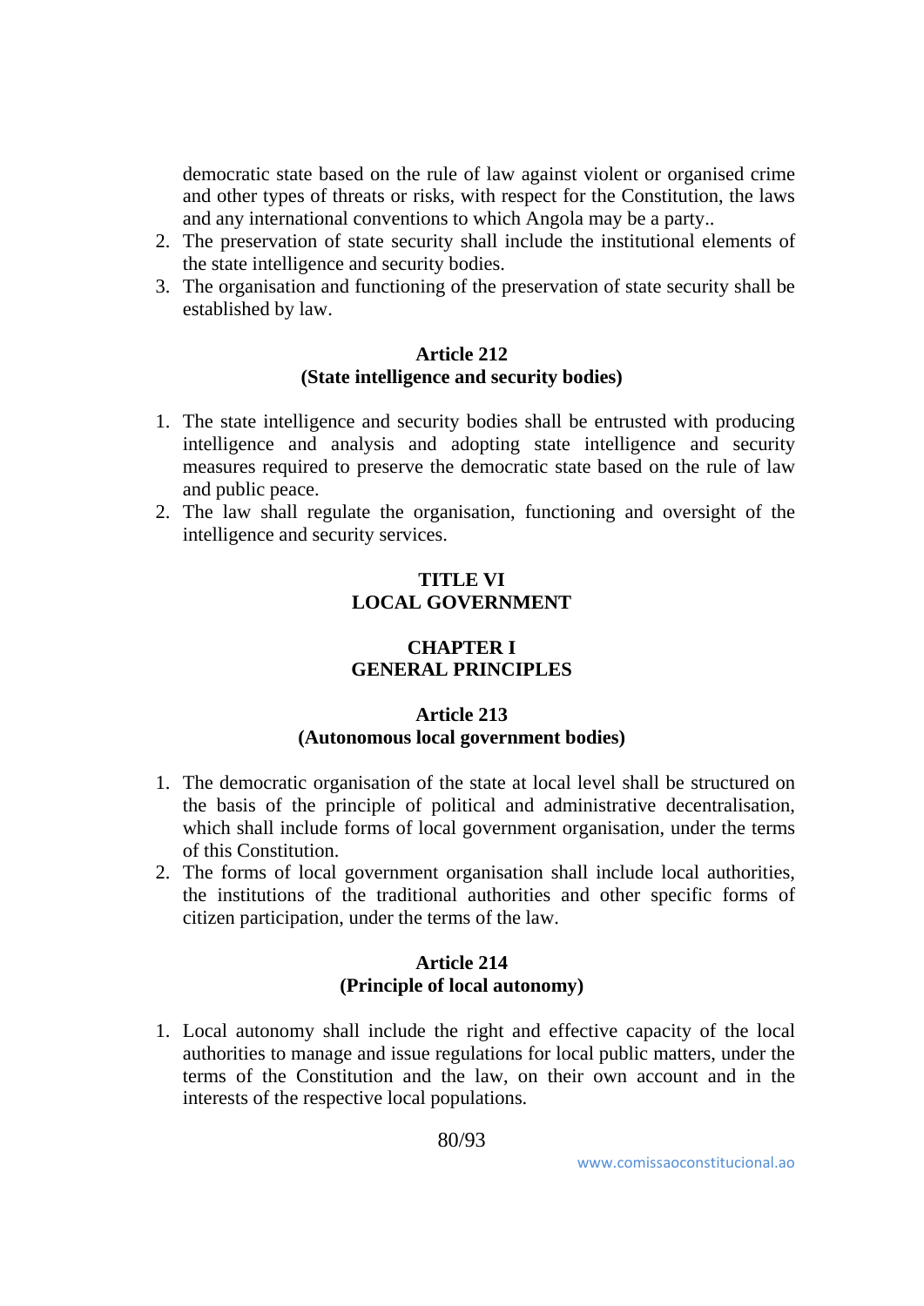democratic state based on the rule of law against violent or organised crime and other types of threats or risks, with respect for the Constitution, the laws and any international conventions to which Angola may be a party..

2. The preservation of state security shall include the institutional elements of the state intelligence and security bodies.
3. The organisation and functioning of the preservation of state security shall be established by law.

**Article 212**
**(State intelligence and security bodies)**

1. The state intelligence and security bodies shall be entrusted with producing intelligence and analysis and adopting state intelligence and security measures required to preserve the democratic state based on the rule of law and public peace.
2. The law shall regulate the organisation, functioning and oversight of the intelligence and security services.

## TITLE VI
## LOCAL GOVERNMENT

### CHAPTER I
### GENERAL PRINCIPLES

**Article 213**
**(Autonomous local government bodies)**

1. The democratic organisation of the state at local level shall be structured on the basis of the principle of political and administrative decentralisation, which shall include forms of local government organisation, under the terms of this Constitution.
2. The forms of local government organisation shall include local authorities, the institutions of the traditional authorities and other specific forms of citizen participation, under the terms of the law.

**Article 214**
**(Principle of local autonomy)**

1. Local autonomy shall include the right and effective capacity of the local authorities to manage and issue regulations for local public matters, under the terms of the Constitution and the law, on their own account and in the interests of the respective local populations.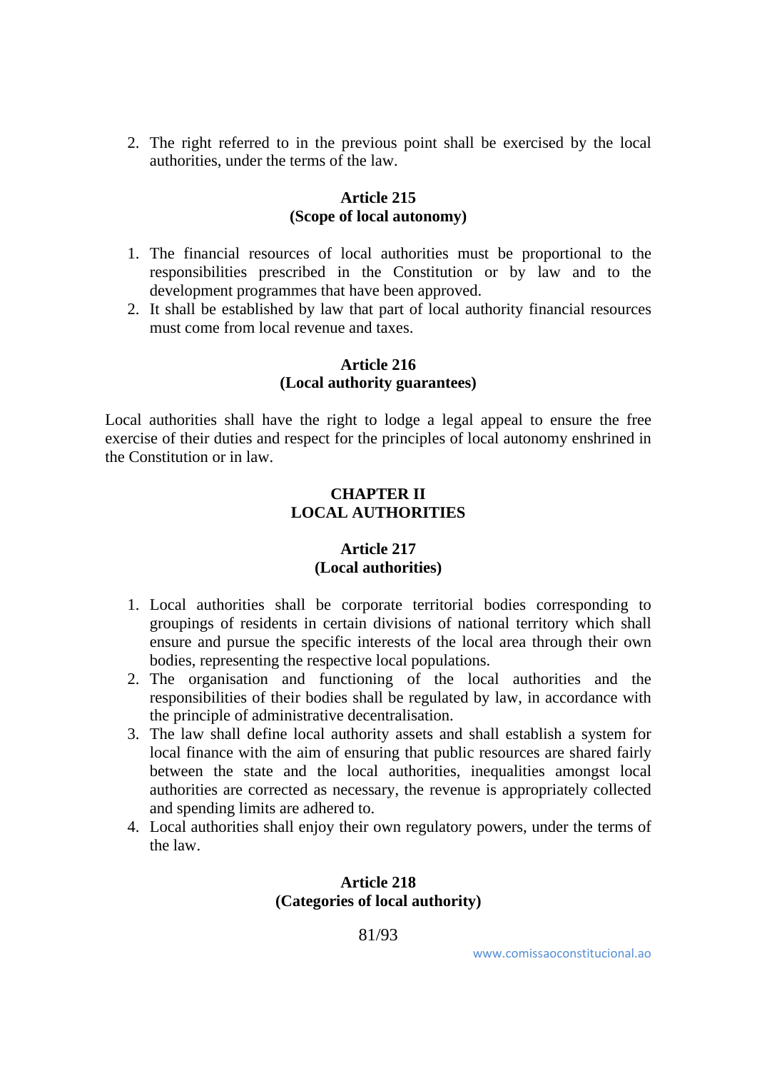2. The right referred to in the previous point shall be exercised by the local authorities, under the terms of the law.

**Article 215**
**(Scope of local autonomy)**

1. The financial resources of local authorities must be proportional to the responsibilities prescribed in the Constitution or by law and to the development programmes that have been approved.
2. It shall be established by law that part of local authority financial resources must come from local revenue and taxes.

**Article 216**
**(Local authority guarantees)**

Local authorities shall have the right to lodge a legal appeal to ensure the free exercise of their duties and respect for the principles of local autonomy enshrined in the Constitution or in law.

## CHAPTER II
## LOCAL AUTHORITIES

**Article 217**
**(Local authorities)**

1. Local authorities shall be corporate territorial bodies corresponding to groupings of residents in certain divisions of national territory which shall ensure and pursue the specific interests of the local area through their own bodies, representing the respective local populations.
2. The organisation and functioning of the local authorities and the responsibilities of their bodies shall be regulated by law, in accordance with the principle of administrative decentralisation.
3. The law shall define local authority assets and shall establish a system for local finance with the aim of ensuring that public resources are shared fairly between the state and the local authorities, inequalities amongst local authorities are corrected as necessary, the revenue is appropriately collected and spending limits are adhered to.
4. Local authorities shall enjoy their own regulatory powers, under the terms of the law.

**Article 218**
**(Categories of local authority)**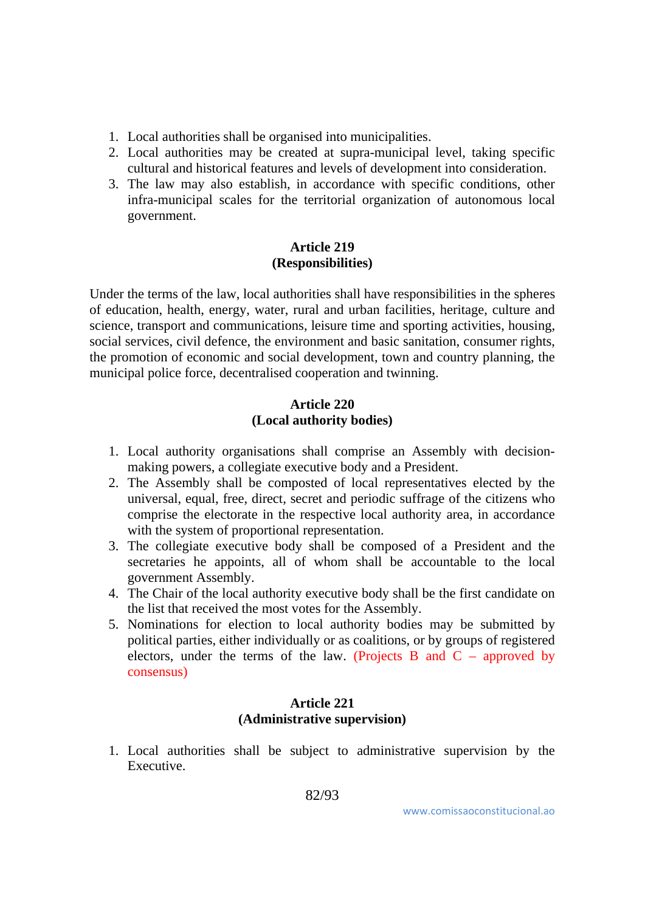1. Local authorities shall be organised into municipalities.
2. Local authorities may be created at supra-municipal level, taking specific cultural and historical features and levels of development into consideration.
3. The law may also establish, in accordance with specific conditions, other infra-municipal scales for the territorial organization of autonomous local government.

**Article 219**
**(Responsibilities)**

Under the terms of the law, local authorities shall have responsibilities in the spheres of education, health, energy, water, rural and urban facilities, heritage, culture and science, transport and communications, leisure time and sporting activities, housing, social services, civil defence, the environment and basic sanitation, consumer rights, the promotion of economic and social development, town and country planning, the municipal police force, decentralised cooperation and twinning.

**Article 220**
**(Local authority bodies)**

1. Local authority organisations shall comprise an Assembly with decision-making powers, a collegiate executive body and a President.
2. The Assembly shall be composted of local representatives elected by the universal, equal, free, direct, secret and periodic suffrage of the citizens who comprise the electorate in the respective local authority area, in accordance with the system of proportional representation.
3. The collegiate executive body shall be composed of a President and the secretaries he appoints, all of whom shall be accountable to the local government Assembly.
4. The Chair of the local authority executive body shall be the first candidate on the list that received the most votes for the Assembly.
5. Nominations for election to local authority bodies may be submitted by political parties, either individually or as coalitions, or by groups of registered electors, under the terms of the law. (Projects B and C – approved by consensus)

**Article 221**
**(Administrative supervision)**

1. Local authorities shall be subject to administrative supervision by the Executive.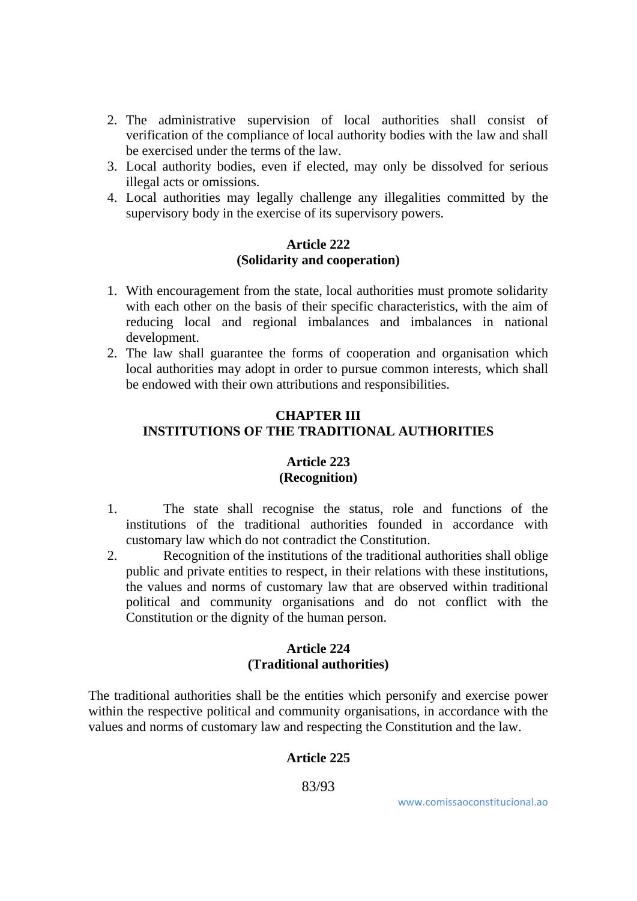2. The administrative supervision of local authorities shall consist of verification of the compliance of local authority bodies with the law and shall be exercised under the terms of the law.
3. Local authority bodies, even if elected, may only be dissolved for serious illegal acts or omissions.
4. Local authorities may legally challenge any illegalities committed by the supervisory body in the exercise of its supervisory powers.

**Article 222**
**(Solidarity and cooperation)**

1. With encouragement from the state, local authorities must promote solidarity with each other on the basis of their specific characteristics, with the aim of reducing local and regional imbalances and imbalances in national development.
2. The law shall guarantee the forms of cooperation and organisation which local authorities may adopt in order to pursue common interests, which shall be endowed with their own attributions and responsibilities.

## CHAPTER III
## INSTITUTIONS OF THE TRADITIONAL AUTHORITIES

**Article 223**
**(Recognition)**

1. The state shall recognise the status, role and functions of the institutions of the traditional authorities founded in accordance with customary law which do not contradict the Constitution.
2. Recognition of the institutions of the traditional authorities shall oblige public and private entities to respect, in their relations with these institutions, the values and norms of customary law that are observed within traditional political and community organisations and do not conflict with the Constitution or the dignity of the human person.

**Article 224**
**(Traditional authorities)**

The traditional authorities shall be the entities which personify and exercise power within the respective political and community organisations, in accordance with the values and norms of customary law and respecting the Constitution and the law.

**Article 225**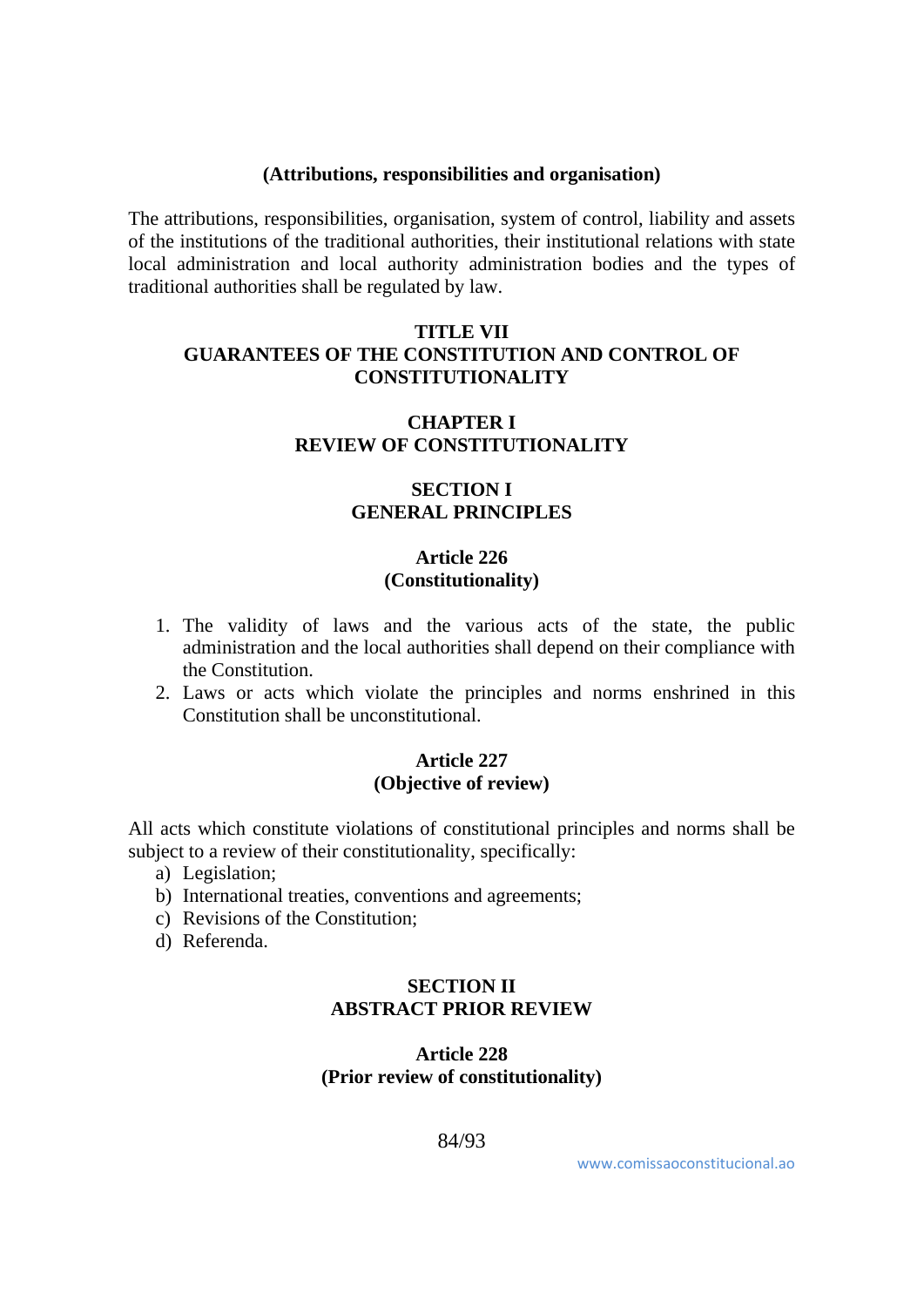**(Attributions, responsibilities and organisation)**

The attributions, responsibilities, organisation, system of control, liability and assets of the institutions of the traditional authorities, their institutional relations with state local administration and local authority administration bodies and the types of traditional authorities shall be regulated by law.

# TITLE VII
# GUARANTEES OF THE CONSTITUTION AND CONTROL OF CONSTITUTIONALITY

## CHAPTER I
## REVIEW OF CONSTITUTIONALITY

### SECTION I
### GENERAL PRINCIPLES

#### Article 226
#### (Constitutionality)

1. The validity of laws and the various acts of the state, the public administration and the local authorities shall depend on their compliance with the Constitution.
2. Laws or acts which violate the principles and norms enshrined in this Constitution shall be unconstitutional.

#### Article 227
#### (Objective of review)

All acts which constitute violations of constitutional principles and norms shall be subject to a review of their constitutionality, specifically:

a) Legislation;
b) International treaties, conventions and agreements;
c) Revisions of the Constitution;
d) Referenda.

### SECTION II
### ABSTRACT PRIOR REVIEW

#### Article 228
#### (Prior review of constitutionality)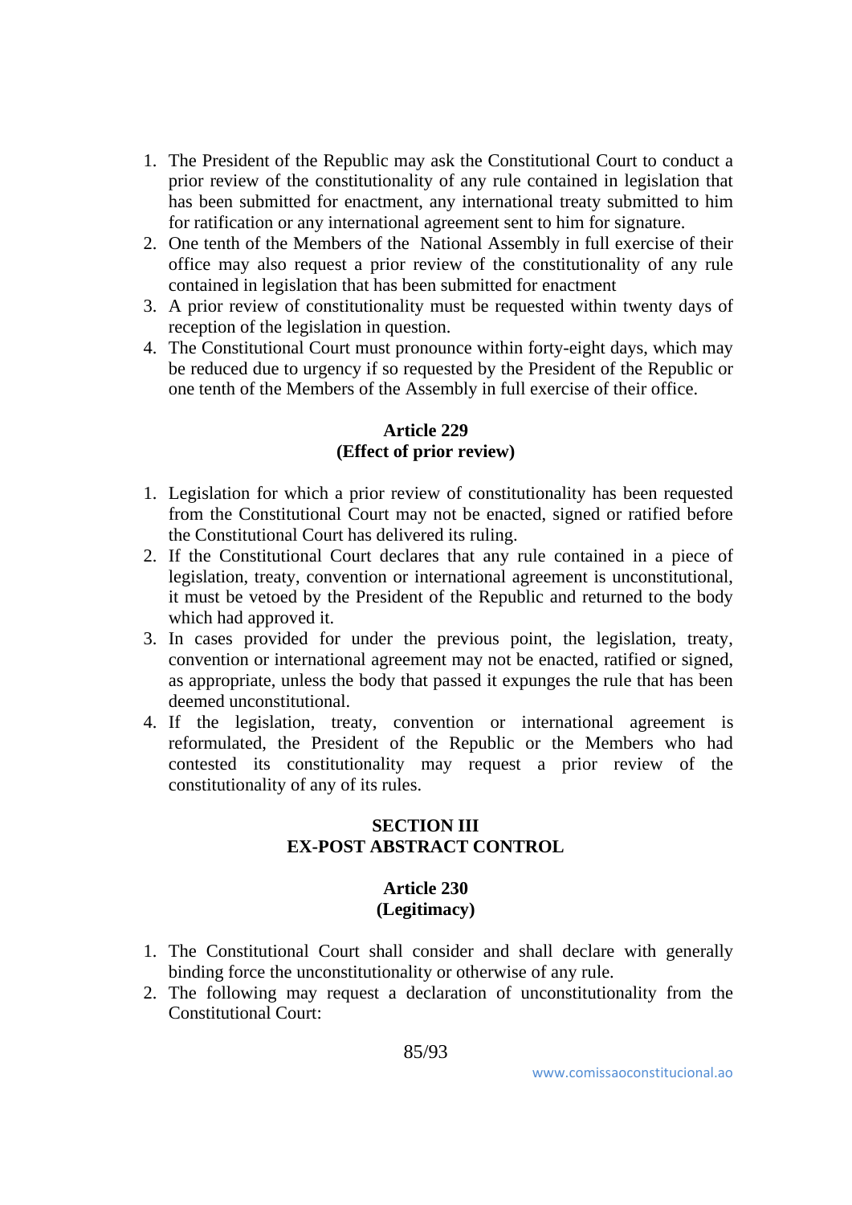1. The President of the Republic may ask the Constitutional Court to conduct a prior review of the constitutionality of any rule contained in legislation that has been submitted for enactment, any international treaty submitted to him for ratification or any international agreement sent to him for signature.
2. One tenth of the Members of the National Assembly in full exercise of their office may also request a prior review of the constitutionality of any rule contained in legislation that has been submitted for enactment
3. A prior review of constitutionality must be requested within twenty days of reception of the legislation in question.
4. The Constitutional Court must pronounce within forty-eight days, which may be reduced due to urgency if so requested by the President of the Republic or one tenth of the Members of the Assembly in full exercise of their office.

**Article 229**
**(Effect of prior review)**

1. Legislation for which a prior review of constitutionality has been requested from the Constitutional Court may not be enacted, signed or ratified before the Constitutional Court has delivered its ruling.
2. If the Constitutional Court declares that any rule contained in a piece of legislation, treaty, convention or international agreement is unconstitutional, it must be vetoed by the President of the Republic and returned to the body which had approved it.
3. In cases provided for under the previous point, the legislation, treaty, convention or international agreement may not be enacted, ratified or signed, as appropriate, unless the body that passed it expunges the rule that has been deemed unconstitutional.
4. If the legislation, treaty, convention or international agreement is reformulated, the President of the Republic or the Members who had contested its constitutionality may request a prior review of the constitutionality of any of its rules.

## SECTION III
## EX-POST ABSTRACT CONTROL

**Article 230**
**(Legitimacy)**

1. The Constitutional Court shall consider and shall declare with generally binding force the unconstitutionality or otherwise of any rule.
2. The following may request a declaration of unconstitutionality from the Constitutional Court: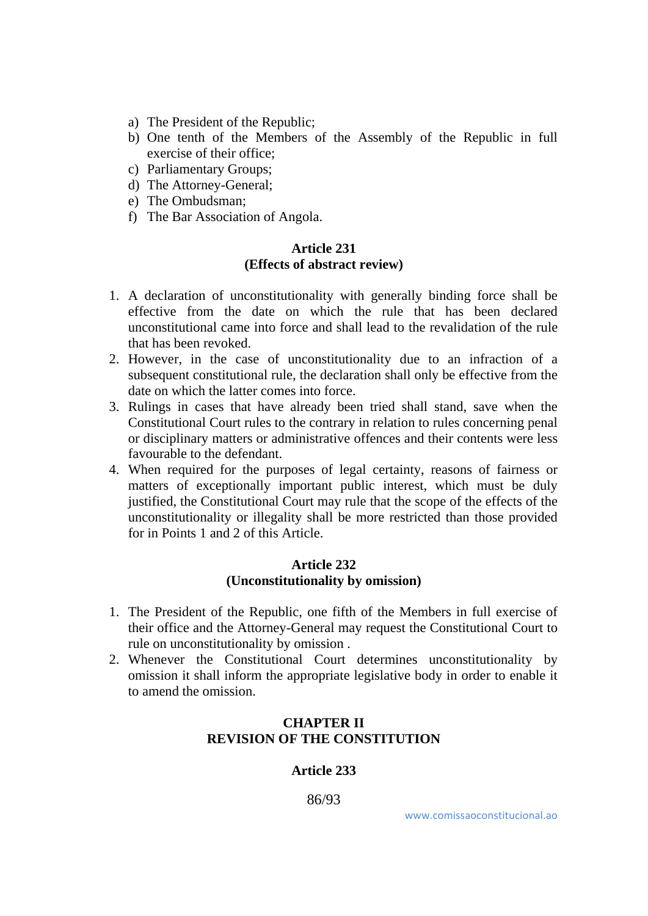a) The President of the Republic;
b) One tenth of the Members of the Assembly of the Republic in full exercise of their office;
c) Parliamentary Groups;
d) The Attorney-General;
e) The Ombudsman;
f) The Bar Association of Angola.

### Article 231
### (Effects of abstract review)

1. A declaration of unconstitutionality with generally binding force shall be effective from the date on which the rule that has been declared unconstitutional came into force and shall lead to the revalidation of the rule that has been revoked.
2. However, in the case of unconstitutionality due to an infraction of a subsequent constitutional rule, the declaration shall only be effective from the date on which the latter comes into force.
3. Rulings in cases that have already been tried shall stand, save when the Constitutional Court rules to the contrary in relation to rules concerning penal or disciplinary matters or administrative offences and their contents were less favourable to the defendant.
4. When required for the purposes of legal certainty, reasons of fairness or matters of exceptionally important public interest, which must be duly justified, the Constitutional Court may rule that the scope of the effects of the unconstitutionality or illegality shall be more restricted than those provided for in Points 1 and 2 of this Article.

### Article 232
### (Unconstitutionality by omission)

1. The President of the Republic, one fifth of the Members in full exercise of their office and the Attorney-General may request the Constitutional Court to rule on unconstitutionality by omission .
2. Whenever the Constitutional Court determines unconstitutionality by omission it shall inform the appropriate legislative body in order to enable it to amend the omission.

## CHAPTER II
## REVISION OF THE CONSTITUTION

### Article 233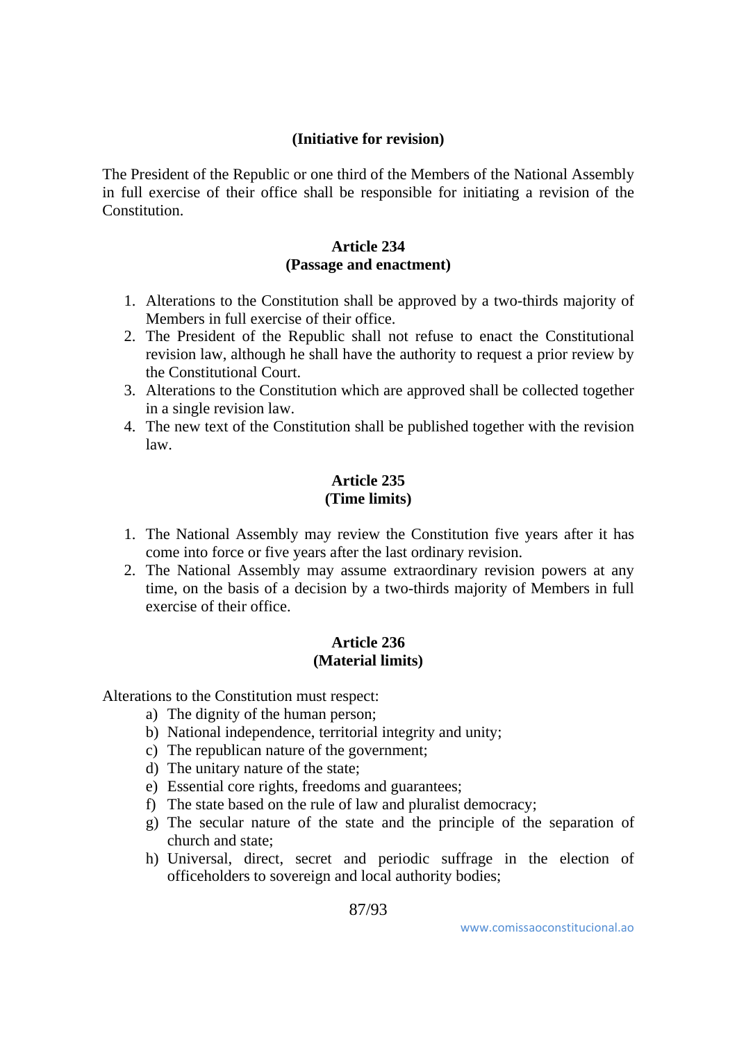**(Initiative for revision)**

The President of the Republic or one third of the Members of the National Assembly in full exercise of their office shall be responsible for initiating a revision of the Constitution.

### Article 234
**(Passage and enactment)**

1. Alterations to the Constitution shall be approved by a two-thirds majority of Members in full exercise of their office.
2. The President of the Republic shall not refuse to enact the Constitutional revision law, although he shall have the authority to request a prior review by the Constitutional Court.
3. Alterations to the Constitution which are approved shall be collected together in a single revision law.
4. The new text of the Constitution shall be published together with the revision law.

### Article 235
**(Time limits)**

1. The National Assembly may review the Constitution five years after it has come into force or five years after the last ordinary revision.
2. The National Assembly may assume extraordinary revision powers at any time, on the basis of a decision by a two-thirds majority of Members in full exercise of their office.

### Article 236
**(Material limits)**

Alterations to the Constitution must respect:

a) The dignity of the human person;
b) National independence, territorial integrity and unity;
c) The republican nature of the government;
d) The unitary nature of the state;
e) Essential core rights, freedoms and guarantees;
f) The state based on the rule of law and pluralist democracy;
g) The secular nature of the state and the principle of the separation of church and state;
h) Universal, direct, secret and periodic suffrage in the election of officeholders to sovereign and local authority bodies;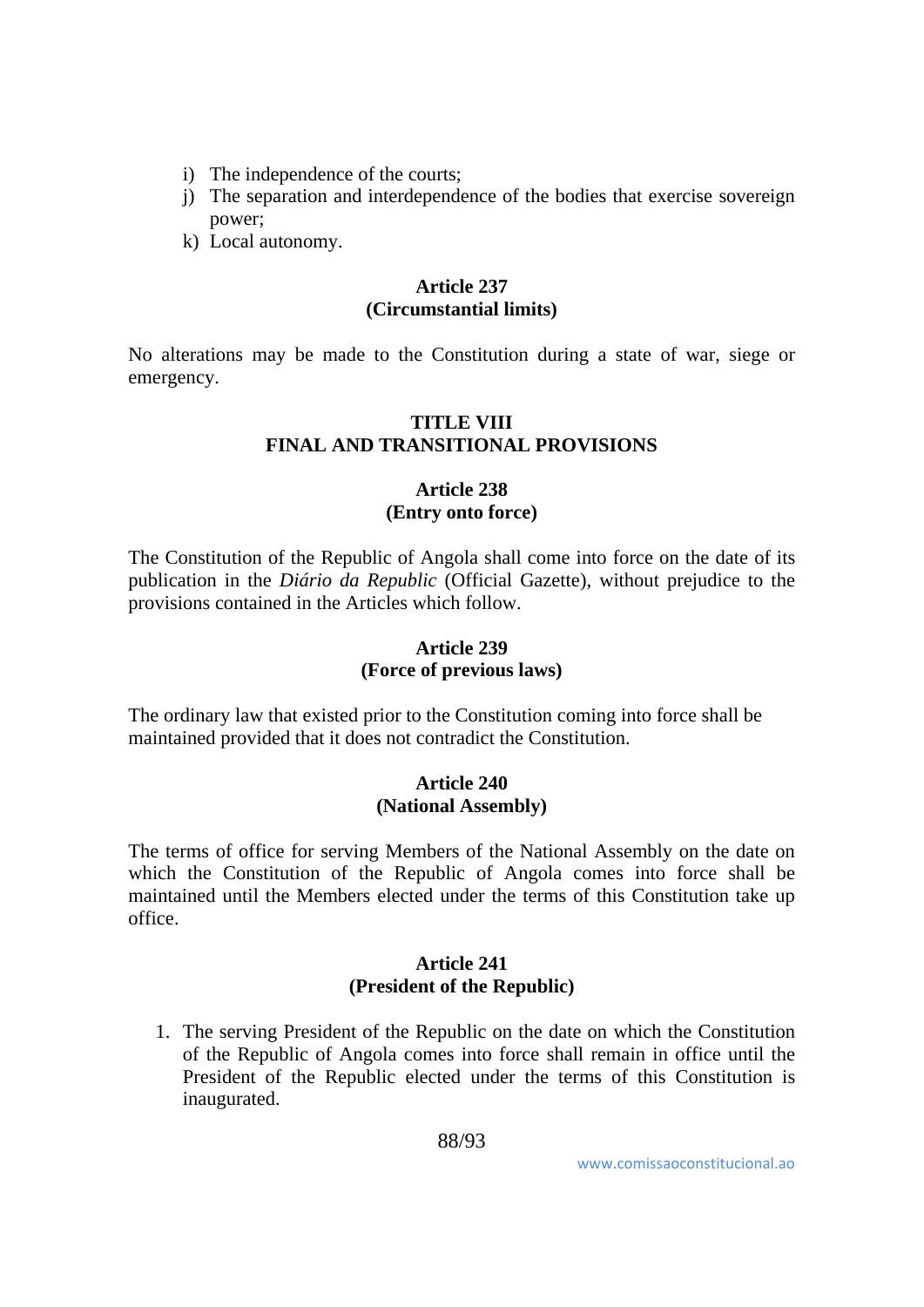i) The independence of the courts;
j) The separation and interdependence of the bodies that exercise sovereign power;
k) Local autonomy.

**Article 237**
**(Circumstantial limits)**

No alterations may be made to the Constitution during a state of war, siege or emergency.

## TITLE VIII
## FINAL AND TRANSITIONAL PROVISIONS

**Article 238**
**(Entry onto force)**

The Constitution of the Republic of Angola shall come into force on the date of its publication in the *Diário da Republic* (Official Gazette), without prejudice to the provisions contained in the Articles which follow.

**Article 239**
**(Force of previous laws)**

The ordinary law that existed prior to the Constitution coming into force shall be maintained provided that it does not contradict the Constitution.

**Article 240**
**(National Assembly)**

The terms of office for serving Members of the National Assembly on the date on which the Constitution of the Republic of Angola comes into force shall be maintained until the Members elected under the terms of this Constitution take up office.

**Article 241**
**(President of the Republic)**

1. The serving President of the Republic on the date on which the Constitution of the Republic of Angola comes into force shall remain in office until the President of the Republic elected under the terms of this Constitution is inaugurated.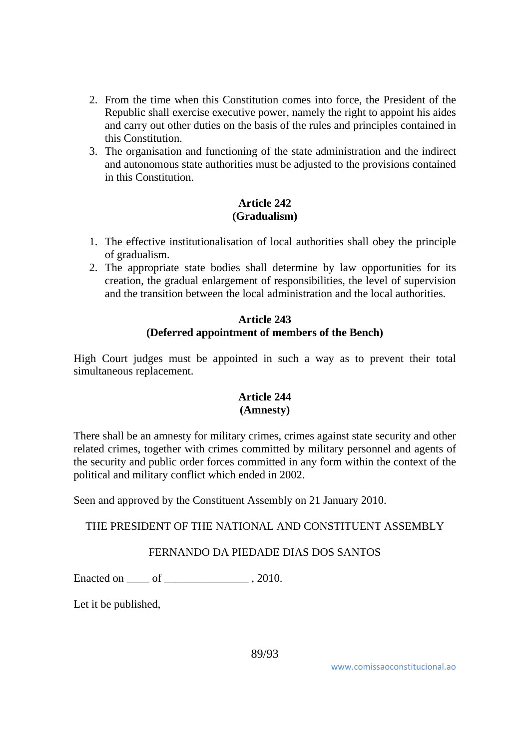2. From the time when this Constitution comes into force, the President of the Republic shall exercise executive power, namely the right to appoint his aides and carry out other duties on the basis of the rules and principles contained in this Constitution.
3. The organisation and functioning of the state administration and the indirect and autonomous state authorities must be adjusted to the provisions contained in this Constitution.

**Article 242**
**(Gradualism)**

1. The effective institutionalisation of local authorities shall obey the principle of gradualism.
2. The appropriate state bodies shall determine by law opportunities for its creation, the gradual enlargement of responsibilities, the level of supervision and the transition between the local administration and the local authorities.

**Article 243**
**(Deferred appointment of members of the Bench)**

High Court judges must be appointed in such a way as to prevent their total simultaneous replacement.

**Article 244**
**(Amnesty)**

There shall be an amnesty for military crimes, crimes against state security and other related crimes, together with crimes committed by military personnel and agents of the security and public order forces committed in any form within the context of the political and military conflict which ended in 2002.

Seen and approved by the Constituent Assembly on 21 January 2010.

THE PRESIDENT OF THE NATIONAL AND CONSTITUENT ASSEMBLY

FERNANDO DA PIEDADE DIAS DOS SANTOS

Enacted on ____ of _______________ , 2010.

Let it be published,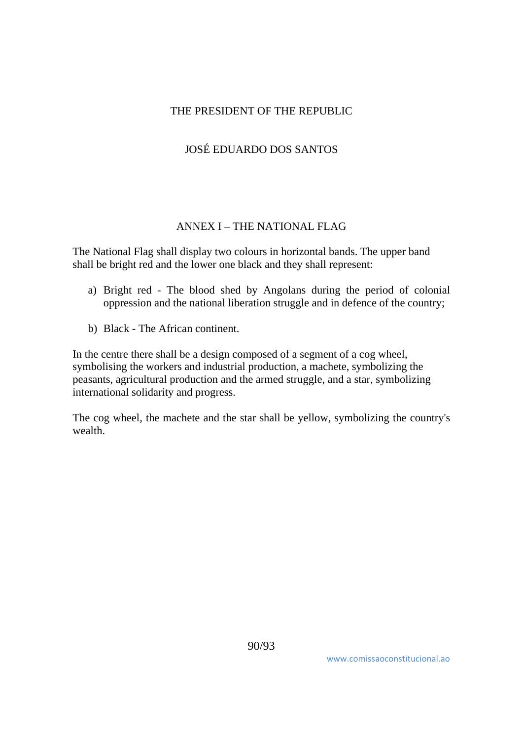THE PRESIDENT OF THE REPUBLIC

JOSÉ EDUARDO DOS SANTOS

## ANNEX I – THE NATIONAL FLAG

The National Flag shall display two colours in horizontal bands. The upper band shall be bright red and the lower one black and they shall represent:

a) Bright red - The blood shed by Angolans during the period of colonial oppression and the national liberation struggle and in defence of the country;

b) Black - The African continent.

In the centre there shall be a design composed of a segment of a cog wheel, symbolising the workers and industrial production, a machete, symbolizing the peasants, agricultural production and the armed struggle, and a star, symbolizing international solidarity and progress.

The cog wheel, the machete and the star shall be yellow, symbolizing the country's wealth.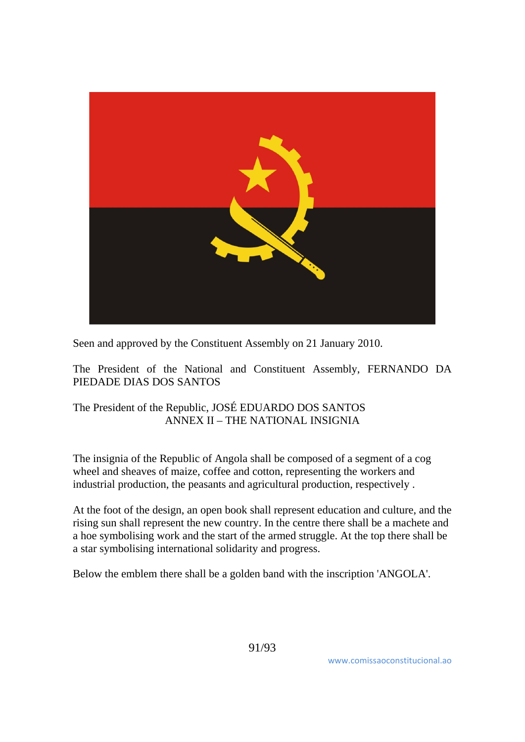Seen and approved by the Constituent Assembly on 21 January 2010.

The President of the National and Constituent Assembly, FERNANDO DA PIEDADE DIAS DOS SANTOS

The President of the Republic, JOSÉ EDUARDO DOS SANTOS

## ANNEX II – THE NATIONAL INSIGNIA

The insignia of the Republic of Angola shall be composed of a segment of a cog wheel and sheaves of maize, coffee and cotton, representing the workers and industrial production, the peasants and agricultural production, respectively .

At the foot of the design, an open book shall represent education and culture, and the rising sun shall represent the new country. In the centre there shall be a machete and a hoe symbolising work and the start of the armed struggle. At the top there shall be a star symbolising international solidarity and progress.

Below the emblem there shall be a golden band with the inscription 'ANGOLA'.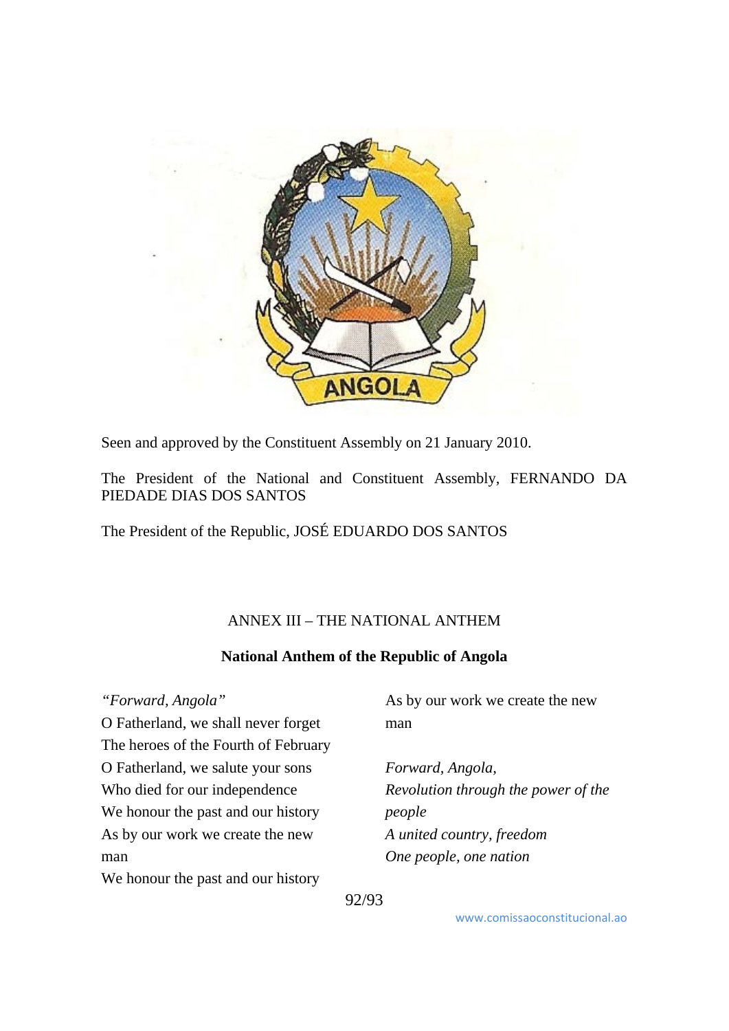Seen and approved by the Constituent Assembly on 21 January 2010.

The President of the National and Constituent Assembly, FERNANDO DA PIEDADE DIAS DOS SANTOS

The President of the Republic, JOSÉ EDUARDO DOS SANTOS

ANNEX III – THE NATIONAL ANTHEM

**National Anthem of the Republic of Angola**

*"Forward, Angola"*
O Fatherland, we shall never forget
The heroes of the Fourth of February
O Fatherland, we salute your sons
Who died for our independence
We honour the past and our history
As by our work we create the new man
We honour the past and our history
As by our work we create the new man

*Forward, Angola,*
*Revolution through the power of the people*
*A united country, freedom*
*One people, one nation*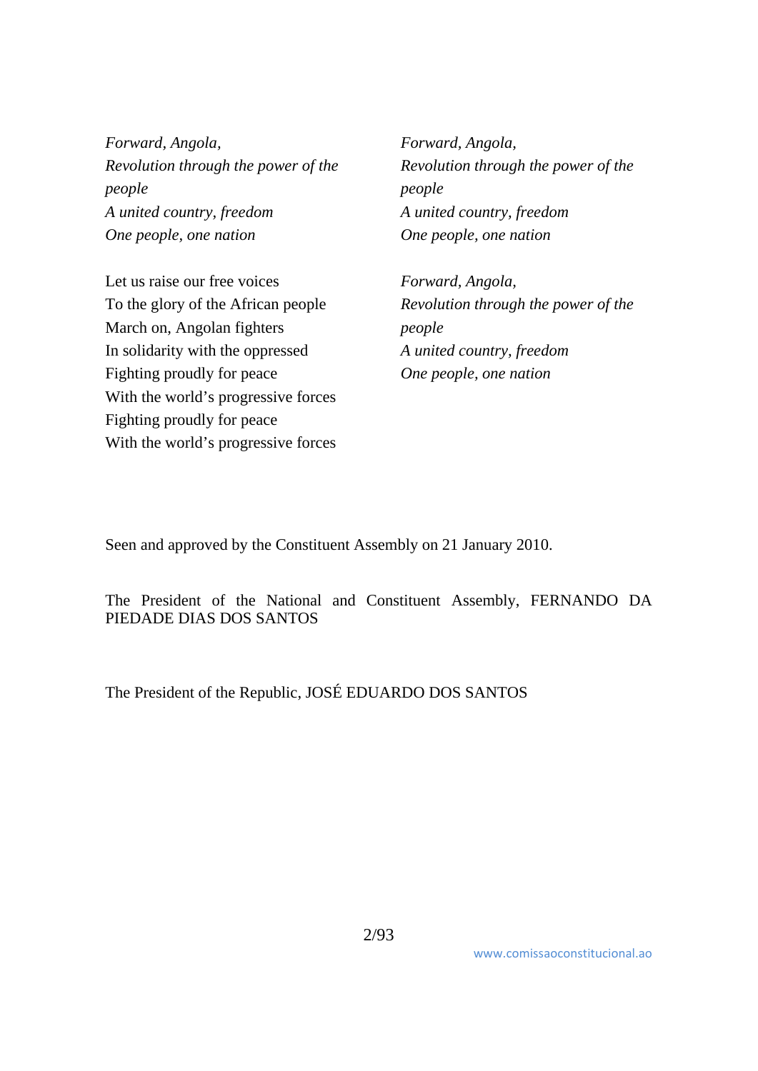*Forward, Angola,*
*Revolution through the power of the people*
*A united country, freedom*
*One people, one nation*

Let us raise our free voices
To the glory of the African people
March on, Angolan fighters
In solidarity with the oppressed
Fighting proudly for peace
With the world's progressive forces
Fighting proudly for peace
With the world's progressive forces

*Forward, Angola,*
*Revolution through the power of the people*
*A united country, freedom*
*One people, one nation*

*Forward, Angola,*
*Revolution through the power of the people*
*A united country, freedom*
*One people, one nation*

Seen and approved by the Constituent Assembly on 21 January 2010.

The President of the National and Constituent Assembly, FERNANDO DA PIEDADE DIAS DOS SANTOS

The President of the Republic, JOSÉ EDUARDO DOS SANTOS